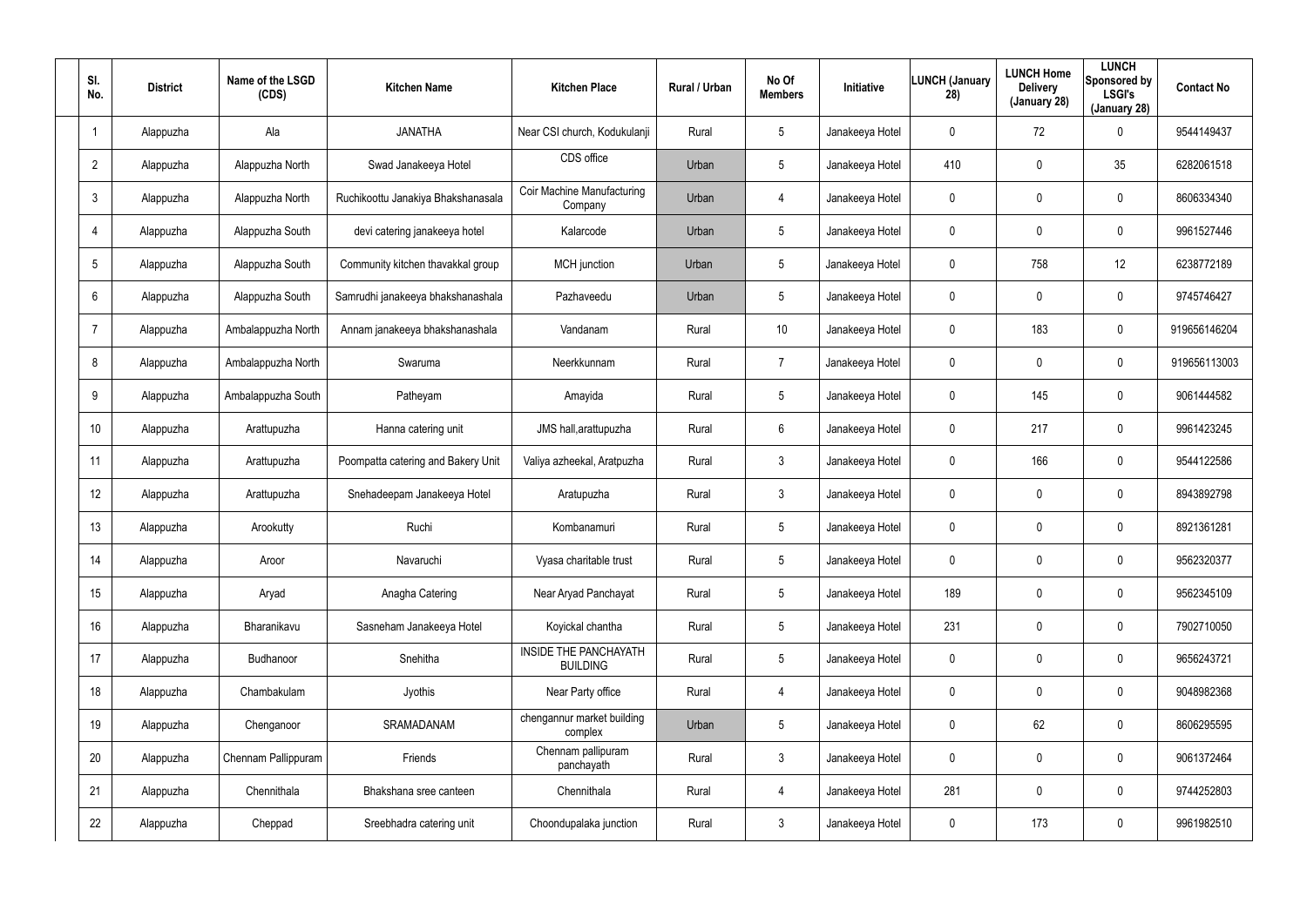| Sl. No. | District | Name of the LSGD (CDS) | Kitchen Name | Kitchen Place | Rural / Urban | No Of Members | Initiative | LUNCH (January 28) | LUNCH Home Delivery (January 28) | LUNCH Sponsored by LSGI's (January 28) | Contact No |
|---|---|---|---|---|---|---|---|---|---|---|---|
| 1 | Alappuzha | Ala | JANATHA | Near CSI church, Kodukulanji | Rural | 5 | Janakeeya Hotel | 0 | 72 | 0 | 9544149437 |
| 2 | Alappuzha | Alappuzha North | Swad Janakeeya Hotel | CDS office | Urban | 5 | Janakeeya Hotel | 410 | 0 | 35 | 6282061518 |
| 3 | Alappuzha | Alappuzha North | Ruchikoottu Janakiya Bhakshanasala | Coir Machine Manufacturing Company | Urban | 4 | Janakeeya Hotel | 0 | 0 | 0 | 8606334340 |
| 4 | Alappuzha | Alappuzha South | devi catering janakeeya hotel | Kalarcode | Urban | 5 | Janakeeya Hotel | 0 | 0 | 0 | 9961527446 |
| 5 | Alappuzha | Alappuzha South | Community kitchen thavakkal group | MCH junction | Urban | 5 | Janakeeya Hotel | 0 | 758 | 12 | 6238772189 |
| 6 | Alappuzha | Alappuzha South | Samrudhi janakeeya bhakshanashala | Pazhaveedu | Urban | 5 | Janakeeya Hotel | 0 | 0 | 0 | 9745746427 |
| 7 | Alappuzha | Ambalappuzha North | Annam janakeeya bhakshanashala | Vandanam | Rural | 10 | Janakeeya Hotel | 0 | 183 | 0 | 919656146204 |
| 8 | Alappuzha | Ambalappuzha North | Swaruma | Neerkkunnam | Rural | 7 | Janakeeya Hotel | 0 | 0 | 0 | 919656113003 |
| 9 | Alappuzha | Ambalappuzha South | Patheyam | Amayida | Rural | 5 | Janakeeya Hotel | 0 | 145 | 0 | 9061444582 |
| 10 | Alappuzha | Arattupuzha | Hanna catering unit | JMS hall,arattupuzha | Rural | 6 | Janakeeya Hotel | 0 | 217 | 0 | 9961423245 |
| 11 | Alappuzha | Arattupuzha | Poompatta catering and Bakery Unit | Valiya azheekal, Aratpuzha | Rural | 3 | Janakeeya Hotel | 0 | 166 | 0 | 9544122586 |
| 12 | Alappuzha | Arattupuzha | Snehadeepam Janakeeya Hotel | Aratupuzha | Rural | 3 | Janakeeya Hotel | 0 | 0 | 0 | 8943892798 |
| 13 | Alappuzha | Arookutty | Ruchi | Kombanamuri | Rural | 5 | Janakeeya Hotel | 0 | 0 | 0 | 8921361281 |
| 14 | Alappuzha | Aroor | Navaruchi | Vyasa charitable trust | Rural | 5 | Janakeeya Hotel | 0 | 0 | 0 | 9562320377 |
| 15 | Alappuzha | Aryad | Anagha Catering | Near Aryad Panchayat | Rural | 5 | Janakeeya Hotel | 189 | 0 | 0 | 9562345109 |
| 16 | Alappuzha | Bharanikavu | Sasneham Janakeeya Hotel | Koyickal chantha | Rural | 5 | Janakeeya Hotel | 231 | 0 | 0 | 7902710050 |
| 17 | Alappuzha | Budhanoor | Snehitha | INSIDE THE PANCHAYATH BUILDING | Rural | 5 | Janakeeya Hotel | 0 | 0 | 0 | 9656243721 |
| 18 | Alappuzha | Chambakulam | Jyothis | Near Party office | Rural | 4 | Janakeeya Hotel | 0 | 0 | 0 | 9048982368 |
| 19 | Alappuzha | Chenganoor | SRAMADANAM | chengannur market building complex | Urban | 5 | Janakeeya Hotel | 0 | 62 | 0 | 8606295595 |
| 20 | Alappuzha | Chennam Pallippuram | Friends | Chennam pallipuram panchayath | Rural | 3 | Janakeeya Hotel | 0 | 0 | 0 | 9061372464 |
| 21 | Alappuzha | Chennithala | Bhakshana sree canteen | Chennithala | Rural | 4 | Janakeeya Hotel | 281 | 0 | 0 | 9744252803 |
| 22 | Alappuzha | Cheppad | Sreebhadra catering unit | Choondupalaka junction | Rural | 3 | Janakeeya Hotel | 0 | 173 | 0 | 9961982510 |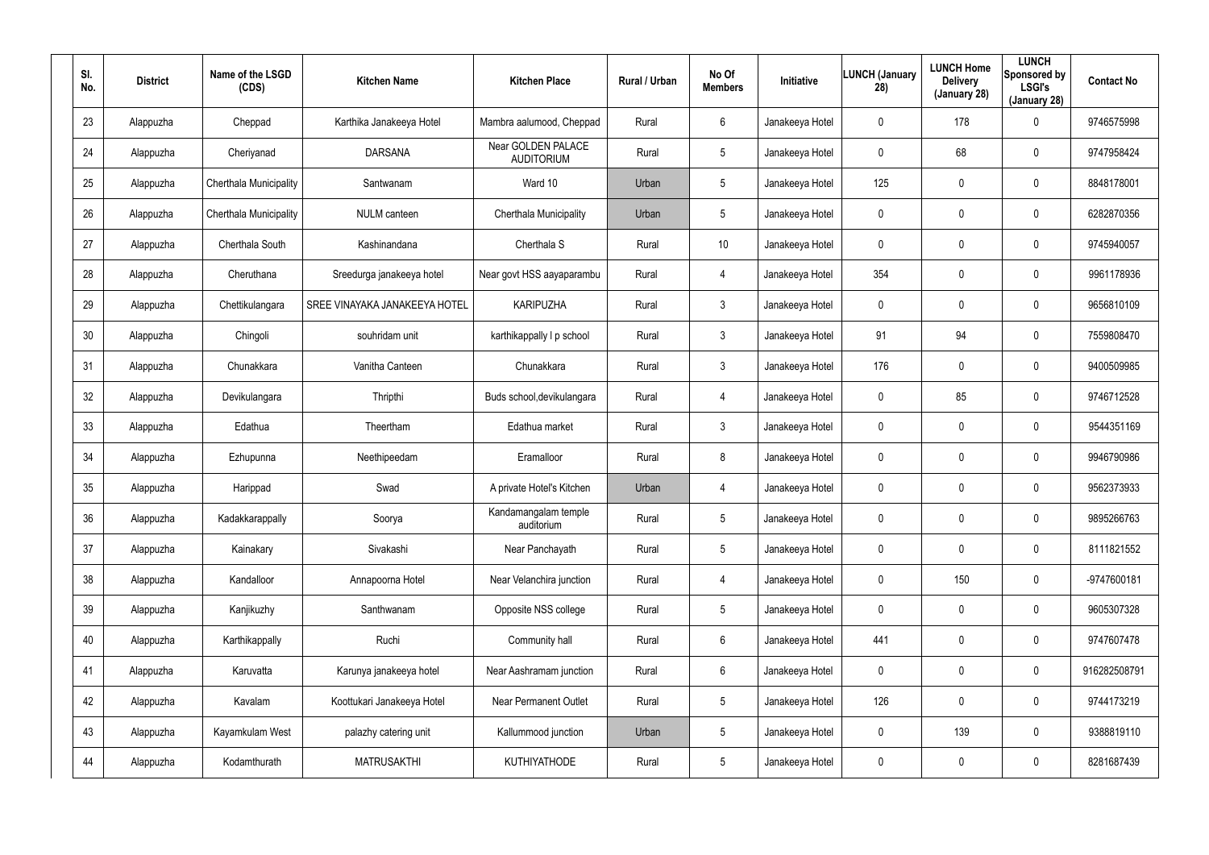| Sl. No. | District | Name of the LSGD (CDS) | Kitchen Name | Kitchen Place | Rural / Urban | No Of Members | Initiative | LUNCH (January 28) | LUNCH Home Delivery (January 28) | LUNCH Sponsored by LSGI's (January 28) | Contact No |
|---|---|---|---|---|---|---|---|---|---|---|---|
| 23 | Alappuzha | Cheppad | Karthika Janakeeya Hotel | Mambra aalumood, Cheppad | Rural | 6 | Janakeeya Hotel | 0 | 178 | 0 | 9746575998 |
| 24 | Alappuzha | Cheriyanad | DARSANA | Near GOLDEN PALACE AUDITORIUM | Rural | 5 | Janakeeya Hotel | 0 | 68 | 0 | 9747958424 |
| 25 | Alappuzha | Cherthala Municipality | Santwanam | Ward 10 | Urban | 5 | Janakeeya Hotel | 125 | 0 | 0 | 8848178001 |
| 26 | Alappuzha | Cherthala Municipality | NULM canteen | Cherthala Municipality | Urban | 5 | Janakeeya Hotel | 0 | 0 | 0 | 6282870356 |
| 27 | Alappuzha | Cherthala South | Kashinandana | Cherthala S | Rural | 10 | Janakeeya Hotel | 0 | 0 | 0 | 9745940057 |
| 28 | Alappuzha | Cheruthana | Sreedurga janakeeya hotel | Near govt HSS aayaparambu | Rural | 4 | Janakeeya Hotel | 354 | 0 | 0 | 9961178936 |
| 29 | Alappuzha | Chettikulangara | SREE VINAYAKA JANAKEEYA HOTEL | KARIPUZHA | Rural | 3 | Janakeeya Hotel | 0 | 0 | 0 | 9656810109 |
| 30 | Alappuzha | Chingoli | souhridam unit | karthikappally l p school | Rural | 3 | Janakeeya Hotel | 91 | 94 | 0 | 7559808470 |
| 31 | Alappuzha | Chunakkara | Vanitha Canteen | Chunakkara | Rural | 3 | Janakeeya Hotel | 176 | 0 | 0 | 9400509985 |
| 32 | Alappuzha | Devikulangara | Thripthi | Buds school,devikulangara | Rural | 4 | Janakeeya Hotel | 0 | 85 | 0 | 9746712528 |
| 33 | Alappuzha | Edathua | Theertham | Edathua market | Rural | 3 | Janakeeya Hotel | 0 | 0 | 0 | 9544351169 |
| 34 | Alappuzha | Ezhupunna | Neethipeedam | Eramalloor | Rural | 8 | Janakeeya Hotel | 0 | 0 | 0 | 9946790986 |
| 35 | Alappuzha | Harippad | Swad | A private Hotel's Kitchen | Urban | 4 | Janakeeya Hotel | 0 | 0 | 0 | 9562373933 |
| 36 | Alappuzha | Kadakkarappally | Soorya | Kandamangalam temple auditorium | Rural | 5 | Janakeeya Hotel | 0 | 0 | 0 | 9895266763 |
| 37 | Alappuzha | Kainakary | Sivakashi | Near Panchayath | Rural | 5 | Janakeeya Hotel | 0 | 0 | 0 | 8111821552 |
| 38 | Alappuzha | Kandalloor | Annapoorna Hotel | Near Velanchira junction | Rural | 4 | Janakeeya Hotel | 0 | 150 | 0 | -9747600181 |
| 39 | Alappuzha | Kanjikuzhy | Santhwanam | Opposite NSS college | Rural | 5 | Janakeeya Hotel | 0 | 0 | 0 | 9605307328 |
| 40 | Alappuzha | Karthikappally | Ruchi | Community hall | Rural | 6 | Janakeeya Hotel | 441 | 0 | 0 | 9747607478 |
| 41 | Alappuzha | Karuvatta | Karunya janakeeya hotel | Near Aashramam junction | Rural | 6 | Janakeeya Hotel | 0 | 0 | 0 | 916282508791 |
| 42 | Alappuzha | Kavalam | Koottukari Janakeeya Hotel | Near Permanent Outlet | Rural | 5 | Janakeeya Hotel | 126 | 0 | 0 | 9744173219 |
| 43 | Alappuzha | Kayamkulam West | palazhy catering unit | Kallummood junction | Urban | 5 | Janakeeya Hotel | 0 | 139 | 0 | 9388819110 |
| 44 | Alappuzha | Kodamthurath | MATRUSAKTHI | KUTHIYATHODE | Rural | 5 | Janakeeya Hotel | 0 | 0 | 0 | 8281687439 |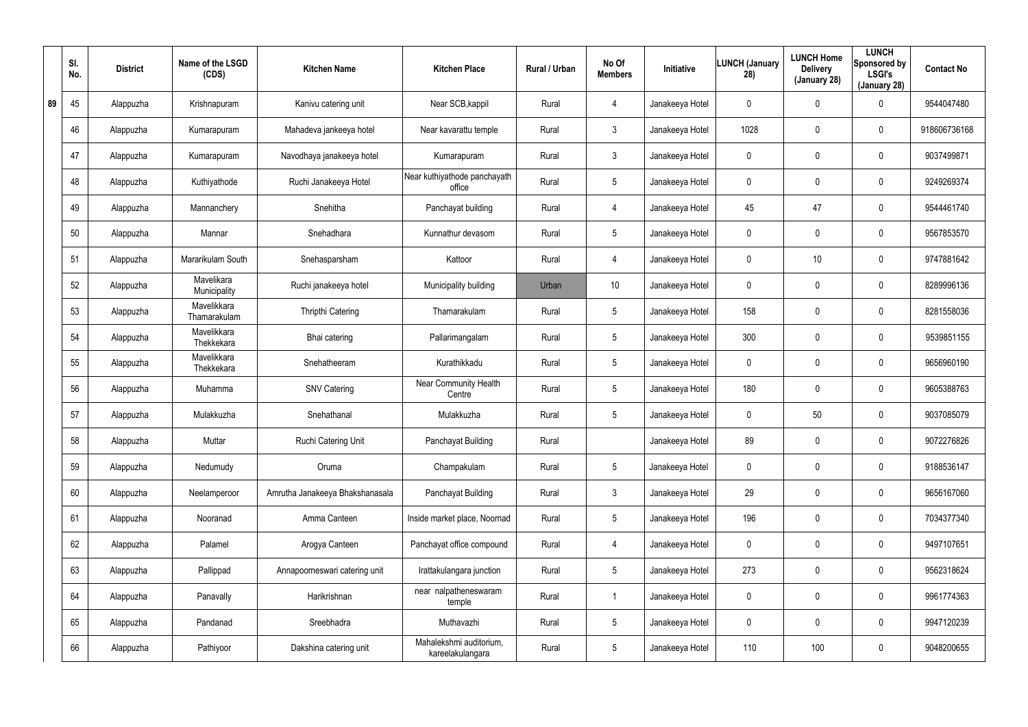|  | Sl. No. | District | Name of the LSGD (CDS) | Kitchen Name | Kitchen Place | Rural / Urban | No Of Members | Initiative | LUNCH (January 28) | LUNCH Home Delivery (January 28) | LUNCH Sponsored by LSGI's (January 28) | Contact No |
|---|---|---|---|---|---|---|---|---|---|---|---|---|
| 89 | 45 | Alappuzha | Krishnapuram | Kanivu catering unit | Near SCB,kappil | Rural | 4 | Janakeeya Hotel | 0 | 0 | 0 | 9544047480 |
|  | 46 | Alappuzha | Kumarapuram | Mahadeva jankeeya hotel | Near kavarattu temple | Rural | 3 | Janakeeya Hotel | 1028 | 0 | 0 | 918606736168 |
|  | 47 | Alappuzha | Kumarapuram | Navodhaya janakeeya hotel | Kumarapuram | Rural | 3 | Janakeeya Hotel | 0 | 0 | 0 | 9037499871 |
|  | 48 | Alappuzha | Kuthiyathode | Ruchi Janakeeya Hotel | Near kuthiyathode panchayath office | Rural | 5 | Janakeeya Hotel | 0 | 0 | 0 | 9249269374 |
|  | 49 | Alappuzha | Mannanchery | Snehitha | Panchayat building | Rural | 4 | Janakeeya Hotel | 45 | 47 | 0 | 9544461740 |
|  | 50 | Alappuzha | Mannar | Snehadhara | Kunnathur devasom | Rural | 5 | Janakeeya Hotel | 0 | 0 | 0 | 9567853570 |
|  | 51 | Alappuzha | Mararikulam South | Snehasparsham | Kattoor | Rural | 4 | Janakeeya Hotel | 0 | 10 | 0 | 9747881642 |
|  | 52 | Alappuzha | Mavelikara Municipality | Ruchi janakeeya hotel | Municipality building | Urban | 10 | Janakeeya Hotel | 0 | 0 | 0 | 8289996136 |
|  | 53 | Alappuzha | Mavelikkara Thamarakulam | Thripthi Catering | Thamarakulam | Rural | 5 | Janakeeya Hotel | 158 | 0 | 0 | 8281558036 |
|  | 54 | Alappuzha | Mavelikkara Thekkekara | Bhai catering | Pallarimangalam | Rural | 5 | Janakeeya Hotel | 300 | 0 | 0 | 9539851155 |
|  | 55 | Alappuzha | Mavelikkara Thekkekara | Snehatheeram | Kurathikkadu | Rural | 5 | Janakeeya Hotel | 0 | 0 | 0 | 9656960190 |
|  | 56 | Alappuzha | Muhamma | SNV Catering | Near Community Health Centre | Rural | 5 | Janakeeya Hotel | 180 | 0 | 0 | 9605388763 |
|  | 57 | Alappuzha | Mulakkuzha | Snehathanal | Mulakkuzha | Rural | 5 | Janakeeya Hotel | 0 | 50 | 0 | 9037085079 |
|  | 58 | Alappuzha | Muttar | Ruchi Catering Unit | Panchayat Building | Rural |  | Janakeeya Hotel | 89 | 0 | 0 | 9072276826 |
|  | 59 | Alappuzha | Nedumudy | Oruma | Champakulam | Rural | 5 | Janakeeya Hotel | 0 | 0 | 0 | 9188536147 |
|  | 60 | Alappuzha | Neelamperoor | Amrutha Janakeeya Bhakshanasala | Panchayat Building | Rural | 3 | Janakeeya Hotel | 29 | 0 | 0 | 9656167060 |
|  | 61 | Alappuzha | Nooranad | Amma Canteen | Inside market place, Noornad | Rural | 5 | Janakeeya Hotel | 196 | 0 | 0 | 7034377340 |
|  | 62 | Alappuzha | Palamel | Arogya Canteen | Panchayat office compound | Rural | 4 | Janakeeya Hotel | 0 | 0 | 0 | 9497107651 |
|  | 63 | Alappuzha | Pallippad | Annapoorneswari catering unit | Irattakulangara junction | Rural | 5 | Janakeeya Hotel | 273 | 0 | 0 | 9562318624 |
|  | 64 | Alappuzha | Panavally | Harikrishnan | near nalpatheneswaram temple | Rural | 1 | Janakeeya Hotel | 0 | 0 | 0 | 9961774363 |
|  | 65 | Alappuzha | Pandanad | Sreebhadra | Muthavazhi | Rural | 5 | Janakeeya Hotel | 0 | 0 | 0 | 9947120239 |
|  | 66 | Alappuzha | Pathiyoor | Dakshina catering unit | Mahalekshmi auditorium, kareelakulangara | Rural | 5 | Janakeeya Hotel | 110 | 100 | 0 | 9048200655 |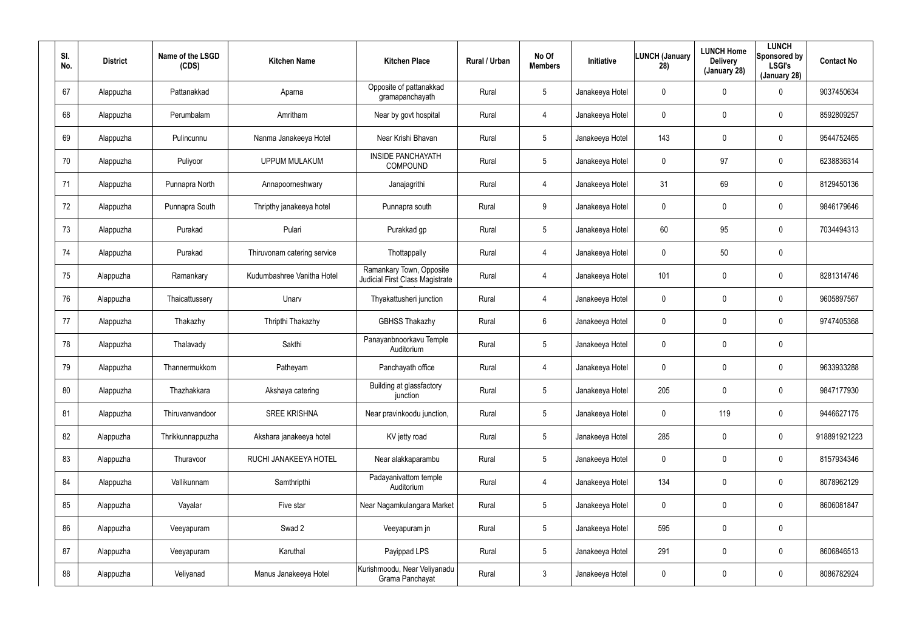| Sl. No. | District | Name of the LSGD (CDS) | Kitchen Name | Kitchen Place | Rural / Urban | No Of Members | Initiative | LUNCH (January 28) | LUNCH Home Delivery (January 28) | LUNCH Sponsored by LSGI's (January 28) | Contact No |
|---|---|---|---|---|---|---|---|---|---|---|---|
| 67 | Alappuzha | Pattanakkad | Aparna | Opposite of pattanakkad gramapanchayath | Rural | 5 | Janakeeya Hotel | 0 | 0 | 0 | 9037450634 |
| 68 | Alappuzha | Perumbalam | Amritham | Near by govt hospital | Rural | 4 | Janakeeya Hotel | 0 | 0 | 0 | 8592809257 |
| 69 | Alappuzha | Pulincunnu | Nanma Janakeeya Hotel | Near Krishi Bhavan | Rural | 5 | Janakeeya Hotel | 143 | 0 | 0 | 9544752465 |
| 70 | Alappuzha | Puliyoor | UPPUM MULAKUM | INSIDE PANCHAYATH COMPOUND | Rural | 5 | Janakeeya Hotel | 0 | 97 | 0 | 6238836314 |
| 71 | Alappuzha | Punnapra North | Annapoorneshwary | Janajagrithi | Rural | 4 | Janakeeya Hotel | 31 | 69 | 0 | 8129450136 |
| 72 | Alappuzha | Punnapra South | Thripthy janakeeya hotel | Punnapra south | Rural | 9 | Janakeeya Hotel | 0 | 0 | 0 | 9846179646 |
| 73 | Alappuzha | Purakad | Pulari | Purakkad gp | Rural | 5 | Janakeeya Hotel | 60 | 95 | 0 | 7034494313 |
| 74 | Alappuzha | Purakad | Thiruvonam catering service | Thottappally | Rural | 4 | Janakeeya Hotel | 0 | 50 | 0 | |
| 75 | Alappuzha | Ramankary | Kudumbashree Vanitha Hotel | Ramankary Town, Opposite Judicial First Class Magistrate Court | Rural | 4 | Janakeeya Hotel | 101 | 0 | 0 | 8281314746 |
| 76 | Alappuzha | Thaicattussery | Unarv | Thyakattusheri junction | Rural | 4 | Janakeeya Hotel | 0 | 0 | 0 | 9605897567 |
| 77 | Alappuzha | Thakazhy | Thripthi Thakazhy | GBHSS Thakazhy | Rural | 6 | Janakeeya Hotel | 0 | 0 | 0 | 9747405368 |
| 78 | Alappuzha | Thalavady | Sakthi | Panayanbnoorkavu Temple Auditorium | Rural | 5 | Janakeeya Hotel | 0 | 0 | 0 | |
| 79 | Alappuzha | Thannermukkom | Patheyam | Panchayath office | Rural | 4 | Janakeeya Hotel | 0 | 0 | 0 | 9633933288 |
| 80 | Alappuzha | Thazhakkara | Akshaya catering | Building at glassfactory junction | Rural | 5 | Janakeeya Hotel | 205 | 0 | 0 | 9847177930 |
| 81 | Alappuzha | Thiruvanvandoor | SREE KRISHNA | Near pravinkoodu junction, | Rural | 5 | Janakeeya Hotel | 0 | 119 | 0 | 9446627175 |
| 82 | Alappuzha | Thrikkunnappuzha | Akshara janakeeya hotel | KV jetty road | Rural | 5 | Janakeeya Hotel | 285 | 0 | 0 | 918891921223 |
| 83 | Alappuzha | Thuravoor | RUCHI JANAKEEYA HOTEL | Near alakkaparambu | Rural | 5 | Janakeeya Hotel | 0 | 0 | 0 | 8157934346 |
| 84 | Alappuzha | Vallikunnam | Samthripthi | Padayanivattom temple Auditorium | Rural | 4 | Janakeeya Hotel | 134 | 0 | 0 | 8078962129 |
| 85 | Alappuzha | Vayalar | Five star | Near Nagamkulangara Market | Rural | 5 | Janakeeya Hotel | 0 | 0 | 0 | 8606081847 |
| 86 | Alappuzha | Veeyapuram | Swad 2 | Veeyapuram jn | Rural | 5 | Janakeeya Hotel | 595 | 0 | 0 | |
| 87 | Alappuzha | Veeyapuram | Karuthal | Payippad LPS | Rural | 5 | Janakeeya Hotel | 291 | 0 | 0 | 8606846513 |
| 88 | Alappuzha | Veliyanad | Manus Janakeeya Hotel | Kurishmoodu, Near Veliyanadu Grama Panchayat | Rural | 3 | Janakeeya Hotel | 0 | 0 | 0 | 8086782924 |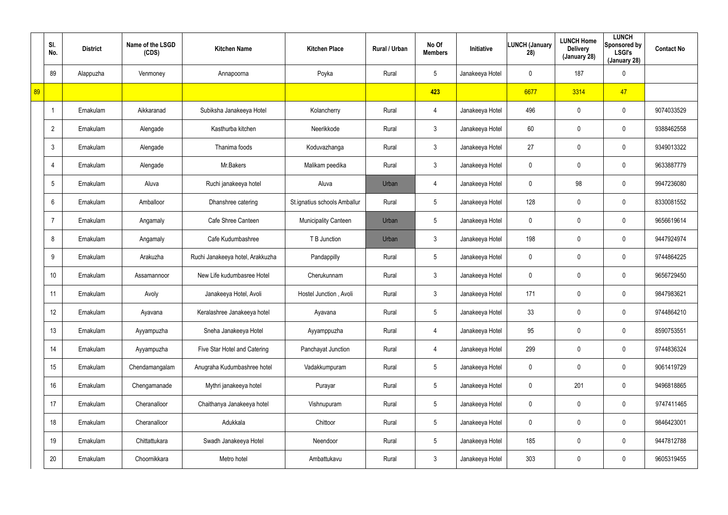| | Sl. No. | District | Name of the LSGD (CDS) | Kitchen Name | Kitchen Place | Rural / Urban | No Of Members | Initiative | LUNCH (January 28) | LUNCH Home Delivery (January 28) | LUNCH Sponsored by LSGI's (January 28) | Contact No |
|---|---|---|---|---|---|---|---|---|---|---|---|---|
| | 89 | Alappuzha | Venmoney | Annapoorna | Poyka | Rural | 5 | Janakeeya Hotel | 0 | 187 | 0 | |
| 89 | | | | | | | 423 | | 6677 | 3314 | 47 | |
| | 1 | Ernakulam | Aikkaranad | Subiksha Janakeeya Hotel | Kolancherry | Rural | 4 | Janakeeya Hotel | 496 | 0 | 0 | 9074033529 |
| | 2 | Ernakulam | Alengade | Kasthurba kitchen | Neerikkode | Rural | 3 | Janakeeya Hotel | 60 | 0 | 0 | 9388462558 |
| | 3 | Ernakulam | Alengade | Thanima foods | Koduvazhanga | Rural | 3 | Janakeeya Hotel | 27 | 0 | 0 | 9349013322 |
| | 4 | Ernakulam | Alengade | Mr.Bakers | Malikam peedika | Rural | 3 | Janakeeya Hotel | 0 | 0 | 0 | 9633887779 |
| | 5 | Ernakulam | Aluva | Ruchi janakeeya hotel | Aluva | Urban | 4 | Janakeeya Hotel | 0 | 98 | 0 | 9947236080 |
| | 6 | Ernakulam | Amballoor | Dhanshree catering | St.ignatius schools Amballur | Rural | 5 | Janakeeya Hotel | 128 | 0 | 0 | 8330081552 |
| | 7 | Ernakulam | Angamaly | Cafe Shree Canteen | Municipality Canteen | Urban | 5 | Janakeeya Hotel | 0 | 0 | 0 | 9656619614 |
| | 8 | Ernakulam | Angamaly | Cafe Kudumbashree | T B Junction | Urban | 3 | Janakeeya Hotel | 198 | 0 | 0 | 9447924974 |
| | 9 | Ernakulam | Arakuzha | Ruchi Janakeeya hotel, Arakkuzha | Pandappilly | Rural | 5 | Janakeeya Hotel | 0 | 0 | 0 | 9744864225 |
| | 10 | Ernakulam | Assamannoor | New Life kudumbasree Hotel | Cherukunnam | Rural | 3 | Janakeeya Hotel | 0 | 0 | 0 | 9656729450 |
| | 11 | Ernakulam | Avoly | Janakeeya Hotel, Avoli | Hostel Junction , Avoli | Rural | 3 | Janakeeya Hotel | 171 | 0 | 0 | 9847983621 |
| | 12 | Ernakulam | Ayavana | Keralashree Janakeeya hotel | Ayavana | Rural | 5 | Janakeeya Hotel | 33 | 0 | 0 | 9744864210 |
| | 13 | Ernakulam | Ayyampuzha | Sneha Janakeeya Hotel | Ayyamppuzha | Rural | 4 | Janakeeya Hotel | 95 | 0 | 0 | 8590753551 |
| | 14 | Ernakulam | Ayyampuzha | Five Star Hotel and Catering | Panchayat Junction | Rural | 4 | Janakeeya Hotel | 299 | 0 | 0 | 9744836324 |
| | 15 | Ernakulam | Chendamangalam | Anugraha Kudumbashree hotel | Vadakkumpuram | Rural | 5 | Janakeeya Hotel | 0 | 0 | 0 | 9061419729 |
| | 16 | Ernakulam | Chengamanade | Mythri janakeeya hotel | Purayar | Rural | 5 | Janakeeya Hotel | 0 | 201 | 0 | 9496818865 |
| | 17 | Ernakulam | Cheranalloor | Chaithanya Janakeeya hotel | Vishnupuram | Rural | 5 | Janakeeya Hotel | 0 | 0 | 0 | 9747411465 |
| | 18 | Ernakulam | Cheranalloor | Adukkala | Chittoor | Rural | 5 | Janakeeya Hotel | 0 | 0 | 0 | 9846423001 |
| | 19 | Ernakulam | Chittattukara | Swadh Janakeeya Hotel | Neendoor | Rural | 5 | Janakeeya Hotel | 185 | 0 | 0 | 9447812788 |
| | 20 | Ernakulam | Choornikkara | Metro hotel | Ambattukavu | Rural | 3 | Janakeeya Hotel | 303 | 0 | 0 | 9605319455 |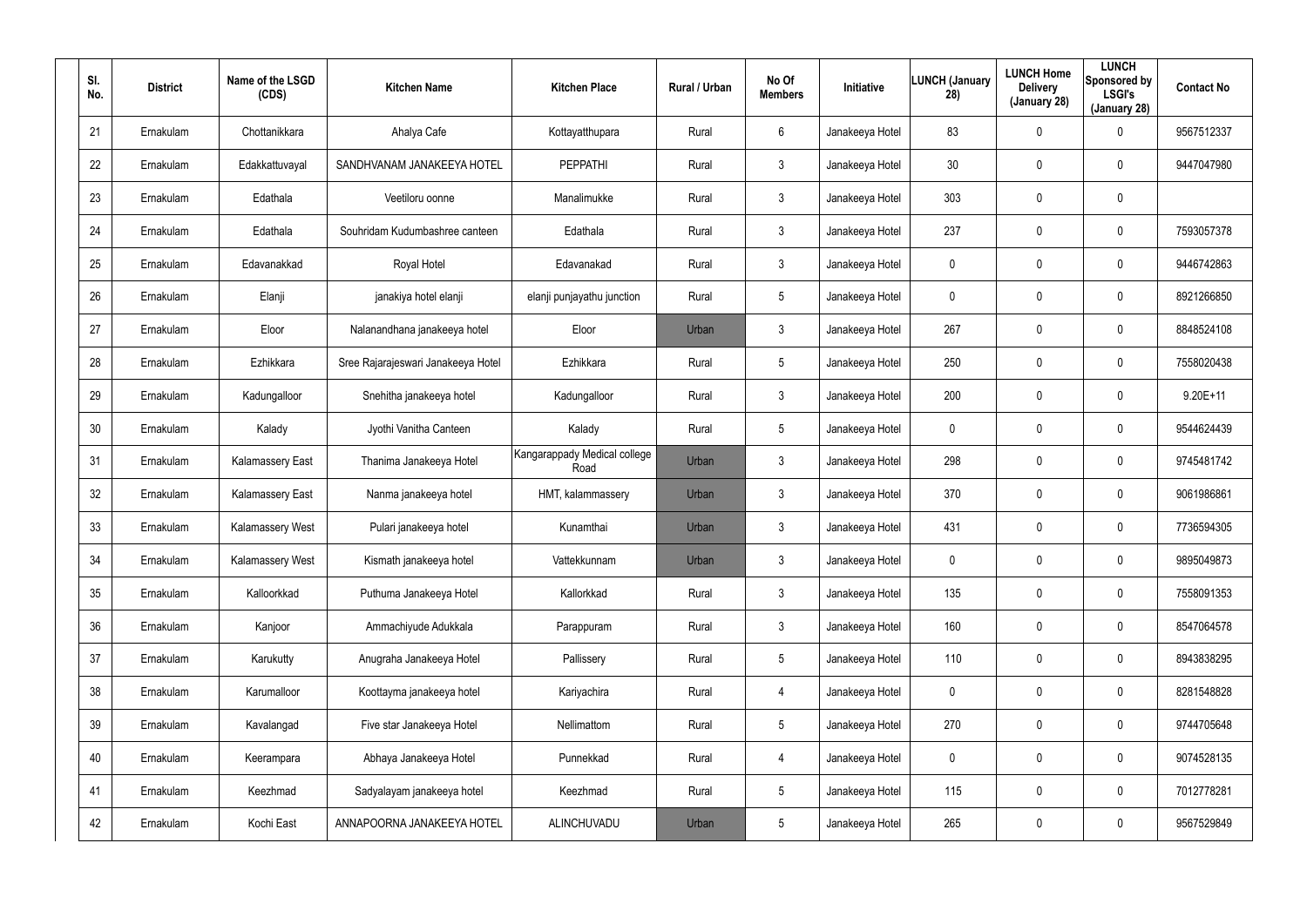| Sl. No. | District | Name of the LSGD (CDS) | Kitchen Name | Kitchen Place | Rural / Urban | No Of Members | Initiative | LUNCH (January 28) | LUNCH Home Delivery (January 28) | LUNCH Sponsored by LSGI's (January 28) | Contact No |
|---|---|---|---|---|---|---|---|---|---|---|---|
| 21 | Ernakulam | Chottanikkara | Ahalya Cafe | Kottayatthupara | Rural | 6 | Janakeeya Hotel | 83 | 0 | 0 | 9567512337 |
| 22 | Ernakulam | Edakkattuvayal | SANDHVANAM JANAKEEYA HOTEL | PEPPATHI | Rural | 3 | Janakeeya Hotel | 30 | 0 | 0 | 9447047980 |
| 23 | Ernakulam | Edathala | Veetiloru oonne | Manalimukke | Rural | 3 | Janakeeya Hotel | 303 | 0 | 0 | |
| 24 | Ernakulam | Edathala | Souhridam Kudumbashree canteen | Edathala | Rural | 3 | Janakeeya Hotel | 237 | 0 | 0 | 7593057378 |
| 25 | Ernakulam | Edavanakkad | Royal Hotel | Edavanakad | Rural | 3 | Janakeeya Hotel | 0 | 0 | 0 | 9446742863 |
| 26 | Ernakulam | Elanji | janakiya hotel elanji | elanji punjayathu junction | Rural | 5 | Janakeeya Hotel | 0 | 0 | 0 | 8921266850 |
| 27 | Ernakulam | Eloor | Nalanandhana janakeeya hotel | Eloor | Urban | 3 | Janakeeya Hotel | 267 | 0 | 0 | 8848524108 |
| 28 | Ernakulam | Ezhikkara | Sree Rajarajeswari Janakeeya Hotel | Ezhikkara | Rural | 5 | Janakeeya Hotel | 250 | 0 | 0 | 7558020438 |
| 29 | Ernakulam | Kadungalloor | Snehitha janakeeya hotel | Kadungalloor | Rural | 3 | Janakeeya Hotel | 200 | 0 | 0 | 9.20E+11 |
| 30 | Ernakulam | Kalady | Jyothi Vanitha Canteen | Kalady | Rural | 5 | Janakeeya Hotel | 0 | 0 | 0 | 9544624439 |
| 31 | Ernakulam | Kalamassery East | Thanima Janakeeya Hotel | Kangarappady Medical college Road | Urban | 3 | Janakeeya Hotel | 298 | 0 | 0 | 9745481742 |
| 32 | Ernakulam | Kalamassery East | Nanma janakeeya hotel | HMT, kalammassery | Urban | 3 | Janakeeya Hotel | 370 | 0 | 0 | 9061986861 |
| 33 | Ernakulam | Kalamassery West | Pulari janakeeya hotel | Kunamthai | Urban | 3 | Janakeeya Hotel | 431 | 0 | 0 | 7736594305 |
| 34 | Ernakulam | Kalamassery West | Kismath janakeeya hotel | Vattekkunnam | Urban | 3 | Janakeeya Hotel | 0 | 0 | 0 | 9895049873 |
| 35 | Ernakulam | Kalloorkkad | Puthuma Janakeeya Hotel | Kallorkkad | Rural | 3 | Janakeeya Hotel | 135 | 0 | 0 | 7558091353 |
| 36 | Ernakulam | Kanjoor | Ammachiyude Adukkala | Parappuram | Rural | 3 | Janakeeya Hotel | 160 | 0 | 0 | 8547064578 |
| 37 | Ernakulam | Karukutty | Anugraha Janakeeya Hotel | Pallissery | Rural | 5 | Janakeeya Hotel | 110 | 0 | 0 | 8943838295 |
| 38 | Ernakulam | Karumalloor | Koottayma janakeeya hotel | Kariyachira | Rural | 4 | Janakeeya Hotel | 0 | 0 | 0 | 8281548828 |
| 39 | Ernakulam | Kavalangad | Five star Janakeeya Hotel | Nellimattom | Rural | 5 | Janakeeya Hotel | 270 | 0 | 0 | 9744705648 |
| 40 | Ernakulam | Keerampara | Abhaya Janakeeya Hotel | Punnekkad | Rural | 4 | Janakeeya Hotel | 0 | 0 | 0 | 9074528135 |
| 41 | Ernakulam | Keezhmad | Sadyalayam janakeeya hotel | Keezhmad | Rural | 5 | Janakeeya Hotel | 115 | 0 | 0 | 7012778281 |
| 42 | Ernakulam | Kochi East | ANNAPOORNA JANAKEEYA HOTEL | ALINCHUVADU | Urban | 5 | Janakeeya Hotel | 265 | 0 | 0 | 9567529849 |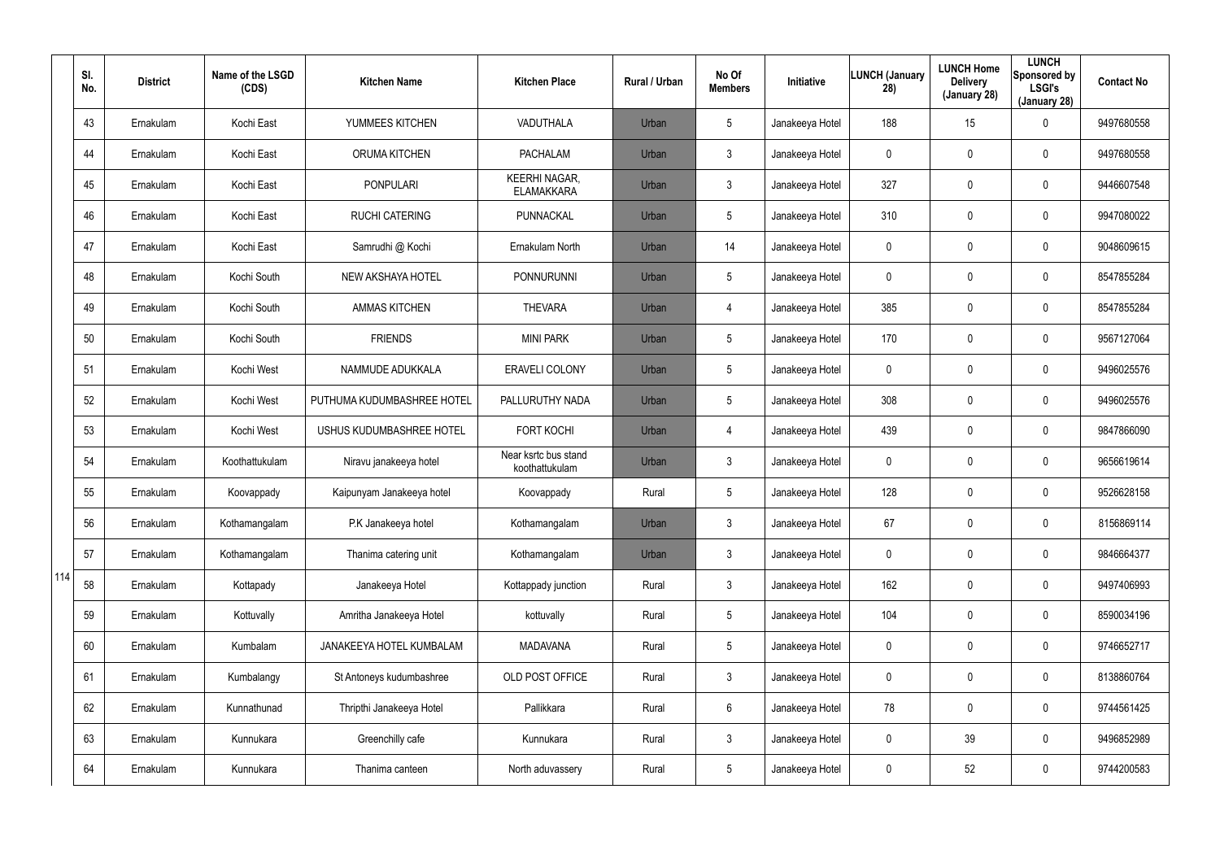| Sl. No. | District | Name of the LSGD (CDS) | Kitchen Name | Kitchen Place | Rural / Urban | No Of Members | Initiative | LUNCH (January 28) | LUNCH Home Delivery (January 28) | LUNCH Sponsored by LSGI's (January 28) | Contact No |
|---|---|---|---|---|---|---|---|---|---|---|---|
| 43 | Ernakulam | Kochi East | YUMMEES KITCHEN | VADUTHALA | Urban | 5 | Janakeeya Hotel | 188 | 15 | 0 | 9497680558 |
| 44 | Ernakulam | Kochi East | ORUMA KITCHEN | PACHALAM | Urban | 3 | Janakeeya Hotel | 0 | 0 | 0 | 9497680558 |
| 45 | Ernakulam | Kochi East | PONPULARI | KEERHI NAGAR, ELAMAKKARA | Urban | 3 | Janakeeya Hotel | 327 | 0 | 0 | 9446607548 |
| 46 | Ernakulam | Kochi East | RUCHI CATERING | PUNNACKAL | Urban | 5 | Janakeeya Hotel | 310 | 0 | 0 | 9947080022 |
| 47 | Ernakulam | Kochi East | Samrudhi @ Kochi | Ernakulam North | Urban | 14 | Janakeeya Hotel | 0 | 0 | 0 | 9048609615 |
| 48 | Ernakulam | Kochi South | NEW AKSHAYA HOTEL | PONNURUNNI | Urban | 5 | Janakeeya Hotel | 0 | 0 | 0 | 8547855284 |
| 49 | Ernakulam | Kochi South | AMMAS KITCHEN | THEVARA | Urban | 4 | Janakeeya Hotel | 385 | 0 | 0 | 8547855284 |
| 50 | Ernakulam | Kochi South | FRIENDS | MINI PARK | Urban | 5 | Janakeeya Hotel | 170 | 0 | 0 | 9567127064 |
| 51 | Ernakulam | Kochi West | NAMMUDE ADUKKALA | ERAVELI COLONY | Urban | 5 | Janakeeya Hotel | 0 | 0 | 0 | 9496025576 |
| 52 | Ernakulam | Kochi West | PUTHUMA KUDUMBASHREE HOTEL | PALLURUTHY NADA | Urban | 5 | Janakeeya Hotel | 308 | 0 | 0 | 9496025576 |
| 53 | Ernakulam | Kochi West | USHUS KUDUMBASHREE HOTEL | FORT KOCHI | Urban | 4 | Janakeeya Hotel | 439 | 0 | 0 | 9847866090 |
| 54 | Ernakulam | Koothattukulam | Niravu janakeeya hotel | Near ksrtc bus stand koothattukulam | Urban | 3 | Janakeeya Hotel | 0 | 0 | 0 | 9656619614 |
| 55 | Ernakulam | Koovappady | Kaipunyam Janakeeya hotel | Koovappady | Rural | 5 | Janakeeya Hotel | 128 | 0 | 0 | 9526628158 |
| 56 | Ernakulam | Kothamangalam | P.K Janakeeya hotel | Kothamangalam | Urban | 3 | Janakeeya Hotel | 67 | 0 | 0 | 8156869114 |
| 57 | Ernakulam | Kothamangalam | Thanima catering unit | Kothamangalam | Urban | 3 | Janakeeya Hotel | 0 | 0 | 0 | 9846664377 |
| 58 | Ernakulam | Kottapady | Janakeeya Hotel | Kottappady junction | Rural | 3 | Janakeeya Hotel | 162 | 0 | 0 | 9497406993 |
| 59 | Ernakulam | Kottuvally | Amritha Janakeeya Hotel | kottuvally | Rural | 5 | Janakeeya Hotel | 104 | 0 | 0 | 8590034196 |
| 60 | Ernakulam | Kumbalam | JANAKEEYA HOTEL KUMBALAM | MADAVANA | Rural | 5 | Janakeeya Hotel | 0 | 0 | 0 | 9746652717 |
| 61 | Ernakulam | Kumbalangy | St Antoneys kudumbashree | OLD POST OFFICE | Rural | 3 | Janakeeya Hotel | 0 | 0 | 0 | 8138860764 |
| 62 | Ernakulam | Kunnathunad | Thripthi Janakeeya Hotel | Pallikkara | Rural | 6 | Janakeeya Hotel | 78 | 0 | 0 | 9744561425 |
| 63 | Ernakulam | Kunnukara | Greenchilly cafe | Kunnukara | Rural | 3 | Janakeeya Hotel | 0 | 39 | 0 | 9496852989 |
| 64 | Ernakulam | Kunnukara | Thanima canteen | North aduvassery | Rural | 5 | Janakeeya Hotel | 0 | 52 | 0 | 9744200583 |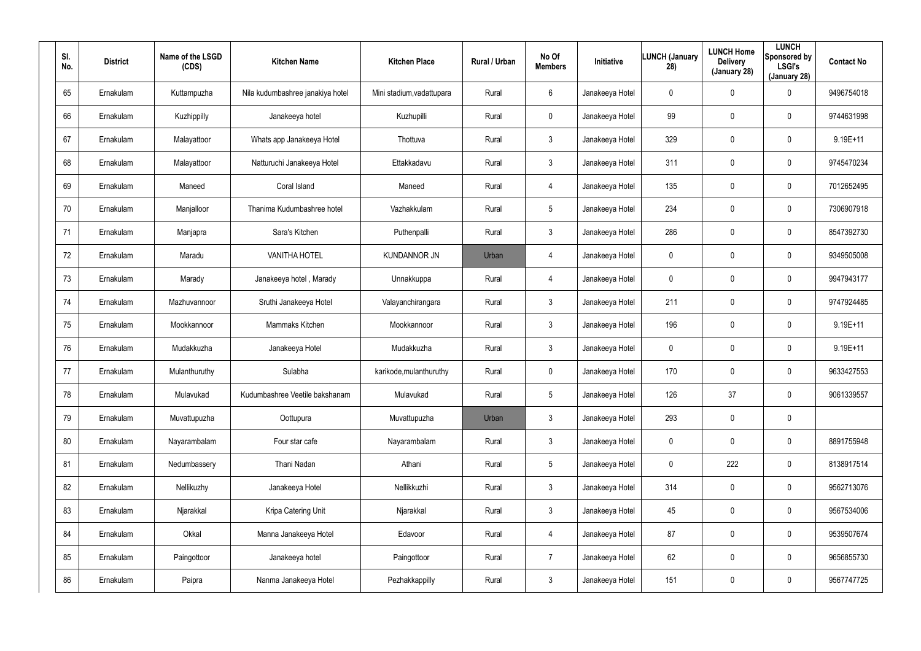| Sl. No. | District | Name of the LSGD (CDS) | Kitchen Name | Kitchen Place | Rural / Urban | No Of Members | Initiative | LUNCH (January 28) | LUNCH Home Delivery (January 28) | LUNCH Sponsored by LSGI's (January 28) | Contact No |
|---|---|---|---|---|---|---|---|---|---|---|---|
| 65 | Ernakulam | Kuttampuzha | Nila kudumbashree janakiya hotel | Mini stadium,vadattupara | Rural | 6 | Janakeeya Hotel | 0 | 0 | 0 | 9496754018 |
| 66 | Ernakulam | Kuzhippilly | Janakeeya hotel | Kuzhupilli | Rural | 0 | Janakeeya Hotel | 99 | 0 | 0 | 9744631998 |
| 67 | Ernakulam | Malayattoor | Whats app Janakeeya Hotel | Thottuva | Rural | 3 | Janakeeya Hotel | 329 | 0 | 0 | 9.19E+11 |
| 68 | Ernakulam | Malayattoor | Natturuchi Janakeeya Hotel | Ettakkadavu | Rural | 3 | Janakeeya Hotel | 311 | 0 | 0 | 9745470234 |
| 69 | Ernakulam | Maneed | Coral Island | Maneed | Rural | 4 | Janakeeya Hotel | 135 | 0 | 0 | 7012652495 |
| 70 | Ernakulam | Manjalloor | Thanima Kudumbashree hotel | Vazhakkulam | Rural | 5 | Janakeeya Hotel | 234 | 0 | 0 | 7306907918 |
| 71 | Ernakulam | Manjapra | Sara's Kitchen | Puthenpalli | Rural | 3 | Janakeeya Hotel | 286 | 0 | 0 | 8547392730 |
| 72 | Ernakulam | Maradu | VANITHA HOTEL | KUNDANNOR JN | Urban | 4 | Janakeeya Hotel | 0 | 0 | 0 | 9349505008 |
| 73 | Ernakulam | Marady | Janakeeya hotel , Marady | Unnakkuppa | Rural | 4 | Janakeeya Hotel | 0 | 0 | 0 | 9947943177 |
| 74 | Ernakulam | Mazhuvannoor | Sruthi Janakeeya Hotel | Valayanchirangara | Rural | 3 | Janakeeya Hotel | 211 | 0 | 0 | 9747924485 |
| 75 | Ernakulam | Mookkannoor | Mammaks Kitchen | Mookkannoor | Rural | 3 | Janakeeya Hotel | 196 | 0 | 0 | 9.19E+11 |
| 76 | Ernakulam | Mudakkuzha | Janakeeya Hotel | Mudakkuzha | Rural | 3 | Janakeeya Hotel | 0 | 0 | 0 | 9.19E+11 |
| 77 | Ernakulam | Mulanthuruthy | Sulabha | karikode,mulanthuruthy | Rural | 0 | Janakeeya Hotel | 170 | 0 | 0 | 9633427553 |
| 78 | Ernakulam | Mulavukad | Kudumbashree Veetile bakshanam | Mulavukad | Rural | 5 | Janakeeya Hotel | 126 | 37 | 0 | 9061339557 |
| 79 | Ernakulam | Muvattupuzha | Oottupura | Muvattupuzha | Urban | 3 | Janakeeya Hotel | 293 | 0 | 0 | |
| 80 | Ernakulam | Nayarambalam | Four star cafe | Nayarambalam | Rural | 3 | Janakeeya Hotel | 0 | 0 | 0 | 8891755948 |
| 81 | Ernakulam | Nedumbassery | Thani Nadan | Athani | Rural | 5 | Janakeeya Hotel | 0 | 222 | 0 | 8138917514 |
| 82 | Ernakulam | Nellikuzhy | Janakeeya Hotel | Nellikkuzhi | Rural | 3 | Janakeeya Hotel | 314 | 0 | 0 | 9562713076 |
| 83 | Ernakulam | Njarakkal | Kripa Catering Unit | Njarakkal | Rural | 3 | Janakeeya Hotel | 45 | 0 | 0 | 9567534006 |
| 84 | Ernakulam | Okkal | Manna Janakeeya Hotel | Edavoor | Rural | 4 | Janakeeya Hotel | 87 | 0 | 0 | 9539507674 |
| 85 | Ernakulam | Paingottoor | Janakeeya hotel | Paingottoor | Rural | 7 | Janakeeya Hotel | 62 | 0 | 0 | 9656855730 |
| 86 | Ernakulam | Paipra | Nanma Janakeeya Hotel | Pezhakkappilly | Rural | 3 | Janakeeya Hotel | 151 | 0 | 0 | 9567747725 |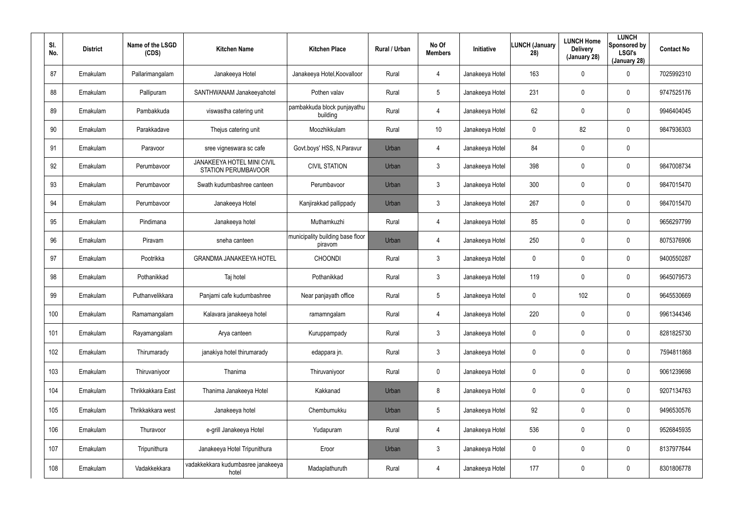| Sl. No. | District | Name of the LSGD (CDS) | Kitchen Name | Kitchen Place | Rural / Urban | No Of Members | Initiative | LUNCH (January 28) | LUNCH Home Delivery (January 28) | LUNCH Sponsored by LSGI's (January 28) | Contact No |
|---|---|---|---|---|---|---|---|---|---|---|---|
| 87 | Ernakulam | Pallarimangalam | Janakeeya Hotel | Janakeeya Hotel,Koovalloor | Rural | 4 | Janakeeya Hotel | 163 | 0 | 0 | 7025992310 |
| 88 | Ernakulam | Pallipuram | SANTHWANAM Janakeeyahotel | Pothen valav | Rural | 5 | Janakeeya Hotel | 231 | 0 | 0 | 9747525176 |
| 89 | Ernakulam | Pambakkuda | viswastha catering unit | pambakkuda block punjayathu building | Rural | 4 | Janakeeya Hotel | 62 | 0 | 0 | 9946404045 |
| 90 | Ernakulam | Parakkadave | Thejus catering unit | Moozhikkulam | Rural | 10 | Janakeeya Hotel | 0 | 82 | 0 | 9847936303 |
| 91 | Ernakulam | Paravoor | sree vigneswara sc cafe | Govt.boys' HSS, N.Paravur | Urban | 4 | Janakeeya Hotel | 84 | 0 | 0 | |
| 92 | Ernakulam | Perumbavoor | JANAKEEYA HOTEL MINI CIVIL STATION PERUMBAVOOR | CIVIL STATION | Urban | 3 | Janakeeya Hotel | 398 | 0 | 0 | 9847008734 |
| 93 | Ernakulam | Perumbavoor | Swath kudumbashree canteen | Perumbavoor | Urban | 3 | Janakeeya Hotel | 300 | 0 | 0 | 9847015470 |
| 94 | Ernakulam | Perumbavoor | Janakeeya Hotel | Kanjirakkad pallippady | Urban | 3 | Janakeeya Hotel | 267 | 0 | 0 | 9847015470 |
| 95 | Ernakulam | Pindimana | Janakeeya hotel | Muthamkuzhi | Rural | 4 | Janakeeya Hotel | 85 | 0 | 0 | 9656297799 |
| 96 | Ernakulam | Piravam | sneha canteen | municipality building base floor piravom | Urban | 4 | Janakeeya Hotel | 250 | 0 | 0 | 8075376906 |
| 97 | Ernakulam | Pootrikka | GRANDMA JANAKEEYA HOTEL | CHOONDI | Rural | 3 | Janakeeya Hotel | 0 | 0 | 0 | 9400550287 |
| 98 | Ernakulam | Pothanikkad | Taj hotel | Pothanikkad | Rural | 3 | Janakeeya Hotel | 119 | 0 | 0 | 9645079573 |
| 99 | Ernakulam | Puthanvelikkara | Panjami cafe kudumbashree | Near panjayath office | Rural | 5 | Janakeeya Hotel | 0 | 102 | 0 | 9645530669 |
| 100 | Ernakulam | Ramamangalam | Kalavara janakeeya hotel | ramamngalam | Rural | 4 | Janakeeya Hotel | 220 | 0 | 0 | 9961344346 |
| 101 | Ernakulam | Rayamangalam | Arya canteen | Kuruppampady | Rural | 3 | Janakeeya Hotel | 0 | 0 | 0 | 8281825730 |
| 102 | Ernakulam | Thirumarady | janakiya hotel thirumarady | edappara jn. | Rural | 3 | Janakeeya Hotel | 0 | 0 | 0 | 7594811868 |
| 103 | Ernakulam | Thiruvaniyoor | Thanima | Thiruvaniyoor | Rural | 0 | Janakeeya Hotel | 0 | 0 | 0 | 9061239698 |
| 104 | Ernakulam | Thrikkakkara East | Thanima Janakeeya Hotel | Kakkanad | Urban | 8 | Janakeeya Hotel | 0 | 0 | 0 | 9207134763 |
| 105 | Ernakulam | Thrikkakkara west | Janakeeya hotel | Chembumukku | Urban | 5 | Janakeeya Hotel | 92 | 0 | 0 | 9496530576 |
| 106 | Ernakulam | Thuravoor | e-grill Janakeeya Hotel | Yudapuram | Rural | 4 | Janakeeya Hotel | 536 | 0 | 0 | 9526845935 |
| 107 | Ernakulam | Tripunithura | Janakeeya Hotel Tripunithura | Eroor | Urban | 3 | Janakeeya Hotel | 0 | 0 | 0 | 8137977644 |
| 108 | Ernakulam | Vadakkekkara | vadakkekkara kudumbasree janakeeya hotel | Madaplathuruth | Rural | 4 | Janakeeya Hotel | 177 | 0 | 0 | 8301806778 |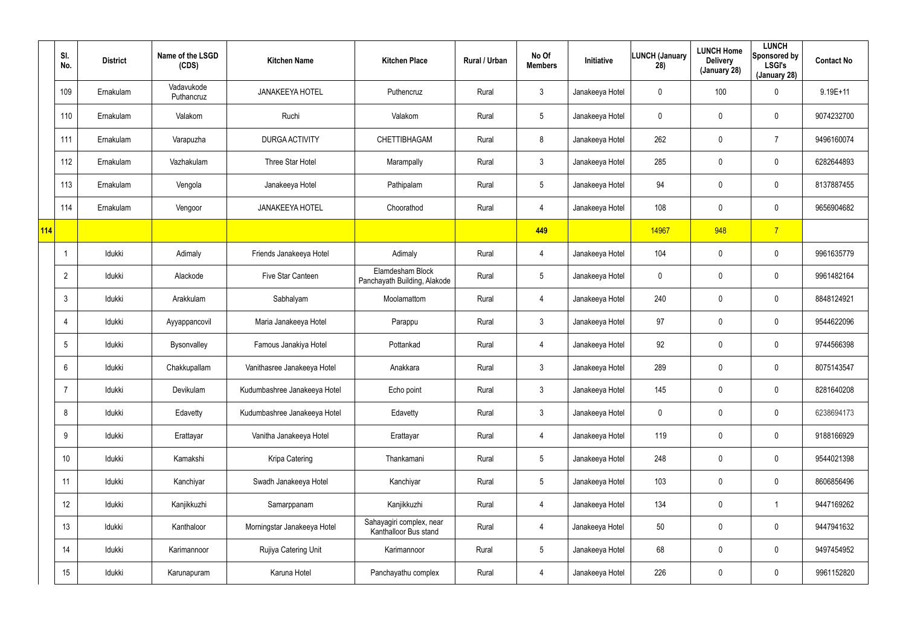| Sl. No. | District | Name of the LSGD (CDS) | Kitchen Name | Kitchen Place | Rural / Urban | No Of Members | Initiative | LUNCH (January 28) | LUNCH Home Delivery (January 28) | LUNCH Sponsored by LSGI's (January 28) | Contact No |
|---|---|---|---|---|---|---|---|---|---|---|---|
| 109 | Ernakulam | Vadavukode Puthancruz | JANAKEEYA HOTEL | Puthencruz | Rural | 3 | Janakeeya Hotel | 0 | 100 | 0 | 9.19E+11 |
| 110 | Ernakulam | Valakom | Ruchi | Valakom | Rural | 5 | Janakeeya Hotel | 0 | 0 | 0 | 9074232700 |
| 111 | Ernakulam | Varapuzha | DURGA ACTIVITY | CHETTIBHAGAM | Rural | 8 | Janakeeya Hotel | 262 | 0 | 7 | 9496160074 |
| 112 | Ernakulam | Vazhakulam | Three Star Hotel | Marampally | Rural | 3 | Janakeeya Hotel | 285 | 0 | 0 | 6282644893 |
| 113 | Ernakulam | Vengola | Janakeeya Hotel | Pathipalam | Rural | 5 | Janakeeya Hotel | 94 | 0 | 0 | 8137887455 |
| 114 | Ernakulam | Vengoor | JANAKEEYA HOTEL | Choorathod | Rural | 4 | Janakeeya Hotel | 108 | 0 | 0 | 9656904682 |
| 114 | | | | | | 449 | | 14967 | 948 | 7 | |
| 1 | Idukki | Adimaly | Friends Janakeeya Hotel | Adimaly | Rural | 4 | Janakeeya Hotel | 104 | 0 | 0 | 9961635779 |
| 2 | Idukki | Alackode | Five Star Canteen | Elamdesham Block Panchayath Building, Alakode | Rural | 5 | Janakeeya Hotel | 0 | 0 | 0 | 9961482164 |
| 3 | Idukki | Arakkulam | Sabhalyam | Moolamattom | Rural | 4 | Janakeeya Hotel | 240 | 0 | 0 | 8848124921 |
| 4 | Idukki | Ayyappancovil | Maria Janakeeya Hotel | Parappu | Rural | 3 | Janakeeya Hotel | 97 | 0 | 0 | 9544622096 |
| 5 | Idukki | Bysonvalley | Famous Janakiya Hotel | Pottankad | Rural | 4 | Janakeeya Hotel | 92 | 0 | 0 | 9744566398 |
| 6 | Idukki | Chakkupallam | Vanithasree Janakeeya Hotel | Anakkara | Rural | 3 | Janakeeya Hotel | 289 | 0 | 0 | 8075143547 |
| 7 | Idukki | Devikulam | Kudumbashree Janakeeya Hotel | Echo point | Rural | 3 | Janakeeya Hotel | 145 | 0 | 0 | 8281640208 |
| 8 | Idukki | Edavetty | Kudumbashree Janakeeya Hotel | Edavetty | Rural | 3 | Janakeeya Hotel | 0 | 0 | 0 | 6238694173 |
| 9 | Idukki | Erattayar | Vanitha Janakeeya Hotel | Erattayar | Rural | 4 | Janakeeya Hotel | 119 | 0 | 0 | 9188166929 |
| 10 | Idukki | Kamakshi | Kripa Catering | Thankamani | Rural | 5 | Janakeeya Hotel | 248 | 0 | 0 | 9544021398 |
| 11 | Idukki | Kanchiyar | Swadh Janakeeya Hotel | Kanchiyar | Rural | 5 | Janakeeya Hotel | 103 | 0 | 0 | 8606856496 |
| 12 | Idukki | Kanjikkuzhi | Samarppanam | Kanjikkuzhi | Rural | 4 | Janakeeya Hotel | 134 | 0 | 1 | 9447169262 |
| 13 | Idukki | Kanthaloor | Morningstar Janakeeya Hotel | Sahayagiri complex, near Kanthalloor Bus stand | Rural | 4 | Janakeeya Hotel | 50 | 0 | 0 | 9447941632 |
| 14 | Idukki | Karimannoor | Rujiya Catering Unit | Karimannoor | Rural | 5 | Janakeeya Hotel | 68 | 0 | 0 | 9497454952 |
| 15 | Idukki | Karunapuram | Karuna Hotel | Panchayathu complex | Rural | 4 | Janakeeya Hotel | 226 | 0 | 0 | 9961152820 |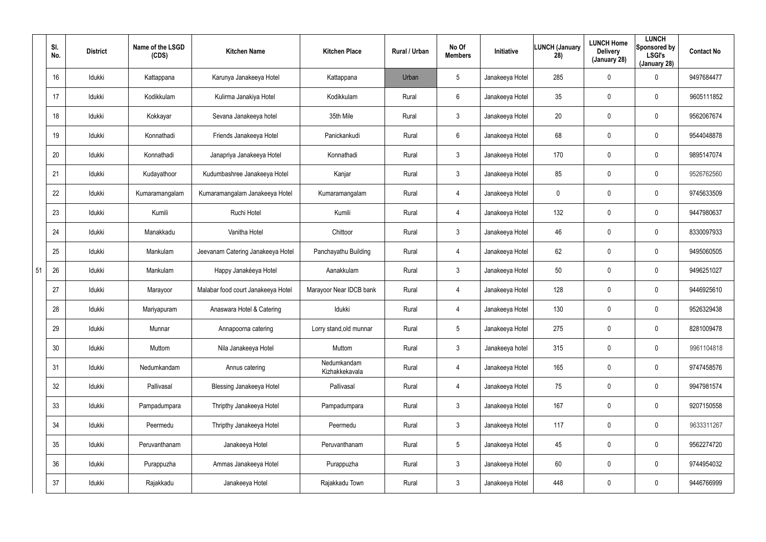| | Sl. No. | District | Name of the LSGD (CDS) | Kitchen Name | Kitchen Place | Rural / Urban | No Of Members | Initiative | LUNCH (January 28) | LUNCH Home Delivery (January 28) | LUNCH Sponsored by LSGI's (January 28) | Contact No |
|---|---|---|---|---|---|---|---|---|---|---|---|---|
| | 16 | Idukki | Kattappana | Karunya Janakeeya Hotel | Kattappana | Urban | 5 | Janakeeya Hotel | 285 | 0 | 0 | 9497684477 |
| | 17 | Idukki | Kodikkulam | Kulirma Janakiya Hotel | Kodikkulam | Rural | 6 | Janakeeya Hotel | 35 | 0 | 0 | 9605111852 |
| | 18 | Idukki | Kokkayar | Sevana Janakeeya hotel | 35th Mile | Rural | 3 | Janakeeya Hotel | 20 | 0 | 0 | 9562067674 |
| | 19 | Idukki | Konnathadi | Friends Janakeeya Hotel | Panickankudi | Rural | 6 | Janakeeya Hotel | 68 | 0 | 0 | 9544048878 |
| | 20 | Idukki | Konnathadi | Janapriya Janakeeya Hotel | Konnathadi | Rural | 3 | Janakeeya Hotel | 170 | 0 | 0 | 9895147074 |
| | 21 | Idukki | Kudayathoor | Kudumbashree Janakeeya Hotel | Kanjar | Rural | 3 | Janakeeya Hotel | 85 | 0 | 0 | 9526762560 |
| | 22 | Idukki | Kumaramangalam | Kumaramangalam Janakeeya Hotel | Kumaramangalam | Rural | 4 | Janakeeya Hotel | 0 | 0 | 0 | 9745633509 |
| | 23 | Idukki | Kumili | Ruchi Hotel | Kumili | Rural | 4 | Janakeeya Hotel | 132 | 0 | 0 | 9447980637 |
| | 24 | Idukki | Manakkadu | Vanitha Hotel | Chittoor | Rural | 3 | Janakeeya Hotel | 46 | 0 | 0 | 8330097933 |
| | 25 | Idukki | Mankulam | Jeevanam Catering Janakeeya Hotel | Panchayathu Building | Rural | 4 | Janakeeya Hotel | 62 | 0 | 0 | 9495060505 |
| 51 | 26 | Idukki | Mankulam | Happy Janakéeya Hotel | Aanakkulam | Rural | 3 | Janakeeya Hotel | 50 | 0 | 0 | 9496251027 |
| | 27 | Idukki | Marayoor | Malabar food court Janakeeya Hotel | Marayoor Near IDCB bank | Rural | 4 | Janakeeya Hotel | 128 | 0 | 0 | 9446925610 |
| | 28 | Idukki | Mariyapuram | Anaswara Hotel & Catering | Idukki | Rural | 4 | Janakeeya Hotel | 130 | 0 | 0 | 9526329438 |
| | 29 | Idukki | Munnar | Annapoorna catering | Lorry stand,old munnar | Rural | 5 | Janakeeya Hotel | 275 | 0 | 0 | 8281009478 |
| | 30 | Idukki | Muttom | Nila Janakeeya Hotel | Muttom | Rural | 3 | Janakeeya hotel | 315 | 0 | 0 | 9961104818 |
| | 31 | Idukki | Nedumkandam | Annus catering | Nedumkandam Kizhakkekavala | Rural | 4 | Janakeeya Hotel | 165 | 0 | 0 | 9747458576 |
| | 32 | Idukki | Pallivasal | Blessing Janakeeya Hotel | Pallivasal | Rural | 4 | Janakeeya Hotel | 75 | 0 | 0 | 9947981574 |
| | 33 | Idukki | Pampadumpara | Thripthy Janakeeya Hotel | Pampadumpara | Rural | 3 | Janakeeya Hotel | 167 | 0 | 0 | 9207150558 |
| | 34 | Idukki | Peermedu | Thripthy Janakeeya Hotel | Peermedu | Rural | 3 | Janakeeya Hotel | 117 | 0 | 0 | 9633311267 |
| | 35 | Idukki | Peruvanthanam | Janakeeya Hotel | Peruvanthanam | Rural | 5 | Janakeeya Hotel | 45 | 0 | 0 | 9562274720 |
| | 36 | Idukki | Purappuzha | Ammas Janakeeya Hotel | Purappuzha | Rural | 3 | Janakeeya Hotel | 60 | 0 | 0 | 9744954032 |
| | 37 | Idukki | Rajakkadu | Janakeeya Hotel | Rajakkadu Town | Rural | 3 | Janakeeya Hotel | 448 | 0 | 0 | 9446766999 |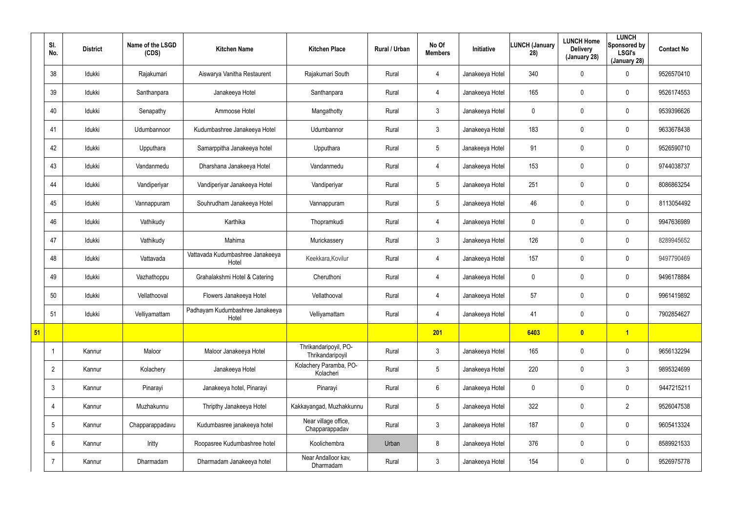| | Sl. No. | District | Name of the LSGD (CDS) | Kitchen Name | Kitchen Place | Rural / Urban | No Of Members | Initiative | LUNCH (January 28) | LUNCH Home Delivery (January 28) | LUNCH Sponsored by LSGI's (January 28) | Contact No |
|---|---|---|---|---|---|---|---|---|---|---|---|---|
| | 38 | Idukki | Rajakumari | Aiswarya Vanitha Restaurent | Rajakumari South | Rural | 4 | Janakeeya Hotel | 340 | 0 | 0 | 9526570410 |
| | 39 | Idukki | Santhanpara | Janakeeya Hotel | Santhanpara | Rural | 4 | Janakeeya Hotel | 165 | 0 | 0 | 9526174553 |
| | 40 | Idukki | Senapathy | Ammoose Hotel | Mangathotty | Rural | 3 | Janakeeya Hotel | 0 | 0 | 0 | 9539396626 |
| | 41 | Idukki | Udumbannoor | Kudumbashree Janakeeya Hotel | Udumbannor | Rural | 3 | Janakeeya Hotel | 183 | 0 | 0 | 9633678438 |
| | 42 | Idukki | Upputhara | Samarppitha Janakeeya hotel | Upputhara | Rural | 5 | Janakeeya Hotel | 91 | 0 | 0 | 9526590710 |
| | 43 | Idukki | Vandanmedu | Dharshana Janakeeya Hotel | Vandanmedu | Rural | 4 | Janakeeya Hotel | 153 | 0 | 0 | 9744038737 |
| | 44 | Idukki | Vandiperiyar | Vandiperiyar Janakeeya Hotel | Vandiperiyar | Rural | 5 | Janakeeya Hotel | 251 | 0 | 0 | 8086863254 |
| | 45 | Idukki | Vannappuram | Souhrudham Janakeeya Hotel | Vannappuram | Rural | 5 | Janakeeya Hotel | 46 | 0 | 0 | 8113054492 |
| | 46 | Idukki | Vathikudy | Karthika | Thopramkudi | Rural | 4 | Janakeeya Hotel | 0 | 0 | 0 | 9947636989 |
| | 47 | Idukki | Vathikudy | Mahima | Murickassery | Rural | 3 | Janakeeya Hotel | 126 | 0 | 0 | 8289945652 |
| | 48 | Idukki | Vattavada | Vattavada Kudumbashree Janakeeya Hotel | Keekkara,Kovilur | Rural | 4 | Janakeeya Hotel | 157 | 0 | 0 | 9497790469 |
| | 49 | Idukki | Vazhathoppu | Grahalakshmi Hotel & Catering | Cheruthoni | Rural | 4 | Janakeeya Hotel | 0 | 0 | 0 | 9496178884 |
| | 50 | Idukki | Vellathooval | Flowers Janakeeya Hotel | Vellathooval | Rural | 4 | Janakeeya Hotel | 57 | 0 | 0 | 9961419892 |
| | 51 | Idukki | Velliyamattam | Padhayam Kudumbashree Janakeeya Hotel | Velliyamattam | Rural | 4 | Janakeeya Hotel | 41 | 0 | 0 | 7902854627 |
| **51** | | | | | | | **201** | | **6403** | **0** | **1** | |
| | 1 | Kannur | Maloor | Maloor Janakeeya Hotel | Thrikandaripoyil, PO-Thrikandaripoyil | Rural | 3 | Janakeeya Hotel | 165 | 0 | 0 | 9656132294 |
| | 2 | Kannur | Kolachery | Janakeeya Hotel | Kolachery Paramba, PO-Kolacheri | Rural | 5 | Janakeeya Hotel | 220 | 0 | 3 | 9895324699 |
| | 3 | Kannur | Pinarayi | Janakeeya hotel, Pinarayi | Pinarayi | Rural | 6 | Janakeeya Hotel | 0 | 0 | 0 | 9447215211 |
| | 4 | Kannur | Muzhakunnu | Thripthy Janakeeya Hotel | Kakkayangad, Muzhakkunnu | Rural | 5 | Janakeeya Hotel | 322 | 0 | 2 | 9526047538 |
| | 5 | Kannur | Chapparappadavu | Kudumbasree janakeeya hotel | Near village office, Chapparappadav | Rural | 3 | Janakeeya Hotel | 187 | 0 | 0 | 9605413324 |
| | 6 | Kannur | Iritty | Roopasree Kudumbashree hotel | Koolichembra | Urban | 8 | Janakeeya Hotel | 376 | 0 | 0 | 8589921533 |
| | 7 | Kannur | Dharmadam | Dharmadam Janakeeya hotel | Near Andalloor kav, Dharmadam | Rural | 3 | Janakeeya Hotel | 154 | 0 | 0 | 9526975778 |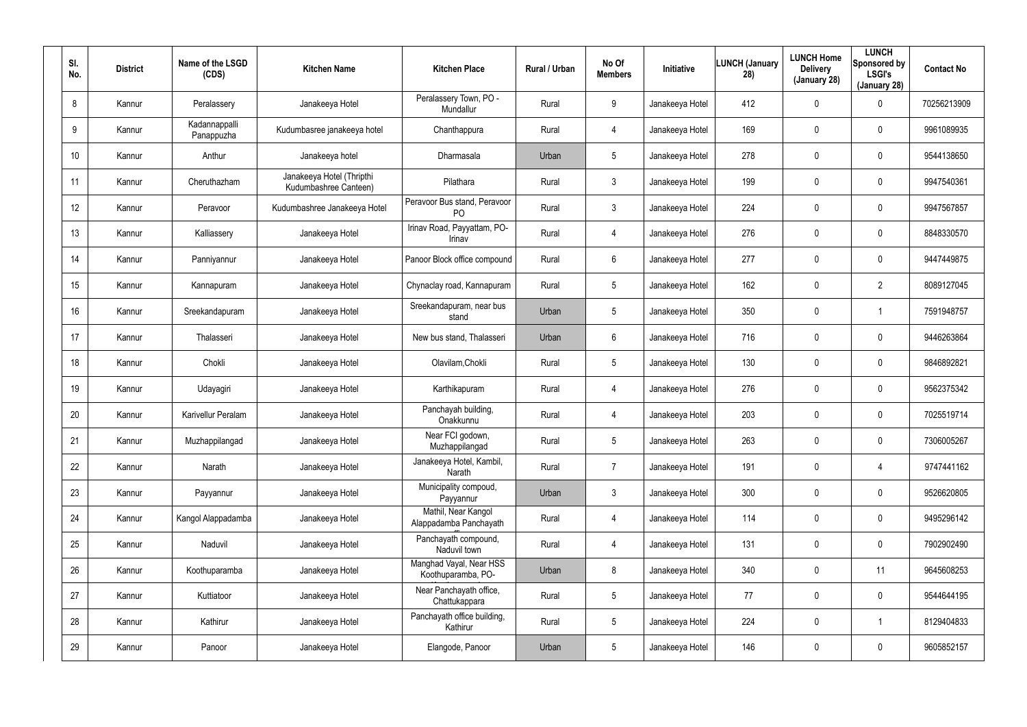| Sl. No. | District | Name of the LSGD (CDS) | Kitchen Name | Kitchen Place | Rural / Urban | No Of Members | Initiative | LUNCH (January 28) | LUNCH Home Delivery (January 28) | LUNCH Sponsored by LSGI's (January 28) | Contact No |
|---|---|---|---|---|---|---|---|---|---|---|---|
| 8 | Kannur | Peralassery | Janakeeya Hotel | Peralassery Town, PO - Mundallur | Rural | 9 | Janakeeya Hotel | 412 | 0 | 0 | 70256213909 |
| 9 | Kannur | Kadannappalli Panappuzha | Kudumbasree janakeeya hotel | Chanthappura | Rural | 4 | Janakeeya Hotel | 169 | 0 | 0 | 9961089935 |
| 10 | Kannur | Anthur | Janakeeya hotel | Dharmasala | Urban | 5 | Janakeeya Hotel | 278 | 0 | 0 | 9544138650 |
| 11 | Kannur | Cheruthazham | Janakeeya Hotel (Thripthi Kudumbashree Canteen) | Pilathara | Rural | 3 | Janakeeya Hotel | 199 | 0 | 0 | 9947540361 |
| 12 | Kannur | Peravoor | Kudumbashree Janakeeya Hotel | Peravoor Bus stand, Peravoor PO | Rural | 3 | Janakeeya Hotel | 224 | 0 | 0 | 9947567857 |
| 13 | Kannur | Kalliassery | Janakeeya Hotel | Irinav Road, Payyattam, PO- Irinav | Rural | 4 | Janakeeya Hotel | 276 | 0 | 0 | 8848330570 |
| 14 | Kannur | Panniyannur | Janakeeya Hotel | Panoor Block office compound | Rural | 6 | Janakeeya Hotel | 277 | 0 | 0 | 9447449875 |
| 15 | Kannur | Kannapuram | Janakeeya Hotel | Chynaclay road, Kannapuram | Rural | 5 | Janakeeya Hotel | 162 | 0 | 2 | 8089127045 |
| 16 | Kannur | Sreekandapuram | Janakeeya Hotel | Sreekandapuram, near bus stand | Urban | 5 | Janakeeya Hotel | 350 | 0 | 1 | 7591948757 |
| 17 | Kannur | Thalasseri | Janakeeya Hotel | New bus stand, Thalasseri | Urban | 6 | Janakeeya Hotel | 716 | 0 | 0 | 9446263864 |
| 18 | Kannur | Chokli | Janakeeya Hotel | Olavilam,Chokli | Rural | 5 | Janakeeya Hotel | 130 | 0 | 0 | 9846892821 |
| 19 | Kannur | Udayagiri | Janakeeya Hotel | Karthikapuram | Rural | 4 | Janakeeya Hotel | 276 | 0 | 0 | 9562375342 |
| 20 | Kannur | Karivellur Peralam | Janakeeya Hotel | Panchayah building, Onakkunnu | Rural | 4 | Janakeeya Hotel | 203 | 0 | 0 | 7025519714 |
| 21 | Kannur | Muzhappilangad | Janakeeya Hotel | Near FCI godown, Muzhappilangad | Rural | 5 | Janakeeya Hotel | 263 | 0 | 0 | 7306005267 |
| 22 | Kannur | Narath | Janakeeya Hotel | Janakeeya Hotel, Kambil, Narath | Rural | 7 | Janakeeya Hotel | 191 | 0 | 4 | 9747441162 |
| 23 | Kannur | Payyannur | Janakeeya Hotel | Municipality compoud, Payyannur | Urban | 3 | Janakeeya Hotel | 300 | 0 | 0 | 9526620805 |
| 24 | Kannur | Kangol Alappadamba | Janakeeya Hotel | Mathil, Near Kangol Alappadamba Panchayath | Rural | 4 | Janakeeya Hotel | 114 | 0 | 0 | 9495296142 |
| 25 | Kannur | Naduvil | Janakeeya Hotel | Panchayath compound, Naduvil town | Rural | 4 | Janakeeya Hotel | 131 | 0 | 0 | 7902902490 |
| 26 | Kannur | Koothuparamba | Janakeeya Hotel | Manghad Vayal, Near HSS Koothuparamba, PO- | Urban | 8 | Janakeeya Hotel | 340 | 0 | 11 | 9645608253 |
| 27 | Kannur | Kuttiatoor | Janakeeya Hotel | Near Panchayath office, Chattukappara | Rural | 5 | Janakeeya Hotel | 77 | 0 | 0 | 9544644195 |
| 28 | Kannur | Kathirur | Janakeeya Hotel | Panchayath office building, Kathirur | Rural | 5 | Janakeeya Hotel | 224 | 0 | 1 | 8129404833 |
| 29 | Kannur | Panoor | Janakeeya Hotel | Elangode, Panoor | Urban | 5 | Janakeeya Hotel | 146 | 0 | 0 | 9605852157 |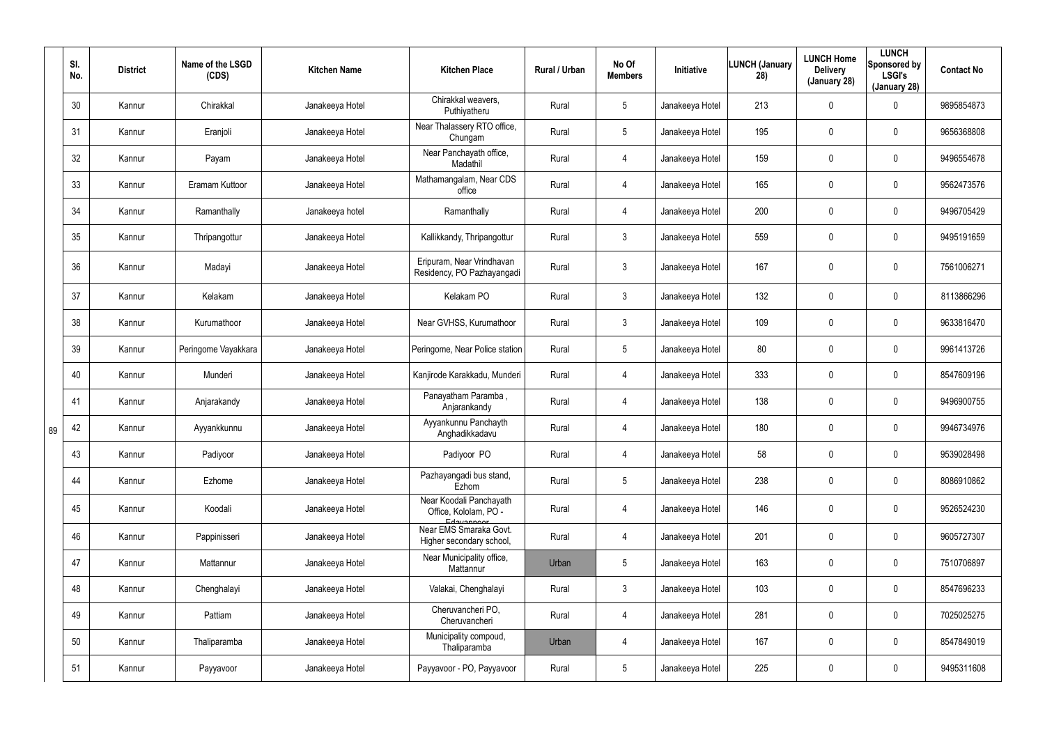| | Sl. No. | District | Name of the LSGD (CDS) | Kitchen Name | Kitchen Place | Rural / Urban | No Of Members | Initiative | LUNCH (January 28) | LUNCH Home Delivery (January 28) | LUNCH Sponsored by LSGI's (January 28) | Contact No |
|---|---|---|---|---|---|---|---|---|---|---|---|---|
| 89 | 30 | Kannur | Chirakkal | Janakeeya Hotel | Chirakkal weavers, Puthiyatheru | Rural | 5 | Janakeeya Hotel | 213 | 0 | 0 | 9895854873 |
| | 31 | Kannur | Eranjoli | Janakeeya Hotel | Near Thalassery RTO office, Chungam | Rural | 5 | Janakeeya Hotel | 195 | 0 | 0 | 9656368808 |
| | 32 | Kannur | Payam | Janakeeya Hotel | Near Panchayath office, Madathil | Rural | 4 | Janakeeya Hotel | 159 | 0 | 0 | 9496554678 |
| | 33 | Kannur | Eramam Kuttoor | Janakeeya Hotel | Mathamangalam, Near CDS office | Rural | 4 | Janakeeya Hotel | 165 | 0 | 0 | 9562473576 |
| | 34 | Kannur | Ramanthally | Janakeeya hotel | Ramanthally | Rural | 4 | Janakeeya Hotel | 200 | 0 | 0 | 9496705429 |
| | 35 | Kannur | Thripangottur | Janakeeya Hotel | Kallikkandy, Thripangottur | Rural | 3 | Janakeeya Hotel | 559 | 0 | 0 | 9495191659 |
| | 36 | Kannur | Madayi | Janakeeya Hotel | Eripuram, Near Vrindhavan Residency, PO Pazhayangadi | Rural | 3 | Janakeeya Hotel | 167 | 0 | 0 | 7561006271 |
| | 37 | Kannur | Kelakam | Janakeeya Hotel | Kelakam PO | Rural | 3 | Janakeeya Hotel | 132 | 0 | 0 | 8113866296 |
| | 38 | Kannur | Kurumathoor | Janakeeya Hotel | Near GVHSS, Kurumathoor | Rural | 3 | Janakeeya Hotel | 109 | 0 | 0 | 9633816470 |
| | 39 | Kannur | Peringome Vayakkara | Janakeeya Hotel | Peringome, Near Police station | Rural | 5 | Janakeeya Hotel | 80 | 0 | 0 | 9961413726 |
| | 40 | Kannur | Munderi | Janakeeya Hotel | Kanjirode Karakkadu, Munderi | Rural | 4 | Janakeeya Hotel | 333 | 0 | 0 | 8547609196 |
| | 41 | Kannur | Anjarakandy | Janakeeya Hotel | Panayatham Paramba , Anjarankandy | Rural | 4 | Janakeeya Hotel | 138 | 0 | 0 | 9496900755 |
| | 42 | Kannur | Ayyankkunnu | Janakeeya Hotel | Ayyankunnu Panchayth Anghadikkadavu | Rural | 4 | Janakeeya Hotel | 180 | 0 | 0 | 9946734976 |
| | 43 | Kannur | Padiyoor | Janakeeya Hotel | Padiyoor PO | Rural | 4 | Janakeeya Hotel | 58 | 0 | 0 | 9539028498 |
| | 44 | Kannur | Ezhome | Janakeeya Hotel | Pazhayangadi bus stand, Ezhom | Rural | 5 | Janakeeya Hotel | 238 | 0 | 0 | 8086910862 |
| | 45 | Kannur | Koodali | Janakeeya Hotel | Near Koodali Panchayath Office, Kololam, PO - Edavannoor | Rural | 4 | Janakeeya Hotel | 146 | 0 | 0 | 9526524230 |
| | 46 | Kannur | Pappinisseri | Janakeeya Hotel | Near EMS Smaraka Govt. Higher secondary school, | Rural | 4 | Janakeeya Hotel | 201 | 0 | 0 | 9605727307 |
| | 47 | Kannur | Mattannur | Janakeeya Hotel | Near Municipality office, Mattannur | Urban | 5 | Janakeeya Hotel | 163 | 0 | 0 | 7510706897 |
| | 48 | Kannur | Chenghalayi | Janakeeya Hotel | Valakai, Chenghalayi | Rural | 3 | Janakeeya Hotel | 103 | 0 | 0 | 8547696233 |
| | 49 | Kannur | Pattiam | Janakeeya Hotel | Cheruvancheri PO, Cheruvancheri | Rural | 4 | Janakeeya Hotel | 281 | 0 | 0 | 7025025275 |
| | 50 | Kannur | Thaliparamba | Janakeeya Hotel | Municipality compoud, Thaliparamba | Urban | 4 | Janakeeya Hotel | 167 | 0 | 0 | 8547849019 |
| | 51 | Kannur | Payyavoor | Janakeeya Hotel | Payyavoor - PO, Payyavoor | Rural | 5 | Janakeeya Hotel | 225 | 0 | 0 | 9495311608 |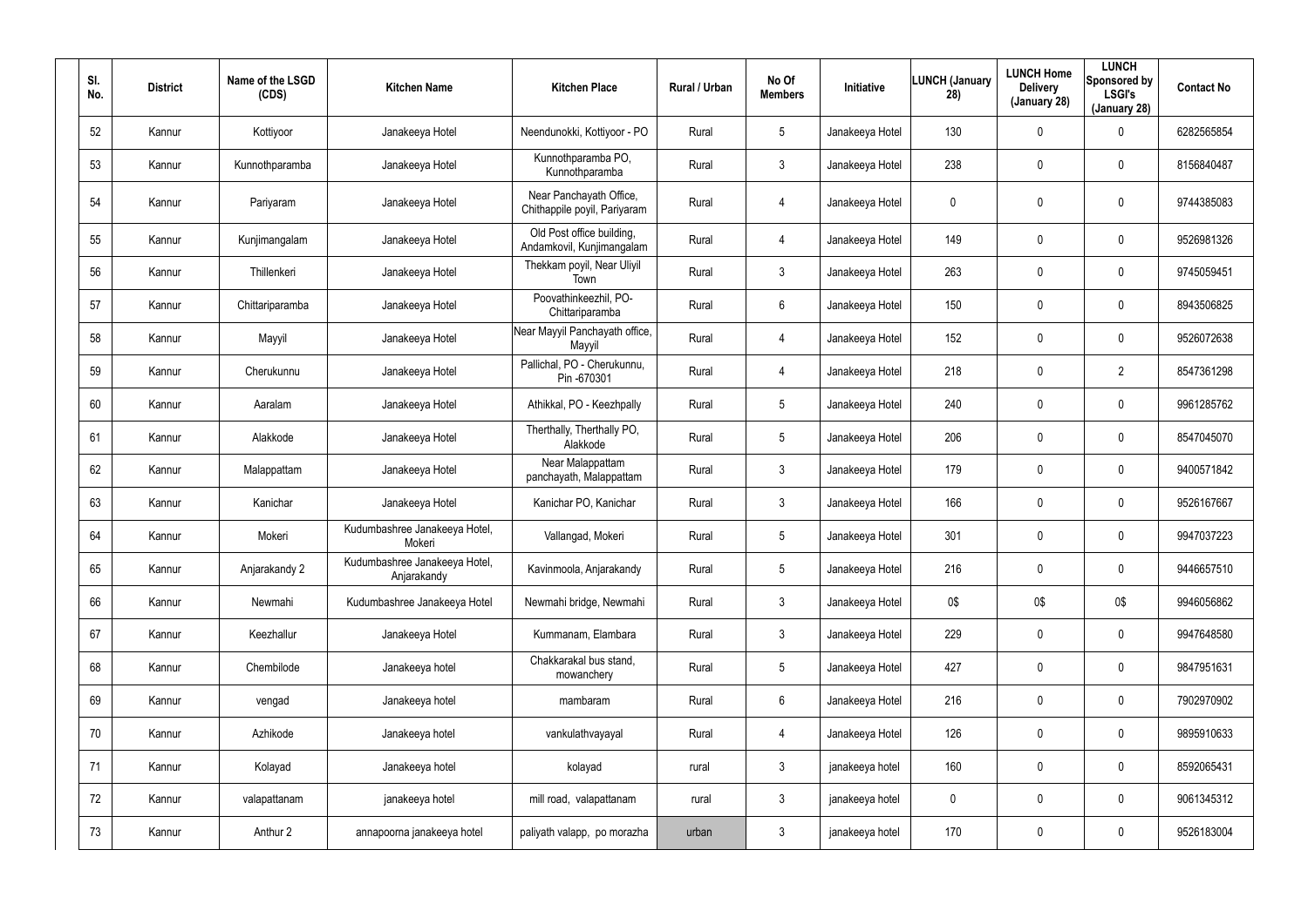| Sl. No. | District | Name of the LSGD (CDS) | Kitchen Name | Kitchen Place | Rural / Urban | No Of Members | Initiative | LUNCH (January 28) | LUNCH Home Delivery (January 28) | LUNCH Sponsored by LSGI's (January 28) | Contact No |
|---|---|---|---|---|---|---|---|---|---|---|---|
| 52 | Kannur | Kottiyoor | Janakeeya Hotel | Neendunokki, Kottiyoor - PO | Rural | 5 | Janakeeya Hotel | 130 | 0 | 0 | 6282565854 |
| 53 | Kannur | Kunnothparamba | Janakeeya Hotel | Kunnothparamba PO, Kunnothparamba | Rural | 3 | Janakeeya Hotel | 238 | 0 | 0 | 8156840487 |
| 54 | Kannur | Pariyaram | Janakeeya Hotel | Near Panchayath Office, Chithappile poyil, Pariyaram | Rural | 4 | Janakeeya Hotel | 0 | 0 | 0 | 9744385083 |
| 55 | Kannur | Kunjimangalam | Janakeeya Hotel | Old Post office building, Andamkovil, Kunjimangalam | Rural | 4 | Janakeeya Hotel | 149 | 0 | 0 | 9526981326 |
| 56 | Kannur | Thillenkeri | Janakeeya Hotel | Thekkam poyil, Near Uliyil Town | Rural | 3 | Janakeeya Hotel | 263 | 0 | 0 | 9745059451 |
| 57 | Kannur | Chittariparamba | Janakeeya Hotel | Poovathinkeezhil, PO-Chittariparamba | Rural | 6 | Janakeeya Hotel | 150 | 0 | 0 | 8943506825 |
| 58 | Kannur | Mayyil | Janakeeya Hotel | Near Mayyil Panchayath office, Mayyil | Rural | 4 | Janakeeya Hotel | 152 | 0 | 0 | 9526072638 |
| 59 | Kannur | Cherukunnu | Janakeeya Hotel | Pallichal, PO - Cherukunnu, Pin -670301 | Rural | 4 | Janakeeya Hotel | 218 | 0 | 2 | 8547361298 |
| 60 | Kannur | Aaralam | Janakeeya Hotel | Athikkal, PO - Keezhpally | Rural | 5 | Janakeeya Hotel | 240 | 0 | 0 | 9961285762 |
| 61 | Kannur | Alakkode | Janakeeya Hotel | Therthally, Therthally PO, Alakkode | Rural | 5 | Janakeeya Hotel | 206 | 0 | 0 | 8547045070 |
| 62 | Kannur | Malappattam | Janakeeya Hotel | Near Malappattam panchayath, Malappattam | Rural | 3 | Janakeeya Hotel | 179 | 0 | 0 | 9400571842 |
| 63 | Kannur | Kanichar | Janakeeya Hotel | Kanichar PO, Kanichar | Rural | 3 | Janakeeya Hotel | 166 | 0 | 0 | 9526167667 |
| 64 | Kannur | Mokeri | Kudumbashree Janakeeya Hotel, Mokeri | Vallangad, Mokeri | Rural | 5 | Janakeeya Hotel | 301 | 0 | 0 | 9947037223 |
| 65 | Kannur | Anjarakandy 2 | Kudumbashree Janakeeya Hotel, Anjarakandy | Kavinmoola, Anjarakandy | Rural | 5 | Janakeeya Hotel | 216 | 0 | 0 | 9446657510 |
| 66 | Kannur | Newmahi | Kudumbashree Janakeeya Hotel | Newmahi bridge, Newmahi | Rural | 3 | Janakeeya Hotel | 0$ | 0$ | 0$ | 9946056862 |
| 67 | Kannur | Keezhallur | Janakeeya Hotel | Kummanam, Elambara | Rural | 3 | Janakeeya Hotel | 229 | 0 | 0 | 9947648580 |
| 68 | Kannur | Chembilode | Janakeeya hotel | Chakkarakal bus stand, mowanchery | Rural | 5 | Janakeeya Hotel | 427 | 0 | 0 | 9847951631 |
| 69 | Kannur | vengad | Janakeeya hotel | mambaram | Rural | 6 | Janakeeya Hotel | 216 | 0 | 0 | 7902970902 |
| 70 | Kannur | Azhikode | Janakeeya hotel | vankulathvayayal | Rural | 4 | Janakeeya Hotel | 126 | 0 | 0 | 9895910633 |
| 71 | Kannur | Kolayad | Janakeeya hotel | kolayad | rural | 3 | janakeeya hotel | 160 | 0 | 0 | 8592065431 |
| 72 | Kannur | valapattanam | janakeeya hotel | mill road, valapattanam | rural | 3 | janakeeya hotel | 0 | 0 | 0 | 9061345312 |
| 73 | Kannur | Anthur 2 | annapoorna janakeeya hotel | paliyath valapp, po morazha | urban | 3 | janakeeya hotel | 170 | 0 | 0 | 9526183004 |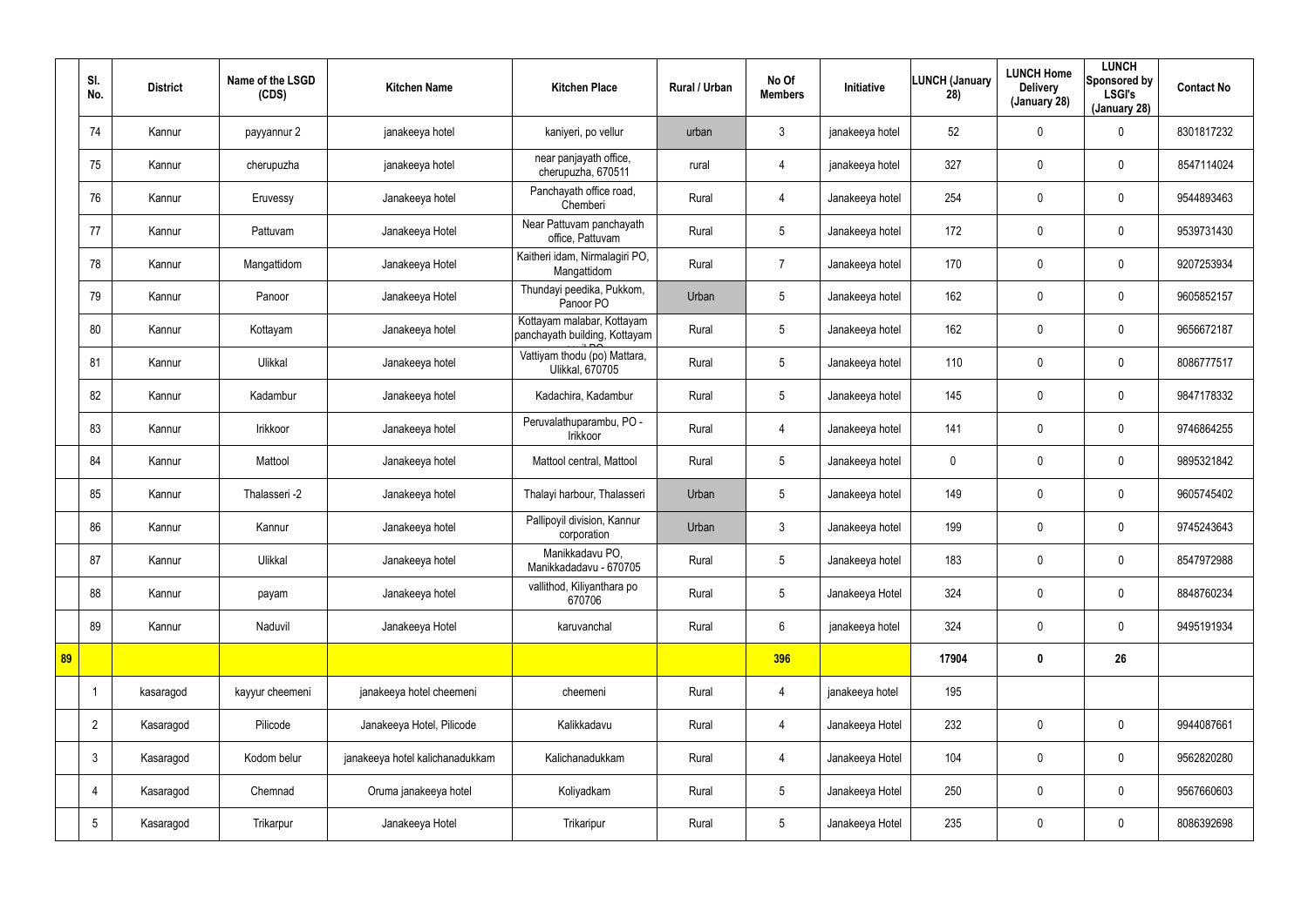| | Sl. No. | District | Name of the LSGD (CDS) | Kitchen Name | Kitchen Place | Rural / Urban | No Of Members | Initiative | LUNCH (January 28) | LUNCH Home Delivery (January 28) | LUNCH Sponsored by LSGI's (January 28) | Contact No |
|---|---|---|---|---|---|---|---|---|---|---|---|---|
| | 74 | Kannur | payyannur 2 | janakeeya hotel | kaniyeri, po vellur | urban | 3 | janakeeya hotel | 52 | 0 | 0 | 8301817232 |
| | 75 | Kannur | cherupuzha | janakeeya hotel | near panjayath office, cherupuzha, 670511 | rural | 4 | janakeeya hotel | 327 | 0 | 0 | 8547114024 |
| | 76 | Kannur | Eruvessy | Janakeeya hotel | Panchayath office road, Chemberi | Rural | 4 | Janakeeya hotel | 254 | 0 | 0 | 9544893463 |
| | 77 | Kannur | Pattuvam | Janakeeya Hotel | Near Pattuvam panchayath office, Pattuvam | Rural | 5 | Janakeeya hotel | 172 | 0 | 0 | 9539731430 |
| | 78 | Kannur | Mangattidom | Janakeeya Hotel | Kaitheri idam, Nirmalagiri PO, Mangattidom | Rural | 7 | Janakeeya hotel | 170 | 0 | 0 | 9207253934 |
| | 79 | Kannur | Panoor | Janakeeya Hotel | Thundayi peedika, Pukkom, Panoor PO | Urban | 5 | Janakeeya hotel | 162 | 0 | 0 | 9605852157 |
| | 80 | Kannur | Kottayam | Janakeeya hotel | Kottayam malabar, Kottayam panchayath building, Kottayam | Rural | 5 | Janakeeya hotel | 162 | 0 | 0 | 9656672187 |
| | 81 | Kannur | Ulikkal | Janakeeya hotel | Vattiyam thodu (po) Mattara, Ulikkal, 670705 | Rural | 5 | Janakeeya hotel | 110 | 0 | 0 | 8086777517 |
| | 82 | Kannur | Kadambur | Janakeeya hotel | Kadachira, Kadambur | Rural | 5 | Janakeeya hotel | 145 | 0 | 0 | 9847178332 |
| | 83 | Kannur | Irikkoor | Janakeeya hotel | Peruvalathuparambu, PO - Irikkoor | Rural | 4 | Janakeeya hotel | 141 | 0 | 0 | 9746864255 |
| | 84 | Kannur | Mattool | Janakeeya hotel | Mattool central, Mattool | Rural | 5 | Janakeeya hotel | 0 | 0 | 0 | 9895321842 |
| | 85 | Kannur | Thalasseri -2 | Janakeeya hotel | Thalayi harbour, Thalasseri | Urban | 5 | Janakeeya hotel | 149 | 0 | 0 | 9605745402 |
| | 86 | Kannur | Kannur | Janakeeya hotel | Pallipoyil division, Kannur corporation | Urban | 3 | Janakeeya hotel | 199 | 0 | 0 | 9745243643 |
| | 87 | Kannur | Ulikkal | Janakeeya hotel | Manikkadavu PO, Manikkadadavu - 670705 | Rural | 5 | Janakeeya hotel | 183 | 0 | 0 | 8547972988 |
| | 88 | Kannur | payam | Janakeeya hotel | vallithod, Kiliyanthara po 670706 | Rural | 5 | Janakeeya Hotel | 324 | 0 | 0 | 8848760234 |
| | 89 | Kannur | Naduvil | Janakeeya Hotel | karuvanchal | Rural | 6 | janakeeya hotel | 324 | 0 | 0 | 9495191934 |
| **89** | | | | | | | **396** | | **17904** | **0** | **26** | |
| | 1 | kasaragod | kayyur cheemeni | janakeeya hotel cheemeni | cheemeni | Rural | 4 | janakeeya hotel | 195 | | | |
| | 2 | Kasaragod | Pilicode | Janakeeya Hotel, Pilicode | Kalikkadavu | Rural | 4 | Janakeeya Hotel | 232 | 0 | 0 | 9944087661 |
| | 3 | Kasaragod | Kodom belur | janakeeya hotel kalichanadukkam | Kalichanadukkam | Rural | 4 | Janakeeya Hotel | 104 | 0 | 0 | 9562820280 |
| | 4 | Kasaragod | Chemnad | Oruma janakeeya hotel | Koliyadkam | Rural | 5 | Janakeeya Hotel | 250 | 0 | 0 | 9567660603 |
| | 5 | Kasaragod | Trikarpur | Janakeeya Hotel | Trikaripur | Rural | 5 | Janakeeya Hotel | 235 | 0 | 0 | 8086392698 |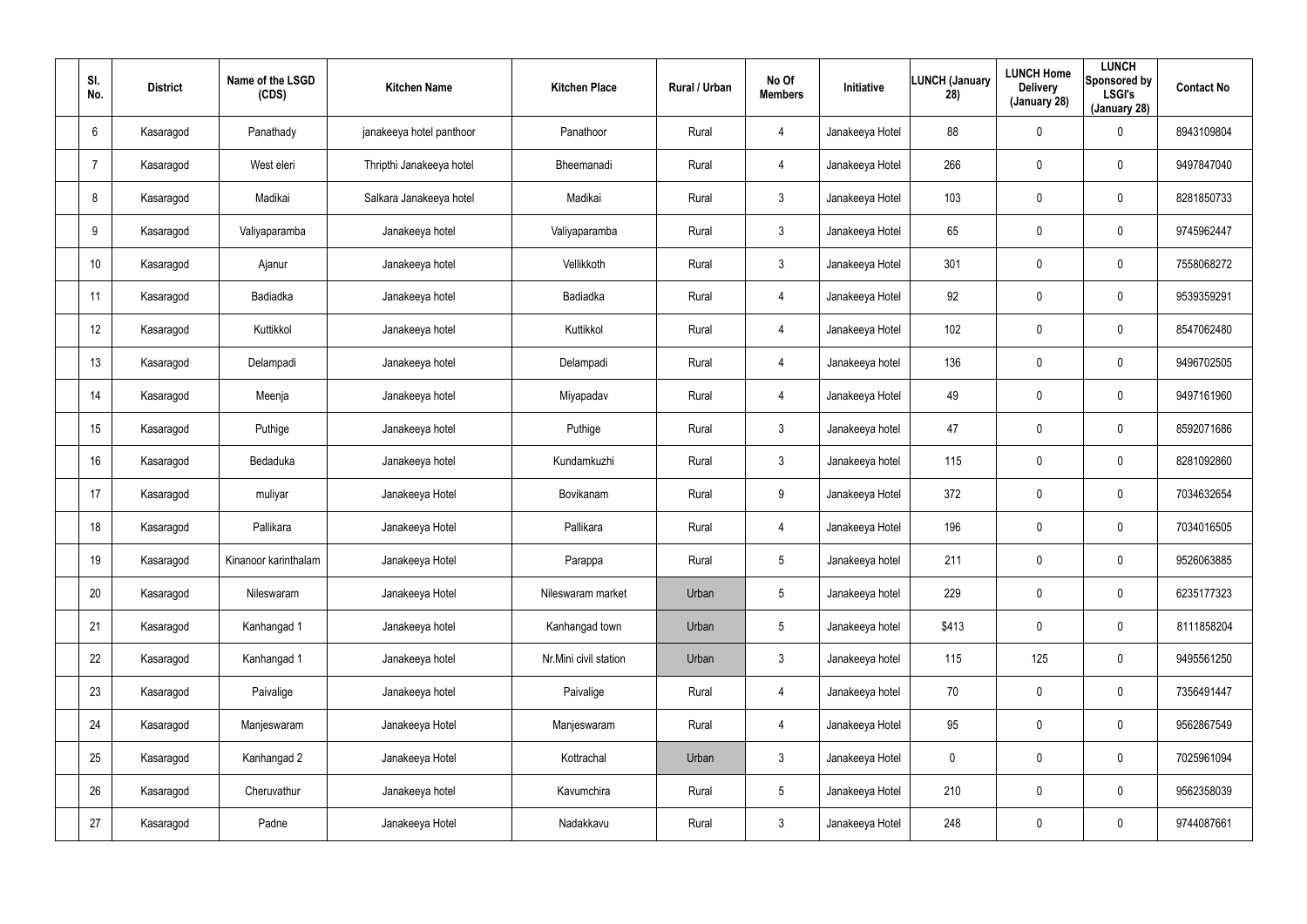| Sl. No. | District | Name of the LSGD (CDS) | Kitchen Name | Kitchen Place | Rural / Urban | No Of Members | Initiative | LUNCH (January 28) | LUNCH Home Delivery (January 28) | LUNCH Sponsored by LSGI's (January 28) | Contact No |
|---|---|---|---|---|---|---|---|---|---|---|---|
| 6 | Kasaragod | Panathady | janakeeya hotel panthoor | Panathoor | Rural | 4 | Janakeeya Hotel | 88 | 0 | 0 | 8943109804 |
| 7 | Kasaragod | West eleri | Thripthi Janakeeya hotel | Bheemanadi | Rural | 4 | Janakeeya Hotel | 266 | 0 | 0 | 9497847040 |
| 8 | Kasaragod | Madikai | Salkara Janakeeya hotel | Madikai | Rural | 3 | Janakeeya Hotel | 103 | 0 | 0 | 8281850733 |
| 9 | Kasaragod | Valiyaparamba | Janakeeya hotel | Valiyaparamba | Rural | 3 | Janakeeya Hotel | 65 | 0 | 0 | 9745962447 |
| 10 | Kasaragod | Ajanur | Janakeeya hotel | Vellikkoth | Rural | 3 | Janakeeya Hotel | 301 | 0 | 0 | 7558068272 |
| 11 | Kasaragod | Badiadka | Janakeeya hotel | Badiadka | Rural | 4 | Janakeeya Hotel | 92 | 0 | 0 | 9539359291 |
| 12 | Kasaragod | Kuttikkol | Janakeeya hotel | Kuttikkol | Rural | 4 | Janakeeya Hotel | 102 | 0 | 0 | 8547062480 |
| 13 | Kasaragod | Delampadi | Janakeeya hotel | Delampadi | Rural | 4 | Janakeeya hotel | 136 | 0 | 0 | 9496702505 |
| 14 | Kasaragod | Meenja | Janakeeya hotel | Miyapadav | Rural | 4 | Janakeeya Hotel | 49 | 0 | 0 | 9497161960 |
| 15 | Kasaragod | Puthige | Janakeeya hotel | Puthige | Rural | 3 | Janakeeya hotel | 47 | 0 | 0 | 8592071686 |
| 16 | Kasaragod | Bedaduka | Janakeeya hotel | Kundamkuzhi | Rural | 3 | Janakeeya hotel | 115 | 0 | 0 | 8281092860 |
| 17 | Kasaragod | muliyar | Janakeeya Hotel | Bovikanam | Rural | 9 | Janakeeya Hotel | 372 | 0 | 0 | 7034632654 |
| 18 | Kasaragod | Pallikara | Janakeeya Hotel | Pallikara | Rural | 4 | Janakeeya Hotel | 196 | 0 | 0 | 7034016505 |
| 19 | Kasaragod | Kinanoor karinthalam | Janakeeya Hotel | Parappa | Rural | 5 | Janakeeya hotel | 211 | 0 | 0 | 9526063885 |
| 20 | Kasaragod | Nileswaram | Janakeeya Hotel | Nileswaram market | Urban | 5 | Janakeeya hotel | 229 | 0 | 0 | 6235177323 |
| 21 | Kasaragod | Kanhangad 1 | Janakeeya hotel | Kanhangad town | Urban | 5 | Janakeeya hotel | $413 | 0 | 0 | 8111858204 |
| 22 | Kasaragod | Kanhangad 1 | Janakeeya hotel | Nr.Mini civil station | Urban | 3 | Janakeeya hotel | 115 | 125 | 0 | 9495561250 |
| 23 | Kasaragod | Paivalige | Janakeeya hotel | Paivalige | Rural | 4 | Janakeeya hotel | 70 | 0 | 0 | 7356491447 |
| 24 | Kasaragod | Manjeswaram | Janakeeya Hotel | Manjeswaram | Rural | 4 | Janakeeya Hotel | 95 | 0 | 0 | 9562867549 |
| 25 | Kasaragod | Kanhangad 2 | Janakeeya Hotel | Kottrachal | Urban | 3 | Janakeeya Hotel | 0 | 0 | 0 | 7025961094 |
| 26 | Kasaragod | Cheruvathur | Janakeeya hotel | Kavumchira | Rural | 5 | Janakeeya Hotel | 210 | 0 | 0 | 9562358039 |
| 27 | Kasaragod | Padne | Janakeeya Hotel | Nadakkavu | Rural | 3 | Janakeeya Hotel | 248 | 0 | 0 | 9744087661 |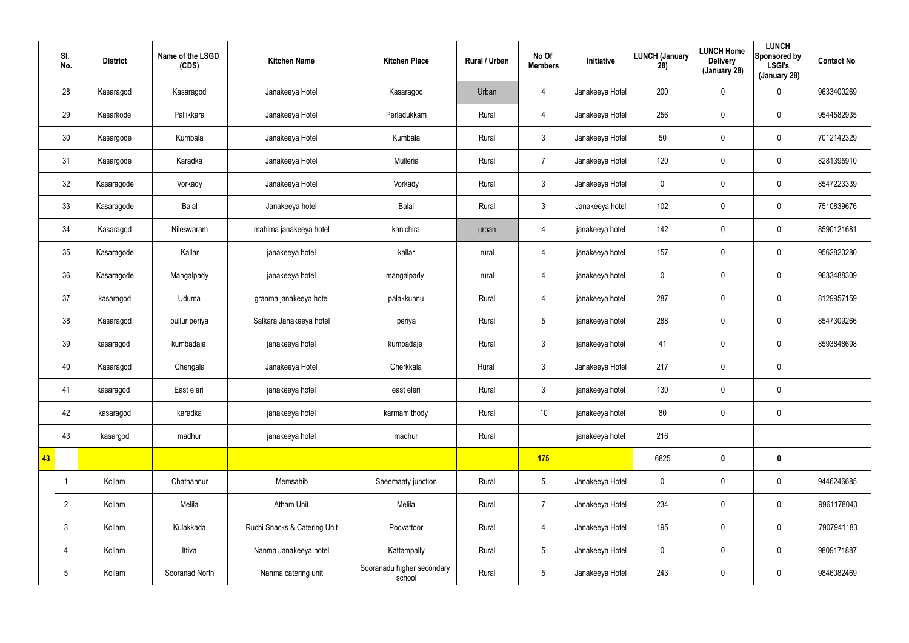| | Sl. No. | District | Name of the LSGD (CDS) | Kitchen Name | Kitchen Place | Rural / Urban | No Of Members | Initiative | LUNCH (January 28) | LUNCH Home Delivery (January 28) | LUNCH Sponsored by LSGI's (January 28) | Contact No |
|---|---|---|---|---|---|---|---|---|---|---|---|---|
| | 28 | Kasaragod | Kasaragod | Janakeeya Hotel | Kasaragod | Urban | 4 | Janakeeya Hotel | 200 | 0 | 0 | 9633400269 |
| | 29 | Kasarkode | Pallikkara | Janakeeya Hotel | Perladukkam | Rural | 4 | Janakeeya Hotel | 256 | 0 | 0 | 9544582935 |
| | 30 | Kasargode | Kumbala | Janakeeya Hotel | Kumbala | Rural | 3 | Janakeeya Hotel | 50 | 0 | 0 | 7012142329 |
| | 31 | Kasargode | Karadka | Janakeeya Hotel | Mulleria | Rural | 7 | Janakeeya Hotel | 120 | 0 | 0 | 8281395910 |
| | 32 | Kasaragode | Vorkady | Janakeeya Hotel | Vorkady | Rural | 3 | Janakeeya Hotel | 0 | 0 | 0 | 8547223339 |
| | 33 | Kasaragode | Balal | Janakeeya hotel | Balal | Rural | 3 | Janakeeya hotel | 102 | 0 | 0 | 7510839676 |
| | 34 | Kasaragod | Nileswaram | mahima janakeeya hotel | kanichira | urban | 4 | janakeeya hotel | 142 | 0 | 0 | 8590121681 |
| | 35 | Kasaragode | Kallar | janakeeya hotel | kallar | rural | 4 | janakeeya hotel | 157 | 0 | 0 | 9562820280 |
| | 36 | Kasaragode | Mangalpady | janakeeya hotel | mangalpady | rural | 4 | janakeeya hotel | 0 | 0 | 0 | 9633488309 |
| | 37 | kasaragod | Uduma | granma janakeeya hotel | palakkunnu | Rural | 4 | janakeeya hotel | 287 | 0 | 0 | 8129957159 |
| | 38 | Kasaragod | pullur periya | Salkara Janakeeya hotel | periya | Rural | 5 | janakeeya hotel | 288 | 0 | 0 | 8547309266 |
| | 39 | kasaragod | kumbadaje | janakeeya hotel | kumbadaje | Rural | 3 | janakeeya hotel | 41 | 0 | 0 | 8593848698 |
| | 40 | Kasaragod | Chengala | Janakeeya Hotel | Cherkkala | Rural | 3 | Janakeeya Hotel | 217 | 0 | 0 | |
| | 41 | kasaragod | East eleri | janakeeya hotel | east eleri | Rural | 3 | janakeeya hotel | 130 | 0 | 0 | |
| | 42 | kasaragod | karadka | janakeeya hotel | karmam thody | Rural | 10 | janakeeya hotel | 80 | 0 | 0 | |
| | 43 | kasargod | madhur | janakeeya hotel | madhur | Rural | | janakeeya hotel | 216 | | | |
| **43** | | | | | | | **175** | | 6825 | **0** | **0** | |
| | 1 | Kollam | Chathannur | Memsahib | Sheemaaty junction | Rural | 5 | Janakeeya Hotel | 0 | 0 | 0 | 9446246685 |
| | 2 | Kollam | Melila | Atham Unit | Melila | Rural | 7 | Janakeeya Hotel | 234 | 0 | 0 | 9961178040 |
| | 3 | Kollam | Kulakkada | Ruchi Snacks & Catering Unit | Poovattoor | Rural | 4 | Janakeeya Hotel | 195 | 0 | 0 | 7907941183 |
| | 4 | Kollam | Ittiva | Nanma Janakeeya hotel | Kattampally | Rural | 5 | Janakeeya Hotel | 0 | 0 | 0 | 9809171887 |
| | 5 | Kollam | Sooranad North | Nanma catering unit | Sooranadu higher secondary school | Rural | 5 | Janakeeya Hotel | 243 | 0 | 0 | 9846082469 |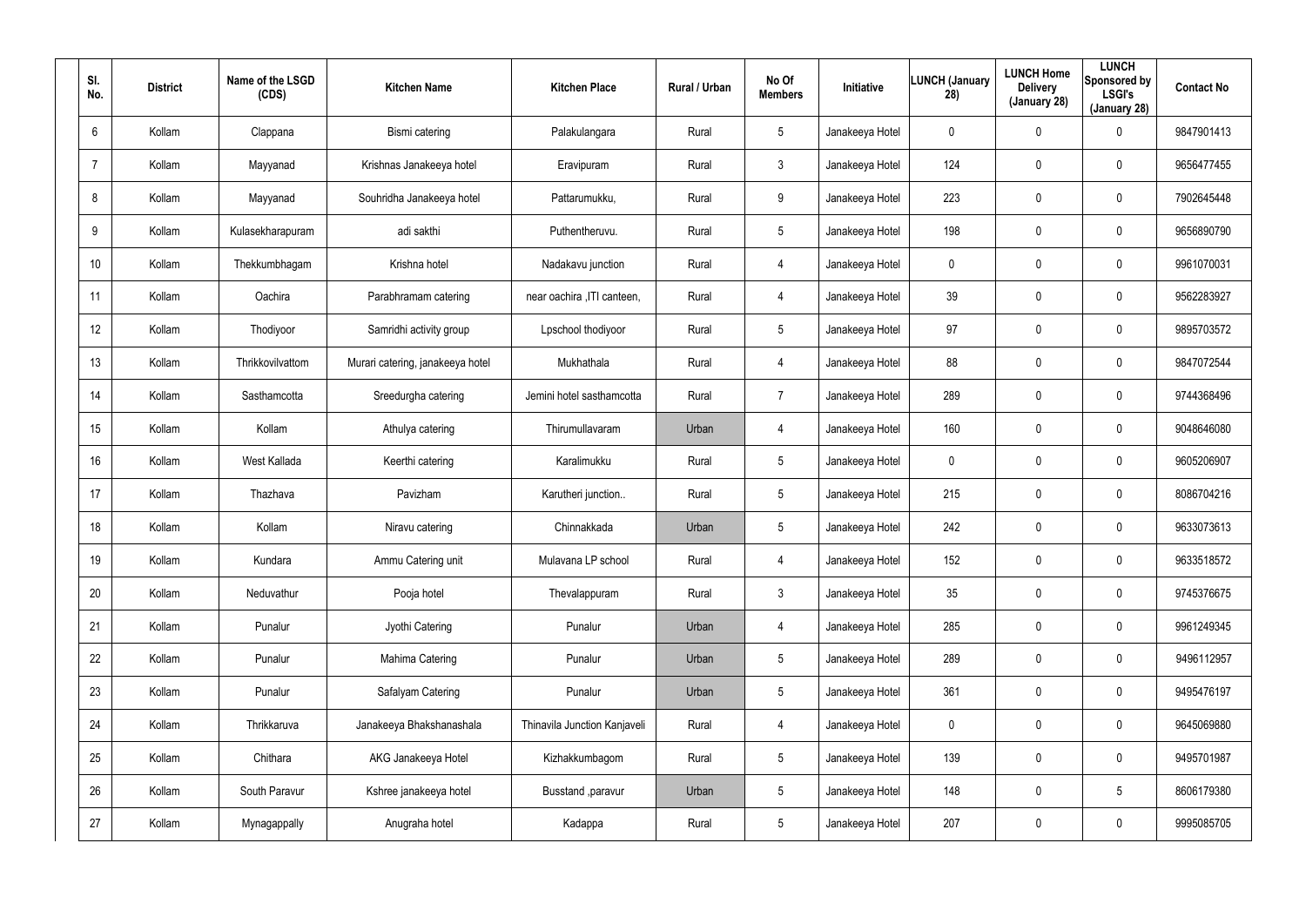| Sl. No. | District | Name of the LSGD (CDS) | Kitchen Name | Kitchen Place | Rural / Urban | No Of Members | Initiative | LUNCH (January 28) | LUNCH Home Delivery (January 28) | LUNCH Sponsored by LSGI's (January 28) | Contact No |
|---|---|---|---|---|---|---|---|---|---|---|---|
| 6 | Kollam | Clappana | Bismi catering | Palakulangara | Rural | 5 | Janakeeya Hotel | 0 | 0 | 0 | 9847901413 |
| 7 | Kollam | Mayyanad | Krishnas Janakeeya hotel | Eravipuram | Rural | 3 | Janakeeya Hotel | 124 | 0 | 0 | 9656477455 |
| 8 | Kollam | Mayyanad | Souhridha Janakeeya hotel | Pattarumukku, | Rural | 9 | Janakeeya Hotel | 223 | 0 | 0 | 7902645448 |
| 9 | Kollam | Kulasekharapuram | adi sakthi | Puthentheruvu. | Rural | 5 | Janakeeya Hotel | 198 | 0 | 0 | 9656890790 |
| 10 | Kollam | Thekkumbhagam | Krishna hotel | Nadakavu junction | Rural | 4 | Janakeeya Hotel | 0 | 0 | 0 | 9961070031 |
| 11 | Kollam | Oachira | Parabhramam catering | near oachira ,ITI canteen, | Rural | 4 | Janakeeya Hotel | 39 | 0 | 0 | 9562283927 |
| 12 | Kollam | Thodiyoor | Samridhi activity group | Lpschool thodiyoor | Rural | 5 | Janakeeya Hotel | 97 | 0 | 0 | 9895703572 |
| 13 | Kollam | Thrikkovilvattom | Murari catering, janakeeya hotel | Mukhathala | Rural | 4 | Janakeeya Hotel | 88 | 0 | 0 | 9847072544 |
| 14 | Kollam | Sasthamcotta | Sreedurgha catering | Jemini hotel sasthamcotta | Rural | 7 | Janakeeya Hotel | 289 | 0 | 0 | 9744368496 |
| 15 | Kollam | Kollam | Athulya catering | Thirumullavaram | Urban | 4 | Janakeeya Hotel | 160 | 0 | 0 | 9048646080 |
| 16 | Kollam | West Kallada | Keerthi catering | Karalimukku | Rural | 5 | Janakeeya Hotel | 0 | 0 | 0 | 9605206907 |
| 17 | Kollam | Thazhava | Pavizham | Karutheri junction.. | Rural | 5 | Janakeeya Hotel | 215 | 0 | 0 | 8086704216 |
| 18 | Kollam | Kollam | Niravu catering | Chinnakkada | Urban | 5 | Janakeeya Hotel | 242 | 0 | 0 | 9633073613 |
| 19 | Kollam | Kundara | Ammu Catering unit | Mulavana LP school | Rural | 4 | Janakeeya Hotel | 152 | 0 | 0 | 9633518572 |
| 20 | Kollam | Neduvathur | Pooja hotel | Thevalappuram | Rural | 3 | Janakeeya Hotel | 35 | 0 | 0 | 9745376675 |
| 21 | Kollam | Punalur | Jyothi Catering | Punalur | Urban | 4 | Janakeeya Hotel | 285 | 0 | 0 | 9961249345 |
| 22 | Kollam | Punalur | Mahima Catering | Punalur | Urban | 5 | Janakeeya Hotel | 289 | 0 | 0 | 9496112957 |
| 23 | Kollam | Punalur | Safalyam Catering | Punalur | Urban | 5 | Janakeeya Hotel | 361 | 0 | 0 | 9495476197 |
| 24 | Kollam | Thrikkaruva | Janakeeya Bhakshanashala | Thinavila Junction Kanjaveli | Rural | 4 | Janakeeya Hotel | 0 | 0 | 0 | 9645069880 |
| 25 | Kollam | Chithara | AKG Janakeeya Hotel | Kizhakkumbagom | Rural | 5 | Janakeeya Hotel | 139 | 0 | 0 | 9495701987 |
| 26 | Kollam | South Paravur | Kshree janakeeya hotel | Busstand ,paravur | Urban | 5 | Janakeeya Hotel | 148 | 0 | 5 | 8606179380 |
| 27 | Kollam | Mynagappally | Anugraha hotel | Kadappa | Rural | 5 | Janakeeya Hotel | 207 | 0 | 0 | 9995085705 |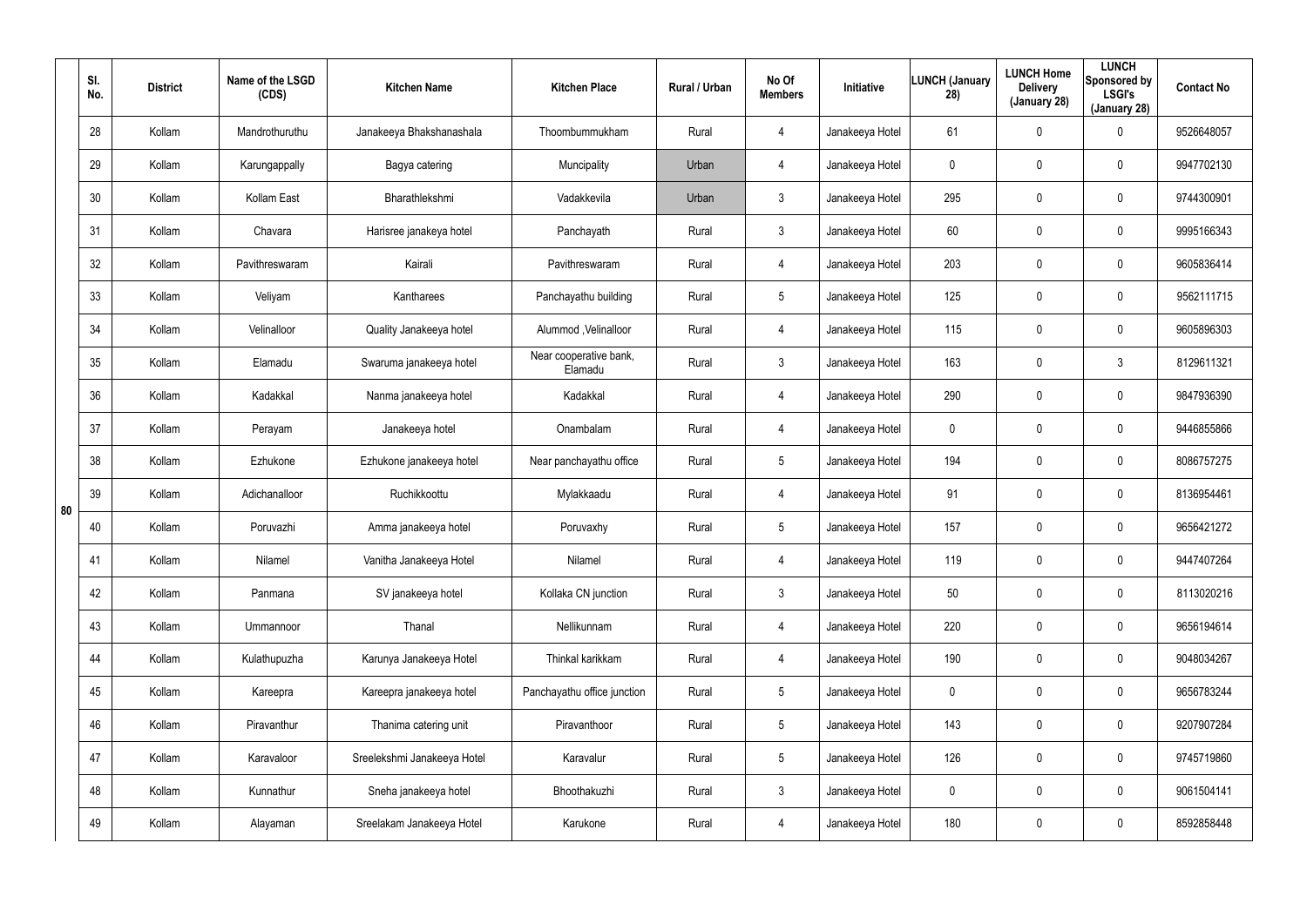| | Sl. No. | District | Name of the LSGD (CDS) | Kitchen Name | Kitchen Place | Rural / Urban | No Of Members | Initiative | LUNCH (January 28) | LUNCH Home Delivery (January 28) | LUNCH Sponsored by LSGI's (January 28) | Contact No |
|---|---|---|---|---|---|---|---|---|---|---|---|---|
| 80 | 28 | Kollam | Mandrothuruthu | Janakeeya Bhakshanashala | Thoombummukham | Rural | 4 | Janakeeya Hotel | 61 | 0 | 0 | 9526648057 |
| | 29 | Kollam | Karungappally | Bagya catering | Muncipality | Urban | 4 | Janakeeya Hotel | 0 | 0 | 0 | 9947702130 |
| | 30 | Kollam | Kollam East | Bharathlekshmi | Vadakkevila | Urban | 3 | Janakeeya Hotel | 295 | 0 | 0 | 9744300901 |
| | 31 | Kollam | Chavara | Harisree janakeya hotel | Panchayath | Rural | 3 | Janakeeya Hotel | 60 | 0 | 0 | 9995166343 |
| | 32 | Kollam | Pavithreswaram | Kairali | Pavithreswaram | Rural | 4 | Janakeeya Hotel | 203 | 0 | 0 | 9605836414 |
| | 33 | Kollam | Veliyam | Kantharees | Panchayathu building | Rural | 5 | Janakeeya Hotel | 125 | 0 | 0 | 9562111715 |
| | 34 | Kollam | Velinalloor | Quality Janakeeya hotel | Alummod ,Velinalloor | Rural | 4 | Janakeeya Hotel | 115 | 0 | 0 | 9605896303 |
| | 35 | Kollam | Elamadu | Swaruma janakeeya hotel | Near cooperative bank, Elamadu | Rural | 3 | Janakeeya Hotel | 163 | 0 | 3 | 8129611321 |
| | 36 | Kollam | Kadakkal | Nanma janakeeya hotel | Kadakkal | Rural | 4 | Janakeeya Hotel | 290 | 0 | 0 | 9847936390 |
| | 37 | Kollam | Perayam | Janakeeya hotel | Onambalam | Rural | 4 | Janakeeya Hotel | 0 | 0 | 0 | 9446855866 |
| | 38 | Kollam | Ezhukone | Ezhukone janakeeya hotel | Near panchayathu office | Rural | 5 | Janakeeya Hotel | 194 | 0 | 0 | 8086757275 |
| | 39 | Kollam | Adichanalloor | Ruchikkoottu | Mylakkaadu | Rural | 4 | Janakeeya Hotel | 91 | 0 | 0 | 8136954461 |
| | 40 | Kollam | Poruvazhi | Amma janakeeya hotel | Poruvaxhy | Rural | 5 | Janakeeya Hotel | 157 | 0 | 0 | 9656421272 |
| | 41 | Kollam | Nilamel | Vanitha Janakeeya Hotel | Nilamel | Rural | 4 | Janakeeya Hotel | 119 | 0 | 0 | 9447407264 |
| | 42 | Kollam | Panmana | SV janakeeya hotel | Kollaka CN junction | Rural | 3 | Janakeeya Hotel | 50 | 0 | 0 | 8113020216 |
| | 43 | Kollam | Ummannoor | Thanal | Nellikunnam | Rural | 4 | Janakeeya Hotel | 220 | 0 | 0 | 9656194614 |
| | 44 | Kollam | Kulathupuzha | Karunya Janakeeya Hotel | Thinkal karikkam | Rural | 4 | Janakeeya Hotel | 190 | 0 | 0 | 9048034267 |
| | 45 | Kollam | Kareepra | Kareepra janakeeya hotel | Panchayathu office junction | Rural | 5 | Janakeeya Hotel | 0 | 0 | 0 | 9656783244 |
| | 46 | Kollam | Piravanthur | Thanima catering unit | Piravanthoor | Rural | 5 | Janakeeya Hotel | 143 | 0 | 0 | 9207907284 |
| | 47 | Kollam | Karavaloor | Sreelekshmi Janakeeya Hotel | Karavalur | Rural | 5 | Janakeeya Hotel | 126 | 0 | 0 | 9745719860 |
| | 48 | Kollam | Kunnathur | Sneha janakeeya hotel | Bhoothakuzhi | Rural | 3 | Janakeeya Hotel | 0 | 0 | 0 | 9061504141 |
| | 49 | Kollam | Alayaman | Sreelakam Janakeeya Hotel | Karukone | Rural | 4 | Janakeeya Hotel | 180 | 0 | 0 | 8592858448 |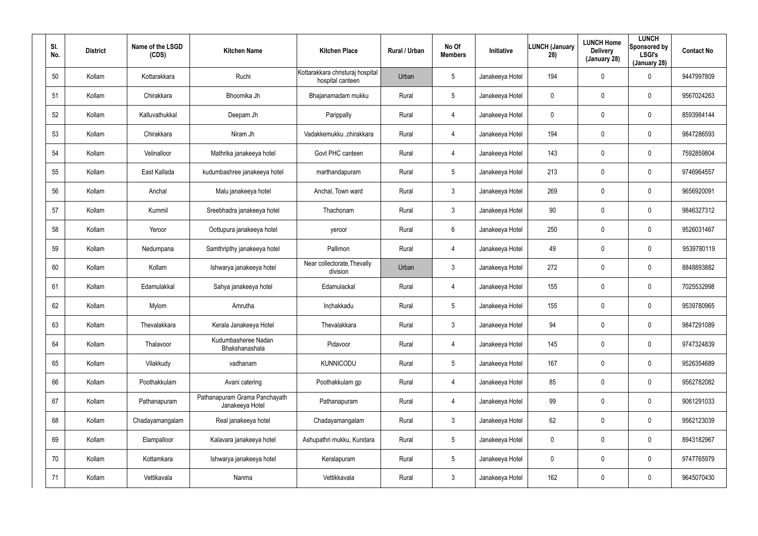| Sl. No. | District | Name of the LSGD (CDS) | Kitchen Name | Kitchen Place | Rural / Urban | No Of Members | Initiative | LUNCH (January 28) | LUNCH Home Delivery (January 28) | LUNCH Sponsored by LSGI's (January 28) | Contact No |
|---|---|---|---|---|---|---|---|---|---|---|---|
| 50 | Kollam | Kottarakkara | Ruchi | Kottarakkara christuraj hospital hospital canteen | Urban | 5 | Janakeeya Hotel | 194 | 0 | 0 | 9447997809 |
| 51 | Kollam | Chirakkara | Bhoomika Jh | Bhajanamadam mukku | Rural | 5 | Janakeeya Hotel | 0 | 0 | 0 | 9567024263 |
| 52 | Kollam | Kalluvathukkal | Deepam Jh | Parippally | Rural | 4 | Janakeeya Hotel | 0 | 0 | 0 | 8593984144 |
| 53 | Kollam | Chirakkara | Niram Jh | Vadakkemukku ,chirakkara | Rural | 4 | Janakeeya Hotel | 194 | 0 | 0 | 9847286593 |
| 54 | Kollam | Velinalloor | Mathrika janakeeya hotel | Govt PHC canteen | Rural | 4 | Janakeeya Hotel | 143 | 0 | 0 | 7592859804 |
| 55 | Kollam | East Kallada | kudumbashree janakeeya hotel | marthandapuram | Rural | 5 | Janakeeya Hotel | 213 | 0 | 0 | 9746964557 |
| 56 | Kollam | Anchal | Malu janakeeya hotel | Anchal, Town ward | Rural | 3 | Janakeeya Hotel | 269 | 0 | 0 | 9656920091 |
| 57 | Kollam | Kummil | Sreebhadra janakeeya hotel | Thachonam | Rural | 3 | Janakeeya Hotel | 90 | 0 | 0 | 9846327312 |
| 58 | Kollam | Yeroor | Oottupura janakeeya hotel | yeroor | Rural | 6 | Janakeeya Hotel | 250 | 0 | 0 | 9526031467 |
| 59 | Kollam | Nedumpana | Samthripthy janakeeya hotel | Pallimon | Rural | 4 | Janakeeya Hotel | 49 | 0 | 0 | 9539780119 |
| 60 | Kollam | Kollam | Ishwarya janakeeya hotel | Near collectorate,Thevally division | Urban | 3 | Janakeeya Hotel | 272 | 0 | 0 | 8848893882 |
| 61 | Kollam | Edamulakkal | Sahya janakeeya hotel | Edamulackal | Rural | 4 | Janakeeya Hotel | 155 | 0 | 0 | 7025532998 |
| 62 | Kollam | Mylom | Amrutha | Inchakkadu | Rural | 5 | Janakeeya Hotel | 155 | 0 | 0 | 9539780965 |
| 63 | Kollam | Thevalakkara | Kerala Janakeeya Hotel | Thevalakkara | Rural | 3 | Janakeeya Hotel | 94 | 0 | 0 | 9847291089 |
| 64 | Kollam | Thalavoor | Kudumbasheree Nadan Bhakshanashala | Pidavoor | Rural | 4 | Janakeeya Hotel | 145 | 0 | 0 | 9747324839 |
| 65 | Kollam | Vilakkudy | vadhanam | KUNNICODU | Rural | 5 | Janakeeya Hotel | 167 | 0 | 0 | 9526354689 |
| 66 | Kollam | Poothakkulam | Avani catering | Poothakkulam gp | Rural | 4 | Janakeeya Hotel | 85 | 0 | 0 | 9562782082 |
| 67 | Kollam | Pathanapuram | Pathanapuram Grama Panchayath Janakeeya Hotel | Pathanapuram | Rural | 4 | Janakeeya Hotel | 99 | 0 | 0 | 9061291033 |
| 68 | Kollam | Chadayamangalam | Real janakeeya hotel | Chadayamangalam | Rural | 3 | Janakeeya Hotel | 62 | 0 | 0 | 9562123039 |
| 69 | Kollam | Elampalloor | Kalavara janakeeya hotel | Ashupathri mukku, Kundara | Rural | 5 | Janakeeya Hotel | 0 | 0 | 0 | 8943182967 |
| 70 | Kollam | Kottamkara | Ishwarya janakeeya hotel | Keralapuram | Rural | 5 | Janakeeya Hotel | 0 | 0 | 0 | 9747765979 |
| 71 | Kollam | Vettikavala | Nanma | Vettikkavala | Rural | 3 | Janakeeya Hotel | 162 | 0 | 0 | 9645070430 |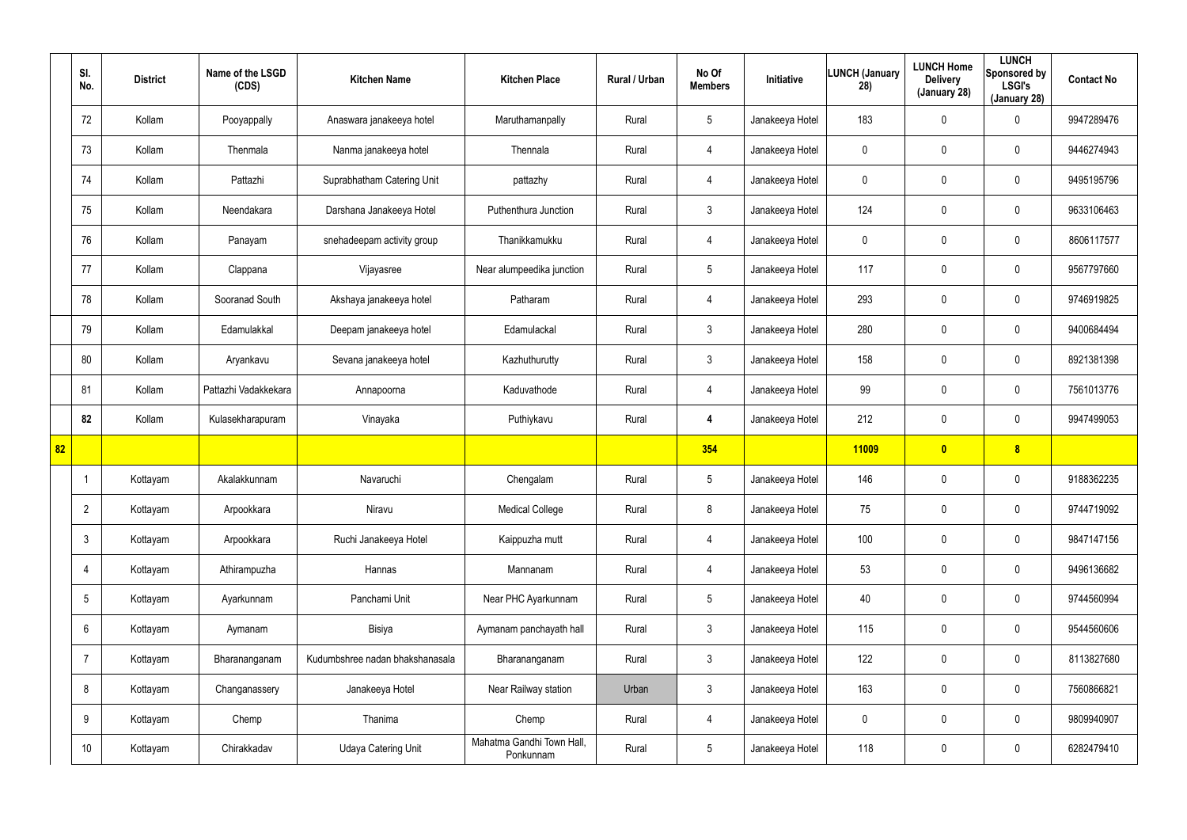|  | Sl. No. | District | Name of the LSGD (CDS) | Kitchen Name | Kitchen Place | Rural / Urban | No Of Members | Initiative | LUNCH (January 28) | LUNCH Home Delivery (January 28) | LUNCH Sponsored by LSGI's (January 28) | Contact No |
|---|---|---|---|---|---|---|---|---|---|---|---|---|
|  | 72 | Kollam | Pooyappally | Anaswara janakeeya hotel | Maruthamanpally | Rural | 5 | Janakeeya Hotel | 183 | 0 | 0 | 9947289476 |
|  | 73 | Kollam | Thenmala | Nanma janakeeya hotel | Thennala | Rural | 4 | Janakeeya Hotel | 0 | 0 | 0 | 9446274943 |
|  | 74 | Kollam | Pattazhi | Suprabhatham Catering Unit | pattazhy | Rural | 4 | Janakeeya Hotel | 0 | 0 | 0 | 9495195796 |
|  | 75 | Kollam | Neendakara | Darshana Janakeeya Hotel | Puthenthura Junction | Rural | 3 | Janakeeya Hotel | 124 | 0 | 0 | 9633106463 |
|  | 76 | Kollam | Panayam | snehadeepam activity group | Thanikkamukku | Rural | 4 | Janakeeya Hotel | 0 | 0 | 0 | 8606117577 |
|  | 77 | Kollam | Clappana | Vijayasree | Near alumpeedika junction | Rural | 5 | Janakeeya Hotel | 117 | 0 | 0 | 9567797660 |
|  | 78 | Kollam | Sooranad South | Akshaya janakeeya hotel | Patharam | Rural | 4 | Janakeeya Hotel | 293 | 0 | 0 | 9746919825 |
|  | 79 | Kollam | Edamulakkal | Deepam janakeeya hotel | Edamulackal | Rural | 3 | Janakeeya Hotel | 280 | 0 | 0 | 9400684494 |
|  | 80 | Kollam | Aryankavu | Sevana janakeeya hotel | Kazhuthurutty | Rural | 3 | Janakeeya Hotel | 158 | 0 | 0 | 8921381398 |
|  | 81 | Kollam | Pattazhi Vadakkekara | Annapoorna | Kaduvathode | Rural | 4 | Janakeeya Hotel | 99 | 0 | 0 | 7561013776 |
|  | **82** | Kollam | Kulasekharapuram | Vinayaka | Puthiykavu | Rural | **4** | Janakeeya Hotel | 212 | 0 | 0 | 9947499053 |
| **82** |  |  |  |  |  |  | **354** |  | **11009** | **0** | **8** |  |
|  | 1 | Kottayam | Akalakkunnam | Navaruchi | Chengalam | Rural | 5 | Janakeeya Hotel | 146 | 0 | 0 | 9188362235 |
|  | 2 | Kottayam | Arpookkara | Niravu | Medical College | Rural | 8 | Janakeeya Hotel | 75 | 0 | 0 | 9744719092 |
|  | 3 | Kottayam | Arpookkara | Ruchi Janakeeya Hotel | Kaippuzha mutt | Rural | 4 | Janakeeya Hotel | 100 | 0 | 0 | 9847147156 |
|  | 4 | Kottayam | Athirampuzha | Hannas | Mannanam | Rural | 4 | Janakeeya Hotel | 53 | 0 | 0 | 9496136682 |
|  | 5 | Kottayam | Ayarkunnam | Panchami Unit | Near PHC Ayarkunnam | Rural | 5 | Janakeeya Hotel | 40 | 0 | 0 | 9744560994 |
|  | 6 | Kottayam | Aymanam | Bisiya | Aymanam panchayath hall | Rural | 3 | Janakeeya Hotel | 115 | 0 | 0 | 9544560606 |
|  | 7 | Kottayam | Bharananganam | Kudumbshree nadan bhakshanasala | Bharananganam | Rural | 3 | Janakeeya Hotel | 122 | 0 | 0 | 8113827680 |
|  | 8 | Kottayam | Changanassery | Janakeeya Hotel | Near Railway station | Urban | 3 | Janakeeya Hotel | 163 | 0 | 0 | 7560866821 |
|  | 9 | Kottayam | Chemp | Thanima | Chemp | Rural | 4 | Janakeeya Hotel | 0 | 0 | 0 | 9809940907 |
|  | 10 | Kottayam | Chirakkadav | Udaya Catering Unit | Mahatma Gandhi Town Hall, Ponkunnam | Rural | 5 | Janakeeya Hotel | 118 | 0 | 0 | 6282479410 |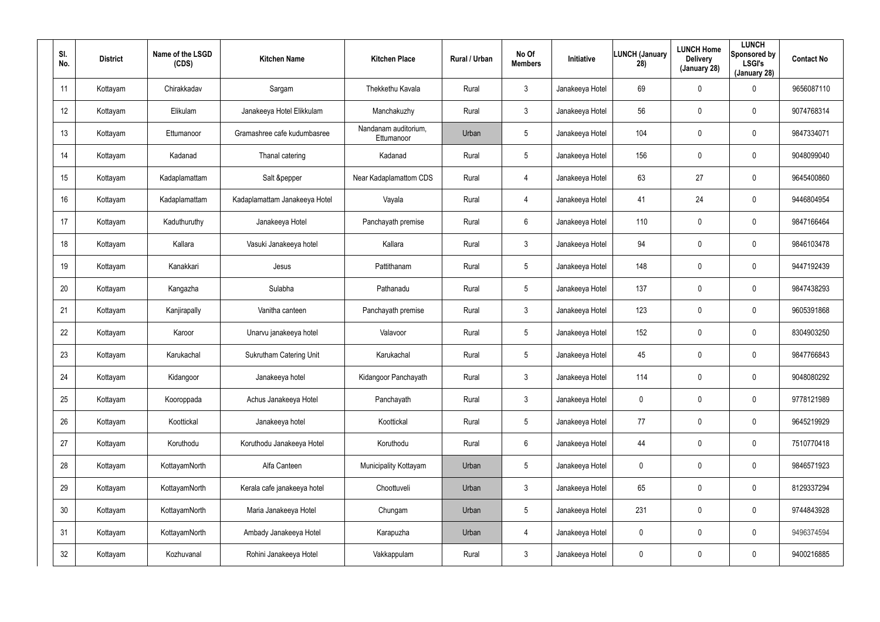| Sl. No. | District | Name of the LSGD (CDS) | Kitchen Name | Kitchen Place | Rural / Urban | No Of Members | Initiative | LUNCH (January 28) | LUNCH Home Delivery (January 28) | LUNCH Sponsored by LSGI's (January 28) | Contact No |
|---|---|---|---|---|---|---|---|---|---|---|---|
| 11 | Kottayam | Chirakkadav | Sargam | Thekkethu Kavala | Rural | 3 | Janakeeya Hotel | 69 | 0 | 0 | 9656087110 |
| 12 | Kottayam | Elikulam | Janakeeya Hotel Elikkulam | Manchakuzhy | Rural | 3 | Janakeeya Hotel | 56 | 0 | 0 | 9074768314 |
| 13 | Kottayam | Ettumanoor | Gramashree cafe kudumbasree | Nandanam auditorium, Ettumanoor | Urban | 5 | Janakeeya Hotel | 104 | 0 | 0 | 9847334071 |
| 14 | Kottayam | Kadanad | Thanal catering | Kadanad | Rural | 5 | Janakeeya Hotel | 156 | 0 | 0 | 9048099040 |
| 15 | Kottayam | Kadaplamattam | Salt &pepper | Near Kadaplamattom CDS | Rural | 4 | Janakeeya Hotel | 63 | 27 | 0 | 9645400860 |
| 16 | Kottayam | Kadaplamattam | Kadaplamattam Janakeeya Hotel | Vayala | Rural | 4 | Janakeeya Hotel | 41 | 24 | 0 | 9446804954 |
| 17 | Kottayam | Kaduthuruthy | Janakeeya Hotel | Panchayath premise | Rural | 6 | Janakeeya Hotel | 110 | 0 | 0 | 9847166464 |
| 18 | Kottayam | Kallara | Vasuki Janakeeya hotel | Kallara | Rural | 3 | Janakeeya Hotel | 94 | 0 | 0 | 9846103478 |
| 19 | Kottayam | Kanakkari | Jesus | Pattithanam | Rural | 5 | Janakeeya Hotel | 148 | 0 | 0 | 9447192439 |
| 20 | Kottayam | Kangazha | Sulabha | Pathanadu | Rural | 5 | Janakeeya Hotel | 137 | 0 | 0 | 9847438293 |
| 21 | Kottayam | Kanjirapally | Vanitha canteen | Panchayath premise | Rural | 3 | Janakeeya Hotel | 123 | 0 | 0 | 9605391868 |
| 22 | Kottayam | Karoor | Unarvu janakeeya hotel | Valavoor | Rural | 5 | Janakeeya Hotel | 152 | 0 | 0 | 8304903250 |
| 23 | Kottayam | Karukachal | Sukrutham Catering Unit | Karukachal | Rural | 5 | Janakeeya Hotel | 45 | 0 | 0 | 9847766843 |
| 24 | Kottayam | Kidangoor | Janakeeya hotel | Kidangoor Panchayath | Rural | 3 | Janakeeya Hotel | 114 | 0 | 0 | 9048080292 |
| 25 | Kottayam | Kooroppada | Achus Janakeeya Hotel | Panchayath | Rural | 3 | Janakeeya Hotel | 0 | 0 | 0 | 9778121989 |
| 26 | Kottayam | Koottickal | Janakeeya hotel | Koottickal | Rural | 5 | Janakeeya Hotel | 77 | 0 | 0 | 9645219929 |
| 27 | Kottayam | Koruthodu | Koruthodu Janakeeya Hotel | Koruthodu | Rural | 6 | Janakeeya Hotel | 44 | 0 | 0 | 7510770418 |
| 28 | Kottayam | KottayamNorth | Alfa Canteen | Municipality Kottayam | Urban | 5 | Janakeeya Hotel | 0 | 0 | 0 | 9846571923 |
| 29 | Kottayam | KottayamNorth | Kerala cafe janakeeya hotel | Choottuveli | Urban | 3 | Janakeeya Hotel | 65 | 0 | 0 | 8129337294 |
| 30 | Kottayam | KottayamNorth | Maria Janakeeya Hotel | Chungam | Urban | 5 | Janakeeya Hotel | 231 | 0 | 0 | 9744843928 |
| 31 | Kottayam | KottayamNorth | Ambady Janakeeya Hotel | Karapuzha | Urban | 4 | Janakeeya Hotel | 0 | 0 | 0 | 9496374594 |
| 32 | Kottayam | Kozhuvanal | Rohini Janakeeya Hotel | Vakkappulam | Rural | 3 | Janakeeya Hotel | 0 | 0 | 0 | 9400216885 |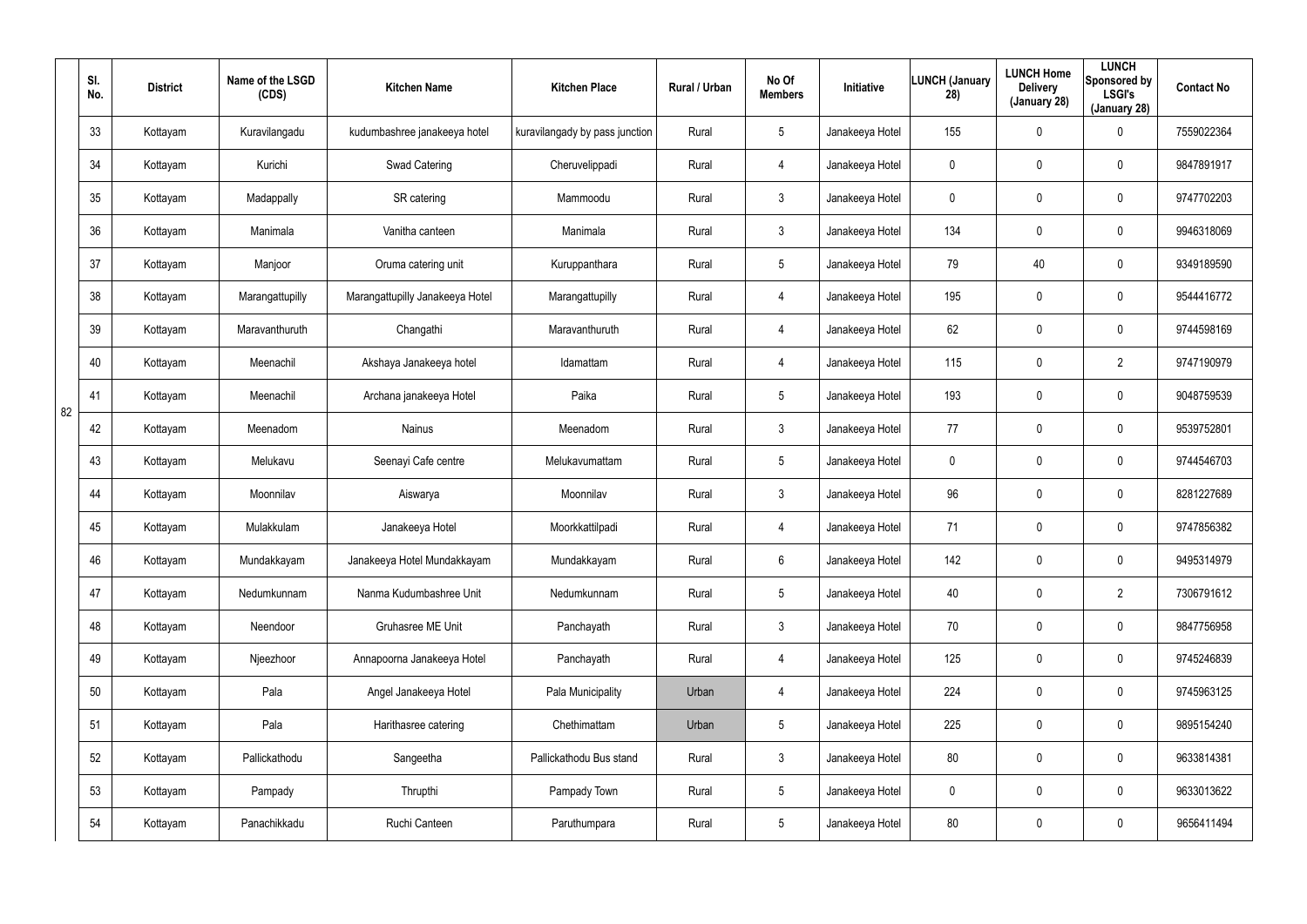| | Sl. No. | District | Name of the LSGD (CDS) | Kitchen Name | Kitchen Place | Rural / Urban | No Of Members | Initiative | LUNCH (January 28) | LUNCH Home Delivery (January 28) | LUNCH Sponsored by LSGI's (January 28) | Contact No |
|---|---|---|---|---|---|---|---|---|---|---|---|---|
| 82 | 33 | Kottayam | Kuravilangadu | kudumbashree janakeeya hotel | kuravilangady by pass junction | Rural | 5 | Janakeeya Hotel | 155 | 0 | 0 | 7559022364 |
| | 34 | Kottayam | Kurichi | Swad Catering | Cheruvelippadi | Rural | 4 | Janakeeya Hotel | 0 | 0 | 0 | 9847891917 |
| | 35 | Kottayam | Madappally | SR catering | Mammoodu | Rural | 3 | Janakeeya Hotel | 0 | 0 | 0 | 9747702203 |
| | 36 | Kottayam | Manimala | Vanitha canteen | Manimala | Rural | 3 | Janakeeya Hotel | 134 | 0 | 0 | 9946318069 |
| | 37 | Kottayam | Manjoor | Oruma catering unit | Kuruppanthara | Rural | 5 | Janakeeya Hotel | 79 | 40 | 0 | 9349189590 |
| | 38 | Kottayam | Marangattupilly | Marangattupilly Janakeeya Hotel | Marangattupilly | Rural | 4 | Janakeeya Hotel | 195 | 0 | 0 | 9544416772 |
| | 39 | Kottayam | Maravanthuruth | Changathi | Maravanthuruth | Rural | 4 | Janakeeya Hotel | 62 | 0 | 0 | 9744598169 |
| | 40 | Kottayam | Meenachil | Akshaya Janakeeya hotel | Idamattam | Rural | 4 | Janakeeya Hotel | 115 | 0 | 2 | 9747190979 |
| | 41 | Kottayam | Meenachil | Archana janakeeya Hotel | Paika | Rural | 5 | Janakeeya Hotel | 193 | 0 | 0 | 9048759539 |
| | 42 | Kottayam | Meenadom | Nainus | Meenadom | Rural | 3 | Janakeeya Hotel | 77 | 0 | 0 | 9539752801 |
| | 43 | Kottayam | Melukavu | Seenayi Cafe centre | Melukavumattam | Rural | 5 | Janakeeya Hotel | 0 | 0 | 0 | 9744546703 |
| | 44 | Kottayam | Moonnilav | Aiswarya | Moonnilav | Rural | 3 | Janakeeya Hotel | 96 | 0 | 0 | 8281227689 |
| | 45 | Kottayam | Mulakkulam | Janakeeya Hotel | Moorkkattilpadi | Rural | 4 | Janakeeya Hotel | 71 | 0 | 0 | 9747856382 |
| | 46 | Kottayam | Mundakkayam | Janakeeya Hotel Mundakkayam | Mundakkayam | Rural | 6 | Janakeeya Hotel | 142 | 0 | 0 | 9495314979 |
| | 47 | Kottayam | Nedumkunnam | Nanma Kudumbashree Unit | Nedumkunnam | Rural | 5 | Janakeeya Hotel | 40 | 0 | 2 | 7306791612 |
| | 48 | Kottayam | Neendoor | Gruhasree ME Unit | Panchayath | Rural | 3 | Janakeeya Hotel | 70 | 0 | 0 | 9847756958 |
| | 49 | Kottayam | Njeezhoor | Annapoorna Janakeeya Hotel | Panchayath | Rural | 4 | Janakeeya Hotel | 125 | 0 | 0 | 9745246839 |
| | 50 | Kottayam | Pala | Angel Janakeeya Hotel | Pala Municipality | Urban | 4 | Janakeeya Hotel | 224 | 0 | 0 | 9745963125 |
| | 51 | Kottayam | Pala | Harithasree catering | Chethimattam | Urban | 5 | Janakeeya Hotel | 225 | 0 | 0 | 9895154240 |
| | 52 | Kottayam | Pallickathodu | Sangeetha | Pallickathodu Bus stand | Rural | 3 | Janakeeya Hotel | 80 | 0 | 0 | 9633814381 |
| | 53 | Kottayam | Pampady | Thrupthi | Pampady Town | Rural | 5 | Janakeeya Hotel | 0 | 0 | 0 | 9633013622 |
| | 54 | Kottayam | Panachikkadu | Ruchi Canteen | Paruthumpara | Rural | 5 | Janakeeya Hotel | 80 | 0 | 0 | 9656411494 |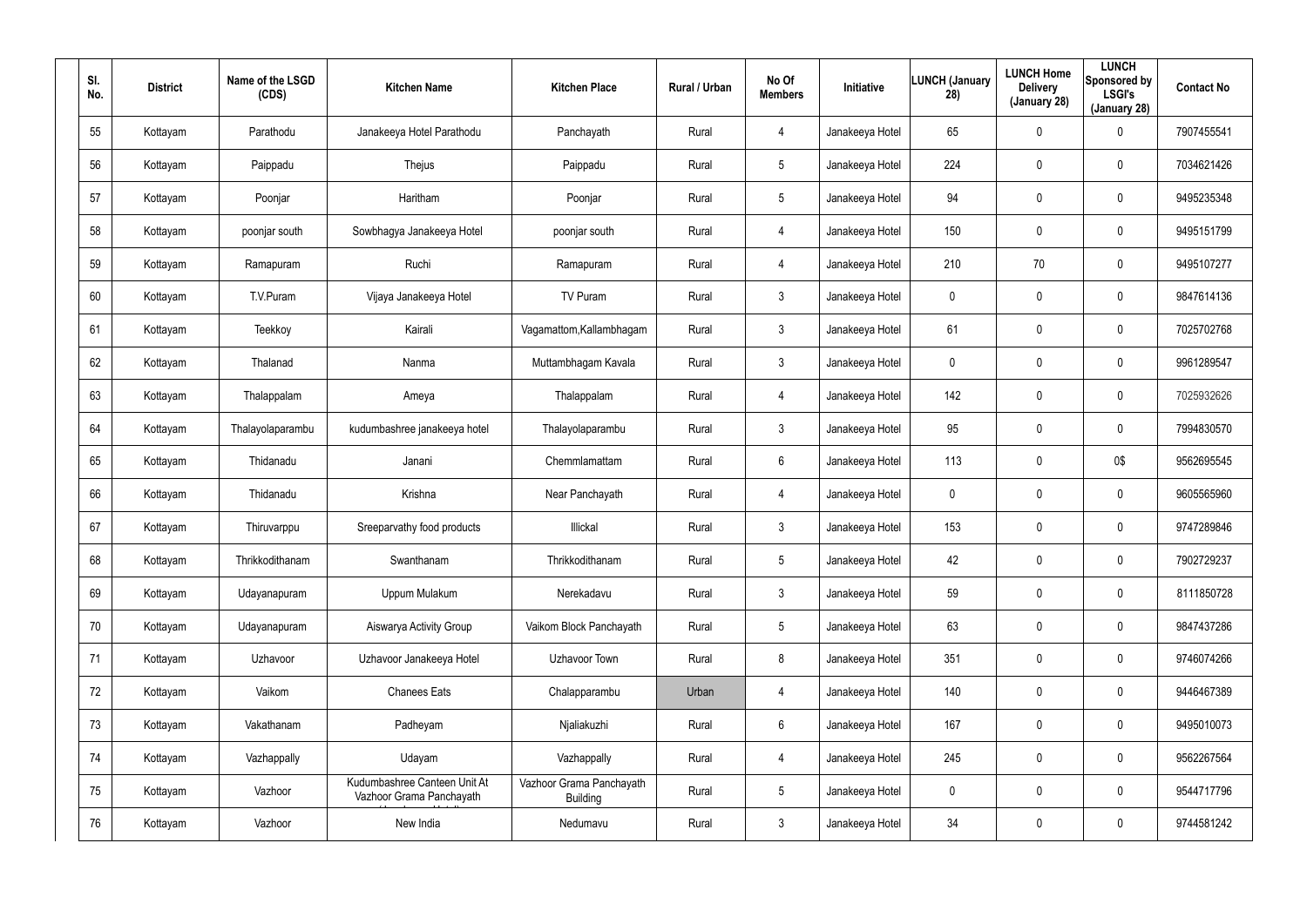| Sl. No. | District | Name of the LSGD (CDS) | Kitchen Name | Kitchen Place | Rural / Urban | No Of Members | Initiative | LUNCH (January 28) | LUNCH Home Delivery (January 28) | LUNCH Sponsored by LSGI's (January 28) | Contact No |
|---|---|---|---|---|---|---|---|---|---|---|---|
| 55 | Kottayam | Parathodu | Janakeeya Hotel Parathodu | Panchayath | Rural | 4 | Janakeeya Hotel | 65 | 0 | 0 | 7907455541 |
| 56 | Kottayam | Paippadu | Thejus | Paippadu | Rural | 5 | Janakeeya Hotel | 224 | 0 | 0 | 7034621426 |
| 57 | Kottayam | Poonjar | Haritham | Poonjar | Rural | 5 | Janakeeya Hotel | 94 | 0 | 0 | 9495235348 |
| 58 | Kottayam | poonjar south | Sowbhagya Janakeeya Hotel | poonjar south | Rural | 4 | Janakeeya Hotel | 150 | 0 | 0 | 9495151799 |
| 59 | Kottayam | Ramapuram | Ruchi | Ramapuram | Rural | 4 | Janakeeya Hotel | 210 | 70 | 0 | 9495107277 |
| 60 | Kottayam | T.V.Puram | Vijaya Janakeeya Hotel | TV Puram | Rural | 3 | Janakeeya Hotel | 0 | 0 | 0 | 9847614136 |
| 61 | Kottayam | Teekkoy | Kairali | Vagamattom,Kallambhagam | Rural | 3 | Janakeeya Hotel | 61 | 0 | 0 | 7025702768 |
| 62 | Kottayam | Thalanad | Nanma | Muttambhagam Kavala | Rural | 3 | Janakeeya Hotel | 0 | 0 | 0 | 9961289547 |
| 63 | Kottayam | Thalappalam | Ameya | Thalappalam | Rural | 4 | Janakeeya Hotel | 142 | 0 | 0 | 7025932626 |
| 64 | Kottayam | Thalayolaparambu | kudumbashree janakeeya hotel | Thalayolaparambu | Rural | 3 | Janakeeya Hotel | 95 | 0 | 0 | 7994830570 |
| 65 | Kottayam | Thidanadu | Janani | Chemmlamattam | Rural | 6 | Janakeeya Hotel | 113 | 0 | 0$ | 9562695545 |
| 66 | Kottayam | Thidanadu | Krishna | Near Panchayath | Rural | 4 | Janakeeya Hotel | 0 | 0 | 0 | 9605565960 |
| 67 | Kottayam | Thiruvarppu | Sreeparvathy food products | Illickal | Rural | 3 | Janakeeya Hotel | 153 | 0 | 0 | 9747289846 |
| 68 | Kottayam | Thrikkodithanam | Swanthanam | Thrikkodithanam | Rural | 5 | Janakeeya Hotel | 42 | 0 | 0 | 7902729237 |
| 69 | Kottayam | Udayanapuram | Uppum Mulakum | Nerekadavu | Rural | 3 | Janakeeya Hotel | 59 | 0 | 0 | 8111850728 |
| 70 | Kottayam | Udayanapuram | Aiswarya Activity Group | Vaikom Block Panchayath | Rural | 5 | Janakeeya Hotel | 63 | 0 | 0 | 9847437286 |
| 71 | Kottayam | Uzhavoor | Uzhavoor Janakeeya Hotel | Uzhavoor Town | Rural | 8 | Janakeeya Hotel | 351 | 0 | 0 | 9746074266 |
| 72 | Kottayam | Vaikom | Chanees Eats | Chalapparambu | Urban | 4 | Janakeeya Hotel | 140 | 0 | 0 | 9446467389 |
| 73 | Kottayam | Vakathanam | Padheyam | Njaliakuzhi | Rural | 6 | Janakeeya Hotel | 167 | 0 | 0 | 9495010073 |
| 74 | Kottayam | Vazhappally | Udayam | Vazhappally | Rural | 4 | Janakeeya Hotel | 245 | 0 | 0 | 9562267564 |
| 75 | Kottayam | Vazhoor | Kudumbashree Canteen Unit At Vazhoor Grama Panchayath | Vazhoor Grama Panchayath Building | Rural | 5 | Janakeeya Hotel | 0 | 0 | 0 | 9544717796 |
| 76 | Kottayam | Vazhoor | New India | Nedumavu | Rural | 3 | Janakeeya Hotel | 34 | 0 | 0 | 9744581242 |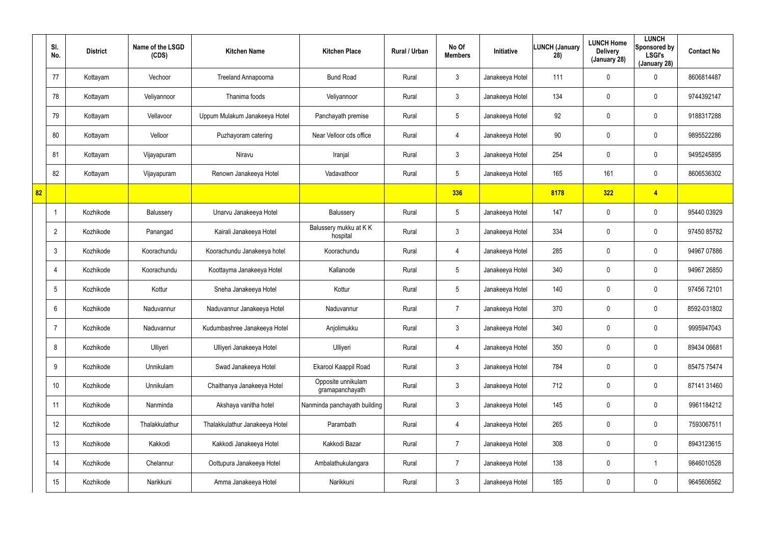|  | Sl. No. | District | Name of the LSGD (CDS) | Kitchen Name | Kitchen Place | Rural / Urban | No Of Members | Initiative | LUNCH (January 28) | LUNCH Home Delivery (January 28) | LUNCH Sponsored by LSGI's (January 28) | Contact No |
|---|---|---|---|---|---|---|---|---|---|---|---|---|
|  | 77 | Kottayam | Vechoor | Treeland Annapoorna | Bund Road | Rural | 3 | Janakeeya Hotel | 111 | 0 | 0 | 8606814487 |
|  | 78 | Kottayam | Veliyannoor | Thanima foods | Veliyannoor | Rural | 3 | Janakeeya Hotel | 134 | 0 | 0 | 9744392147 |
|  | 79 | Kottayam | Vellavoor | Uppum Mulakum Janakeeya Hotel | Panchayath premise | Rural | 5 | Janakeeya Hotel | 92 | 0 | 0 | 9188317288 |
|  | 80 | Kottayam | Velloor | Puzhayoram catering | Near Velloor cds office | Rural | 4 | Janakeeya Hotel | 90 | 0 | 0 | 9895522286 |
|  | 81 | Kottayam | Vijayapuram | Niravu | Iranjal | Rural | 3 | Janakeeya Hotel | 254 | 0 | 0 | 9495245895 |
|  | 82 | Kottayam | Vijayapuram | Renown Janakeeya Hotel | Vadavathoor | Rural | 5 | Janakeeya Hotel | 165 | 161 | 0 | 8606536302 |
| 82 |  |  |  |  |  |  | 336 |  | 8178 | 322 | 4 |  |
|  | 1 | Kozhikode | Balussery | Unarvu Janakeeya Hotel | Balussery | Rural | 5 | Janakeeya Hotel | 147 | 0 | 0 | 95440 03929 |
|  | 2 | Kozhikode | Panangad | Kairali Janakeeya Hotel | Balussery mukku at K K hospital | Rural | 3 | Janakeeya Hotel | 334 | 0 | 0 | 97450 85782 |
|  | 3 | Kozhikode | Koorachundu | Koorachundu Janakeeya hotel | Koorachundu | Rural | 4 | Janakeeya Hotel | 285 | 0 | 0 | 94967 07886 |
|  | 4 | Kozhikode | Koorachundu | Koottayma Janakeeya Hotel | Kallanode | Rural | 5 | Janakeeya Hotel | 340 | 0 | 0 | 94967 26850 |
|  | 5 | Kozhikode | Kottur | Sneha Janakeeya Hotel | Kottur | Rural | 5 | Janakeeya Hotel | 140 | 0 | 0 | 97456 72101 |
|  | 6 | Kozhikode | Naduvannur | Naduvannur Janakeeya Hotel | Naduvannur | Rural | 7 | Janakeeya Hotel | 370 | 0 | 0 | 8592-031802 |
|  | 7 | Kozhikode | Naduvannur | Kudumbashree Janakeeya Hotel | Anjolimukku | Rural | 3 | Janakeeya Hotel | 340 | 0 | 0 | 9995947043 |
|  | 8 | Kozhikode | Ulliyeri | Ulliyeri Janakeeya Hotel | Ulliyeri | Rural | 4 | Janakeeya Hotel | 350 | 0 | 0 | 89434 06681 |
|  | 9 | Kozhikode | Unnikulam | Swad Janakeeya Hotel | Ekarool Kaappil Road | Rural | 3 | Janakeeya Hotel | 784 | 0 | 0 | 85475 75474 |
|  | 10 | Kozhikode | Unnikulam | Chaithanya Janakeeya Hotel | Opposite unnikulam gramapanchayath | Rural | 3 | Janakeeya Hotel | 712 | 0 | 0 | 87141 31460 |
|  | 11 | Kozhikode | Nanminda | Akshaya vanitha hotel | Nanminda panchayath building | Rural | 3 | Janakeeya Hotel | 145 | 0 | 0 | 9961184212 |
|  | 12 | Kozhikode | Thalakkulathur | Thalakkulathur Janakeeya Hotel | Parambath | Rural | 4 | Janakeeya Hotel | 265 | 0 | 0 | 7593067511 |
|  | 13 | Kozhikode | Kakkodi | Kakkodi Janakeeya Hotel | Kakkodi Bazar | Rural | 7 | Janakeeya Hotel | 308 | 0 | 0 | 8943123615 |
|  | 14 | Kozhikode | Chelannur | Oottupura Janakeeya Hotel | Ambalathukulangara | Rural | 7 | Janakeeya Hotel | 138 | 0 | 1 | 9846010528 |
|  | 15 | Kozhikode | Narikkuni | Amma Janakeeya Hotel | Narikkuni | Rural | 3 | Janakeeya Hotel | 185 | 0 | 0 | 9645606562 |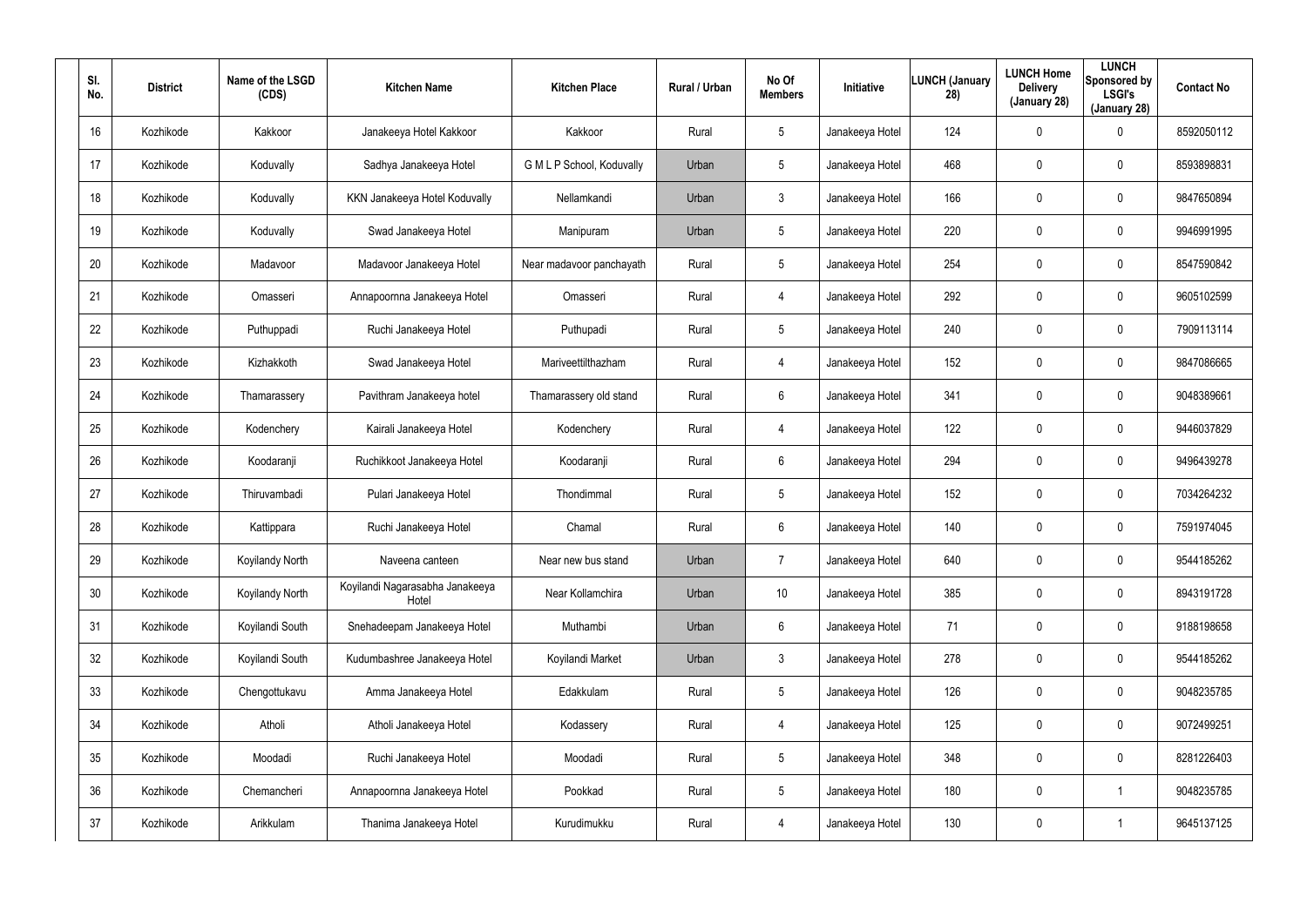| Sl. No. | District | Name of the LSGD (CDS) | Kitchen Name | Kitchen Place | Rural / Urban | No Of Members | Initiative | LUNCH (January 28) | LUNCH Home Delivery (January 28) | LUNCH Sponsored by LSGI's (January 28) | Contact No |
|---|---|---|---|---|---|---|---|---|---|---|---|
| 16 | Kozhikode | Kakkoor | Janakeeya Hotel Kakkoor | Kakkoor | Rural | 5 | Janakeeya Hotel | 124 | 0 | 0 | 8592050112 |
| 17 | Kozhikode | Koduvally | Sadhya Janakeeya Hotel | G M L P School, Koduvally | Urban | 5 | Janakeeya Hotel | 468 | 0 | 0 | 8593898831 |
| 18 | Kozhikode | Koduvally | KKN Janakeeya Hotel Koduvally | Nellamkandi | Urban | 3 | Janakeeya Hotel | 166 | 0 | 0 | 9847650894 |
| 19 | Kozhikode | Koduvally | Swad Janakeeya Hotel | Manipuram | Urban | 5 | Janakeeya Hotel | 220 | 0 | 0 | 9946991995 |
| 20 | Kozhikode | Madavoor | Madavoor Janakeeya Hotel | Near madavoor panchayath | Rural | 5 | Janakeeya Hotel | 254 | 0 | 0 | 8547590842 |
| 21 | Kozhikode | Omasseri | Annapoornna Janakeeya Hotel | Omasseri | Rural | 4 | Janakeeya Hotel | 292 | 0 | 0 | 9605102599 |
| 22 | Kozhikode | Puthuppadi | Ruchi Janakeeya Hotel | Puthupadi | Rural | 5 | Janakeeya Hotel | 240 | 0 | 0 | 7909113114 |
| 23 | Kozhikode | Kizhakkoth | Swad Janakeeya Hotel | Mariveettilthazham | Rural | 4 | Janakeeya Hotel | 152 | 0 | 0 | 9847086665 |
| 24 | Kozhikode | Thamarassery | Pavithram Janakeeya hotel | Thamarassery old stand | Rural | 6 | Janakeeya Hotel | 341 | 0 | 0 | 9048389661 |
| 25 | Kozhikode | Kodenchery | Kairali Janakeeya Hotel | Kodenchery | Rural | 4 | Janakeeya Hotel | 122 | 0 | 0 | 9446037829 |
| 26 | Kozhikode | Koodaranji | Ruchikkoot Janakeeya Hotel | Koodaranji | Rural | 6 | Janakeeya Hotel | 294 | 0 | 0 | 9496439278 |
| 27 | Kozhikode | Thiruvambadi | Pulari Janakeeya Hotel | Thondimmal | Rural | 5 | Janakeeya Hotel | 152 | 0 | 0 | 7034264232 |
| 28 | Kozhikode | Kattippara | Ruchi Janakeeya Hotel | Chamal | Rural | 6 | Janakeeya Hotel | 140 | 0 | 0 | 7591974045 |
| 29 | Kozhikode | Koyilandy North | Naveena canteen | Near new bus stand | Urban | 7 | Janakeeya Hotel | 640 | 0 | 0 | 9544185262 |
| 30 | Kozhikode | Koyilandy North | Koyilandi Nagarasabha Janakeeya Hotel | Near Kollamchira | Urban | 10 | Janakeeya Hotel | 385 | 0 | 0 | 8943191728 |
| 31 | Kozhikode | Koyilandi South | Snehadeepam Janakeeya Hotel | Muthambi | Urban | 6 | Janakeeya Hotel | 71 | 0 | 0 | 9188198658 |
| 32 | Kozhikode | Koyilandi South | Kudumbashree Janakeeya Hotel | Koyilandi Market | Urban | 3 | Janakeeya Hotel | 278 | 0 | 0 | 9544185262 |
| 33 | Kozhikode | Chengottukavu | Amma Janakeeya Hotel | Edakkulam | Rural | 5 | Janakeeya Hotel | 126 | 0 | 0 | 9048235785 |
| 34 | Kozhikode | Atholi | Atholi Janakeeya Hotel | Kodassery | Rural | 4 | Janakeeya Hotel | 125 | 0 | 0 | 9072499251 |
| 35 | Kozhikode | Moodadi | Ruchi Janakeeya Hotel | Moodadi | Rural | 5 | Janakeeya Hotel | 348 | 0 | 0 | 8281226403 |
| 36 | Kozhikode | Chemancheri | Annapoornna Janakeeya Hotel | Pookkad | Rural | 5 | Janakeeya Hotel | 180 | 0 | 1 | 9048235785 |
| 37 | Kozhikode | Arikkulam | Thanima Janakeeya Hotel | Kurudimukku | Rural | 4 | Janakeeya Hotel | 130 | 0 | 1 | 9645137125 |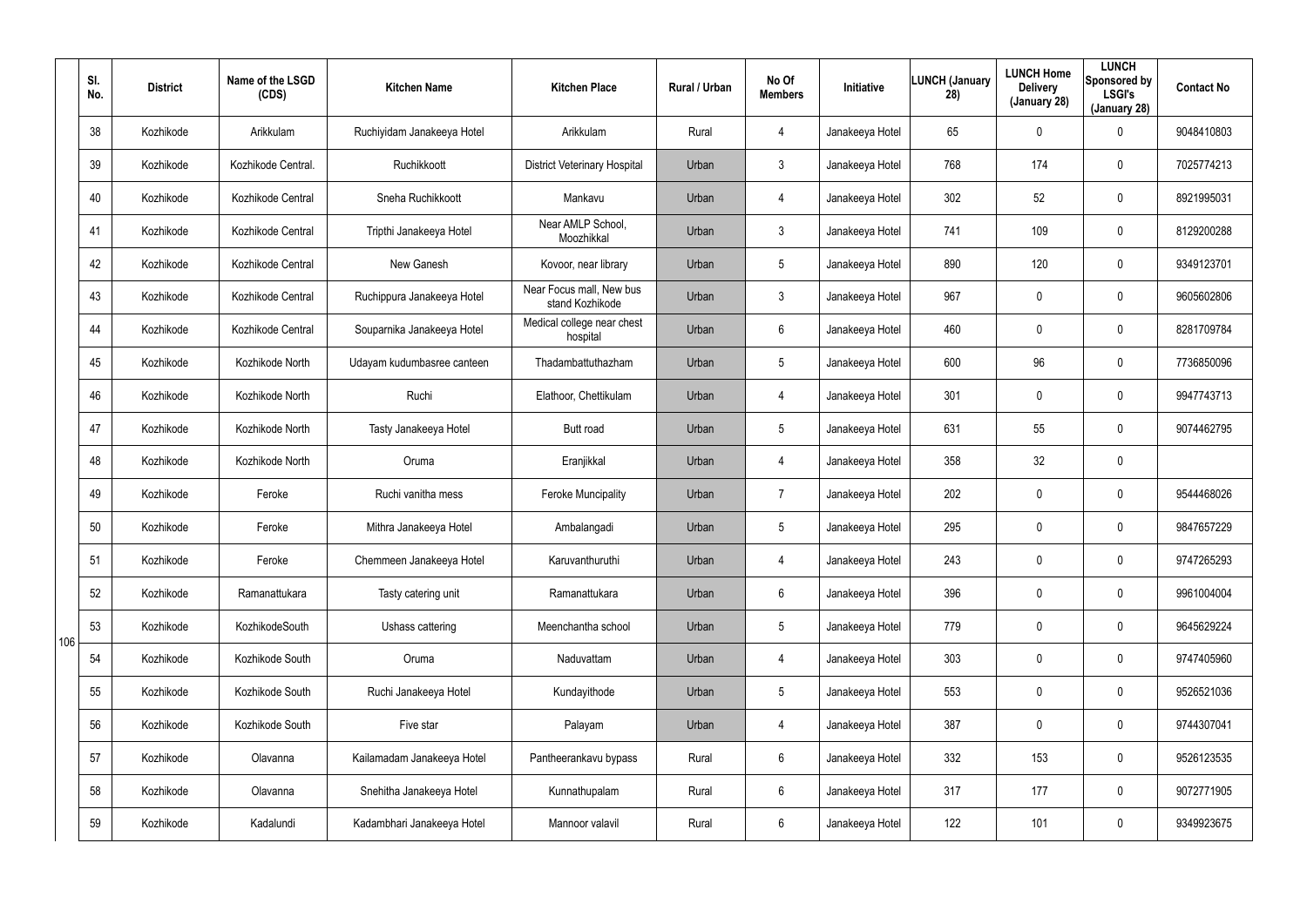| Sl. No. | District | Name of the LSGD (CDS) | Kitchen Name | Kitchen Place | Rural / Urban | No Of Members | Initiative | LUNCH (January 28) | LUNCH Home Delivery (January 28) | LUNCH Sponsored by LSGI's (January 28) | Contact No |
|---|---|---|---|---|---|---|---|---|---|---|---|
| 38 | Kozhikode | Arikkulam | Ruchiyidam Janakeeya Hotel | Arikkulam | Rural | 4 | Janakeeya Hotel | 65 | 0 | 0 | 9048410803 |
| 39 | Kozhikode | Kozhikode Central. | Ruchikkoott | District Veterinary Hospital | Urban | 3 | Janakeeya Hotel | 768 | 174 | 0 | 7025774213 |
| 40 | Kozhikode | Kozhikode Central | Sneha Ruchikkoott | Mankavu | Urban | 4 | Janakeeya Hotel | 302 | 52 | 0 | 8921995031 |
| 41 | Kozhikode | Kozhikode Central | Tripthi Janakeeya Hotel | Near AMLP School, Moozhikkal | Urban | 3 | Janakeeya Hotel | 741 | 109 | 0 | 8129200288 |
| 42 | Kozhikode | Kozhikode Central | New Ganesh | Kovoor, near library | Urban | 5 | Janakeeya Hotel | 890 | 120 | 0 | 9349123701 |
| 43 | Kozhikode | Kozhikode Central | Ruchippura Janakeeya Hotel | Near Focus mall, New bus stand Kozhikode | Urban | 3 | Janakeeya Hotel | 967 | 0 | 0 | 9605602806 |
| 44 | Kozhikode | Kozhikode Central | Souparnika Janakeeya Hotel | Medical college near chest hospital | Urban | 6 | Janakeeya Hotel | 460 | 0 | 0 | 8281709784 |
| 45 | Kozhikode | Kozhikode North | Udayam kudumbasree canteen | Thadambattuthazham | Urban | 5 | Janakeeya Hotel | 600 | 96 | 0 | 7736850096 |
| 46 | Kozhikode | Kozhikode North | Ruchi | Elathoor, Chettikulam | Urban | 4 | Janakeeya Hotel | 301 | 0 | 0 | 9947743713 |
| 47 | Kozhikode | Kozhikode North | Tasty Janakeeya Hotel | Butt road | Urban | 5 | Janakeeya Hotel | 631 | 55 | 0 | 9074462795 |
| 48 | Kozhikode | Kozhikode North | Oruma | Eranjikkal | Urban | 4 | Janakeeya Hotel | 358 | 32 | 0 | |
| 49 | Kozhikode | Feroke | Ruchi vanitha mess | Feroke Muncipality | Urban | 7 | Janakeeya Hotel | 202 | 0 | 0 | 9544468026 |
| 50 | Kozhikode | Feroke | Mithra Janakeeya Hotel | Ambalangadi | Urban | 5 | Janakeeya Hotel | 295 | 0 | 0 | 9847657229 |
| 51 | Kozhikode | Feroke | Chemmeen Janakeeya Hotel | Karuvanthuruthi | Urban | 4 | Janakeeya Hotel | 243 | 0 | 0 | 9747265293 |
| 52 | Kozhikode | Ramanattukara | Tasty catering unit | Ramanattukara | Urban | 6 | Janakeeya Hotel | 396 | 0 | 0 | 9961004004 |
| 53 | Kozhikode | KozhikodeSouth | Ushass cattering | Meenchantha school | Urban | 5 | Janakeeya Hotel | 779 | 0 | 0 | 9645629224 |
| 54 | Kozhikode | Kozhikode South | Oruma | Naduvattam | Urban | 4 | Janakeeya Hotel | 303 | 0 | 0 | 9747405960 |
| 55 | Kozhikode | Kozhikode South | Ruchi Janakeeya Hotel | Kundayithode | Urban | 5 | Janakeeya Hotel | 553 | 0 | 0 | 9526521036 |
| 56 | Kozhikode | Kozhikode South | Five star | Palayam | Urban | 4 | Janakeeya Hotel | 387 | 0 | 0 | 9744307041 |
| 57 | Kozhikode | Olavanna | Kailamadam Janakeeya Hotel | Pantheerankavu bypass | Rural | 6 | Janakeeya Hotel | 332 | 153 | 0 | 9526123535 |
| 58 | Kozhikode | Olavanna | Snehitha Janakeeya Hotel | Kunnathupalam | Rural | 6 | Janakeeya Hotel | 317 | 177 | 0 | 9072771905 |
| 59 | Kozhikode | Kadalundi | Kadambhari Janakeeya Hotel | Mannoor valavil | Rural | 6 | Janakeeya Hotel | 122 | 101 | 0 | 9349923675 |

106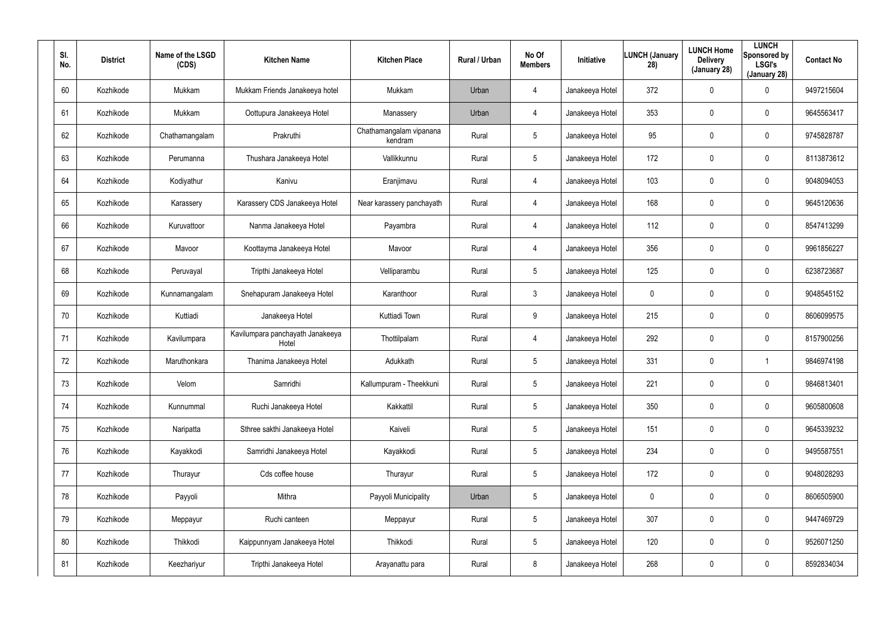| Sl. No. | District | Name of the LSGD (CDS) | Kitchen Name | Kitchen Place | Rural / Urban | No Of Members | Initiative | LUNCH (January 28) | LUNCH Home Delivery (January 28) | LUNCH Sponsored by LSGI's (January 28) | Contact No |
|---|---|---|---|---|---|---|---|---|---|---|---|
| 60 | Kozhikode | Mukkam | Mukkam Friends Janakeeya hotel | Mukkam | Urban | 4 | Janakeeya Hotel | 372 | 0 | 0 | 9497215604 |
| 61 | Kozhikode | Mukkam | Oottupura Janakeeya Hotel | Manassery | Urban | 4 | Janakeeya Hotel | 353 | 0 | 0 | 9645563417 |
| 62 | Kozhikode | Chathamangalam | Prakruthi | Chathamangalam vipanana kendram | Rural | 5 | Janakeeya Hotel | 95 | 0 | 0 | 9745828787 |
| 63 | Kozhikode | Perumanna | Thushara Janakeeya Hotel | Vallikkunnu | Rural | 5 | Janakeeya Hotel | 172 | 0 | 0 | 8113873612 |
| 64 | Kozhikode | Kodiyathur | Kanivu | Eranjimavu | Rural | 4 | Janakeeya Hotel | 103 | 0 | 0 | 9048094053 |
| 65 | Kozhikode | Karassery | Karassery CDS Janakeeya Hotel | Near karassery panchayath | Rural | 4 | Janakeeya Hotel | 168 | 0 | 0 | 9645120636 |
| 66 | Kozhikode | Kuruvattoor | Nanma Janakeeya Hotel | Payambra | Rural | 4 | Janakeeya Hotel | 112 | 0 | 0 | 8547413299 |
| 67 | Kozhikode | Mavoor | Koottayma Janakeeya Hotel | Mavoor | Rural | 4 | Janakeeya Hotel | 356 | 0 | 0 | 9961856227 |
| 68 | Kozhikode | Peruvayal | Tripthi Janakeeya Hotel | Velliparambu | Rural | 5 | Janakeeya Hotel | 125 | 0 | 0 | 6238723687 |
| 69 | Kozhikode | Kunnamangalam | Snehapuram Janakeeya Hotel | Karanthoor | Rural | 3 | Janakeeya Hotel | 0 | 0 | 0 | 9048545152 |
| 70 | Kozhikode | Kuttiadi | Janakeeya Hotel | Kuttiadi Town | Rural | 9 | Janakeeya Hotel | 215 | 0 | 0 | 8606099575 |
| 71 | Kozhikode | Kavilumpara | Kavilumpara panchayath Janakeeya Hotel | Thottilpalam | Rural | 4 | Janakeeya Hotel | 292 | 0 | 0 | 8157900256 |
| 72 | Kozhikode | Maruthonkara | Thanima Janakeeya Hotel | Adukkath | Rural | 5 | Janakeeya Hotel | 331 | 0 | 1 | 9846974198 |
| 73 | Kozhikode | Velom | Samridhi | Kallumpuram - Theekkuni | Rural | 5 | Janakeeya Hotel | 221 | 0 | 0 | 9846813401 |
| 74 | Kozhikode | Kunnummal | Ruchi Janakeeya Hotel | Kakkattil | Rural | 5 | Janakeeya Hotel | 350 | 0 | 0 | 9605800608 |
| 75 | Kozhikode | Naripatta | Sthree sakthi Janakeeya Hotel | Kaiveli | Rural | 5 | Janakeeya Hotel | 151 | 0 | 0 | 9645339232 |
| 76 | Kozhikode | Kayakkodi | Samridhi Janakeeya Hotel | Kayakkodi | Rural | 5 | Janakeeya Hotel | 234 | 0 | 0 | 9495587551 |
| 77 | Kozhikode | Thurayur | Cds coffee house | Thurayur | Rural | 5 | Janakeeya Hotel | 172 | 0 | 0 | 9048028293 |
| 78 | Kozhikode | Payyoli | Mithra | Payyoli Municipality | Urban | 5 | Janakeeya Hotel | 0 | 0 | 0 | 8606505900 |
| 79 | Kozhikode | Meppayur | Ruchi canteen | Meppayur | Rural | 5 | Janakeeya Hotel | 307 | 0 | 0 | 9447469729 |
| 80 | Kozhikode | Thikkodi | Kaippunnyam Janakeeya Hotel | Thikkodi | Rural | 5 | Janakeeya Hotel | 120 | 0 | 0 | 9526071250 |
| 81 | Kozhikode | Keezhariyur | Tripthi Janakeeya Hotel | Arayanattu para | Rural | 8 | Janakeeya Hotel | 268 | 0 | 0 | 8592834034 |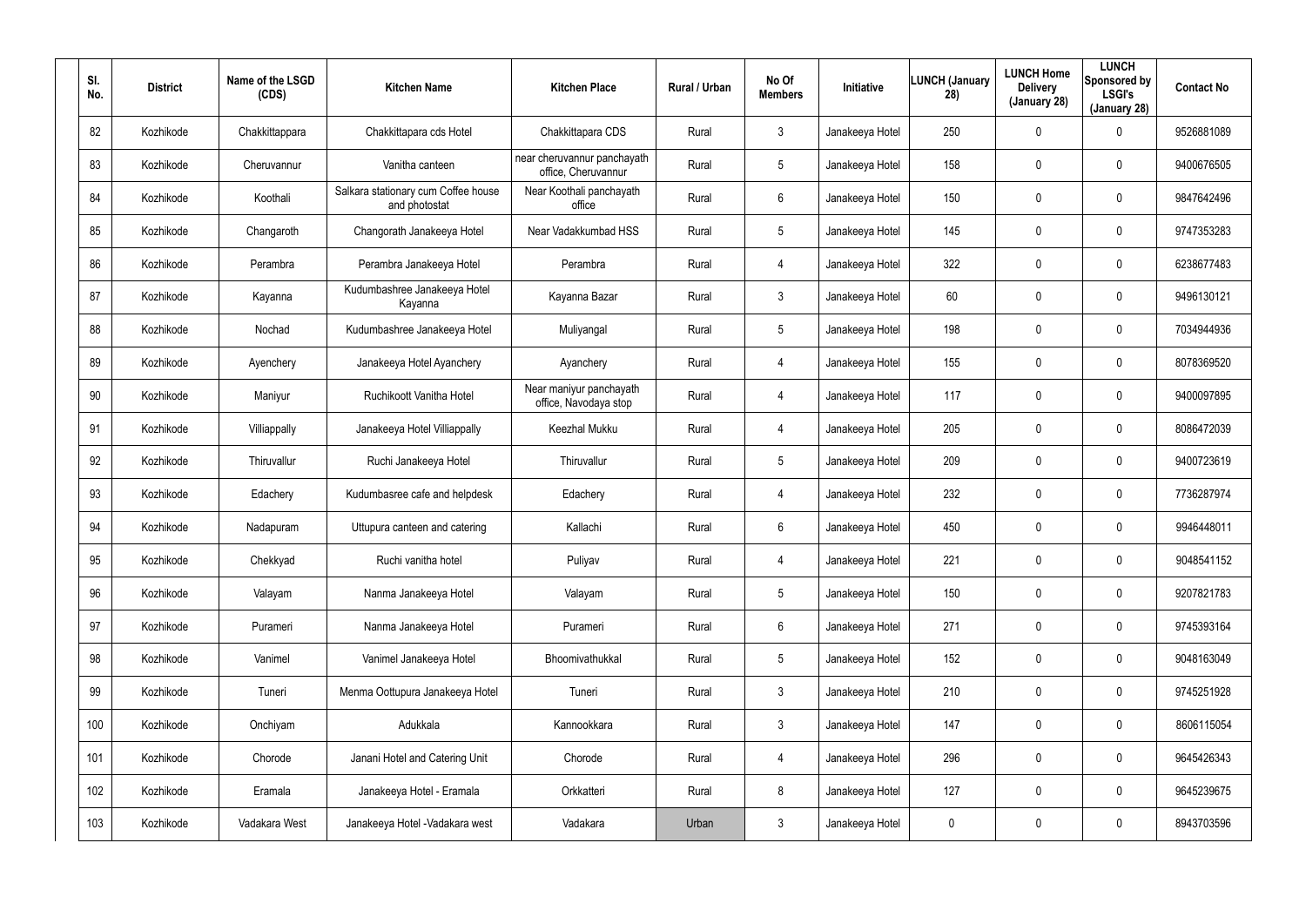| Sl. No. | District | Name of the LSGD (CDS) | Kitchen Name | Kitchen Place | Rural / Urban | No Of Members | Initiative | LUNCH (January 28) | LUNCH Home Delivery (January 28) | LUNCH Sponsored by LSGI's (January 28) | Contact No |
|---|---|---|---|---|---|---|---|---|---|---|---|
| 82 | Kozhikode | Chakkittappara | Chakkittapara cds Hotel | Chakkittapara CDS | Rural | 3 | Janakeeya Hotel | 250 | 0 | 0 | 9526881089 |
| 83 | Kozhikode | Cheruvannur | Vanitha canteen | near cheruvannur panchayath office, Cheruvannur | Rural | 5 | Janakeeya Hotel | 158 | 0 | 0 | 9400676505 |
| 84 | Kozhikode | Koothali | Salkara stationary cum Coffee house and photostat | Near Koothali panchayath office | Rural | 6 | Janakeeya Hotel | 150 | 0 | 0 | 9847642496 |
| 85 | Kozhikode | Changaroth | Changorath Janakeeya Hotel | Near Vadakkumbad HSS | Rural | 5 | Janakeeya Hotel | 145 | 0 | 0 | 9747353283 |
| 86 | Kozhikode | Perambra | Perambra Janakeeya Hotel | Perambra | Rural | 4 | Janakeeya Hotel | 322 | 0 | 0 | 6238677483 |
| 87 | Kozhikode | Kayanna | Kudumbashree Janakeeya Hotel Kayanna | Kayanna Bazar | Rural | 3 | Janakeeya Hotel | 60 | 0 | 0 | 9496130121 |
| 88 | Kozhikode | Nochad | Kudumbashree Janakeeya Hotel | Muliyangal | Rural | 5 | Janakeeya Hotel | 198 | 0 | 0 | 7034944936 |
| 89 | Kozhikode | Ayenchery | Janakeeya Hotel Ayanchery | Ayanchery | Rural | 4 | Janakeeya Hotel | 155 | 0 | 0 | 8078369520 |
| 90 | Kozhikode | Maniyur | Ruchikoott Vanitha Hotel | Near maniyur panchayath office, Navodaya stop | Rural | 4 | Janakeeya Hotel | 117 | 0 | 0 | 9400097895 |
| 91 | Kozhikode | Villiappally | Janakeeya Hotel Villiappally | Keezhal Mukku | Rural | 4 | Janakeeya Hotel | 205 | 0 | 0 | 8086472039 |
| 92 | Kozhikode | Thiruvallur | Ruchi Janakeeya Hotel | Thiruvallur | Rural | 5 | Janakeeya Hotel | 209 | 0 | 0 | 9400723619 |
| 93 | Kozhikode | Edachery | Kudumbasree cafe and helpdesk | Edachery | Rural | 4 | Janakeeya Hotel | 232 | 0 | 0 | 7736287974 |
| 94 | Kozhikode | Nadapuram | Uttupura canteen and catering | Kallachi | Rural | 6 | Janakeeya Hotel | 450 | 0 | 0 | 9946448011 |
| 95 | Kozhikode | Chekkyad | Ruchi vanitha hotel | Puliyav | Rural | 4 | Janakeeya Hotel | 221 | 0 | 0 | 9048541152 |
| 96 | Kozhikode | Valayam | Nanma Janakeeya Hotel | Valayam | Rural | 5 | Janakeeya Hotel | 150 | 0 | 0 | 9207821783 |
| 97 | Kozhikode | Purameri | Nanma Janakeeya Hotel | Purameri | Rural | 6 | Janakeeya Hotel | 271 | 0 | 0 | 9745393164 |
| 98 | Kozhikode | Vanimel | Vanimel Janakeeya Hotel | Bhoomivathukkal | Rural | 5 | Janakeeya Hotel | 152 | 0 | 0 | 9048163049 |
| 99 | Kozhikode | Tuneri | Menma Oottupura Janakeeya Hotel | Tuneri | Rural | 3 | Janakeeya Hotel | 210 | 0 | 0 | 9745251928 |
| 100 | Kozhikode | Onchiyam | Adukkala | Kannookkara | Rural | 3 | Janakeeya Hotel | 147 | 0 | 0 | 8606115054 |
| 101 | Kozhikode | Chorode | Janani Hotel and Catering Unit | Chorode | Rural | 4 | Janakeeya Hotel | 296 | 0 | 0 | 9645426343 |
| 102 | Kozhikode | Eramala | Janakeeya Hotel - Eramala | Orkkatteri | Rural | 8 | Janakeeya Hotel | 127 | 0 | 0 | 9645239675 |
| 103 | Kozhikode | Vadakara West | Janakeeya Hotel -Vadakara west | Vadakara | Urban | 3 | Janakeeya Hotel | 0 | 0 | 0 | 8943703596 |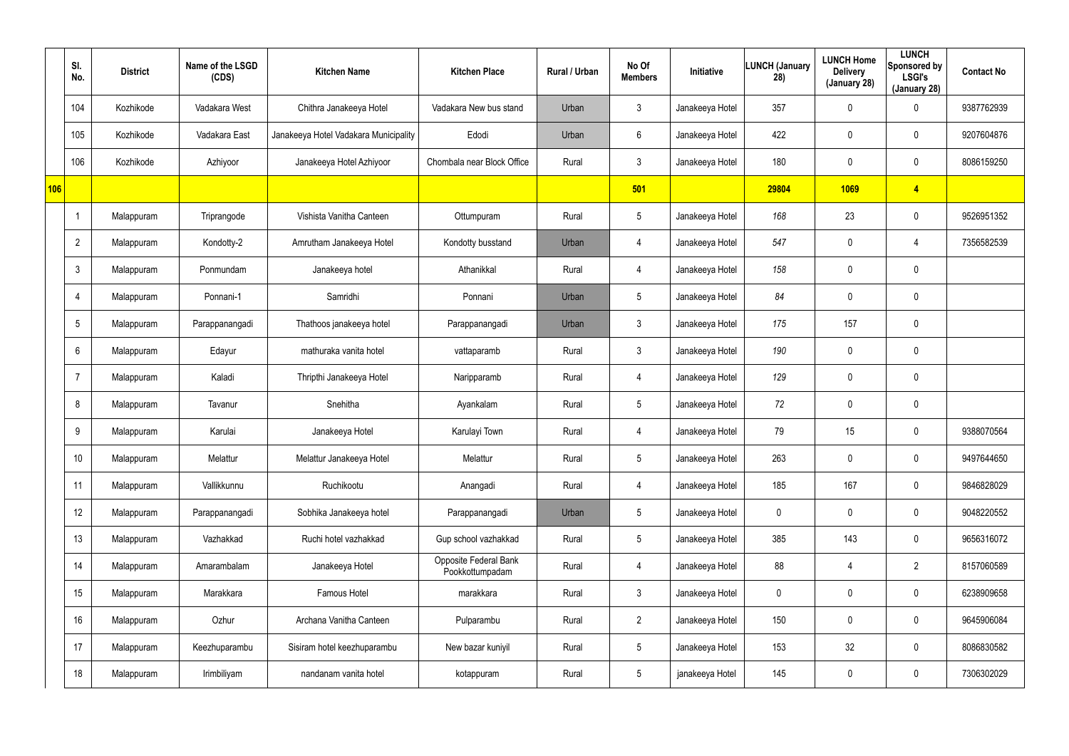| | Sl. No. | District | Name of the LSGD (CDS) | Kitchen Name | Kitchen Place | Rural / Urban | No Of Members | Initiative | LUNCH (January 28) | LUNCH Home Delivery (January 28) | LUNCH Sponsored by LSGI's (January 28) | Contact No |
|---|---|---|---|---|---|---|---|---|---|---|---|---|
| | 104 | Kozhikode | Vadakara West | Chithra Janakeeya Hotel | Vadakara New bus stand | Urban | 3 | Janakeeya Hotel | 357 | 0 | 0 | 9387762939 |
| | 105 | Kozhikode | Vadakara East | Janakeeya Hotel Vadakara Municipality | Edodi | Urban | 6 | Janakeeya Hotel | 422 | 0 | 0 | 9207604876 |
| | 106 | Kozhikode | Azhiyoor | Janakeeya Hotel Azhiyoor | Chombala near Block Office | Rural | 3 | Janakeeya Hotel | 180 | 0 | 0 | 8086159250 |
| **106** | | | | | | | **501** | | **29804** | **1069** | **4** | |
| | 1 | Malappuram | Triprangode | Vishista Vanitha Canteen | Ottumpuram | Rural | 5 | Janakeeya Hotel | *168* | 23 | 0 | 9526951352 |
| | 2 | Malappuram | Kondotty-2 | Amrutham Janakeeya Hotel | Kondotty busstand | Urban | 4 | Janakeeya Hotel | *547* | 0 | 4 | 7356582539 |
| | 3 | Malappuram | Ponmundam | Janakeeya hotel | Athanikkal | Rural | 4 | Janakeeya Hotel | *158* | 0 | 0 | |
| | 4 | Malappuram | Ponnani-1 | Samridhi | Ponnani | Urban | 5 | Janakeeya Hotel | *84* | 0 | 0 | |
| | 5 | Malappuram | Parappanangadi | Thathoos janakeeya hotel | Parappanangadi | Urban | 3 | Janakeeya Hotel | *175* | 157 | 0 | |
| | 6 | Malappuram | Edayur | mathuraka vanita hotel | vattaparamb | Rural | 3 | Janakeeya Hotel | *190* | 0 | 0 | |
| | 7 | Malappuram | Kaladi | Thripthi Janakeeya Hotel | Naripparamb | Rural | 4 | Janakeeya Hotel | *129* | 0 | 0 | |
| | 8 | Malappuram | Tavanur | Snehitha | Ayankalam | Rural | 5 | Janakeeya Hotel | *72* | 0 | 0 | |
| | 9 | Malappuram | Karulai | Janakeeya Hotel | Karulayi Town | Rural | 4 | Janakeeya Hotel | 79 | 15 | 0 | 9388070564 |
| | 10 | Malappuram | Melattur | Melattur Janakeeya Hotel | Melattur | Rural | 5 | Janakeeya Hotel | 263 | 0 | 0 | 9497644650 |
| | 11 | Malappuram | Vallikkunnu | Ruchikootu | Anangadi | Rural | 4 | Janakeeya Hotel | 185 | 167 | 0 | 9846828029 |
| | 12 | Malappuram | Parappanangadi | Sobhika Janakeeya hotel | Parappanangadi | Urban | 5 | Janakeeya Hotel | 0 | 0 | 0 | 9048220552 |
| | 13 | Malappuram | Vazhakkad | Ruchi hotel vazhakkad | Gup school vazhakkad | Rural | 5 | Janakeeya Hotel | 385 | 143 | 0 | 9656316072 |
| | 14 | Malappuram | Amarambalam | Janakeeya Hotel | Opposite Federal Bank Pookkottumpadam | Rural | 4 | Janakeeya Hotel | 88 | 4 | 2 | 8157060589 |
| | 15 | Malappuram | Marakkara | Famous Hotel | marakkara | Rural | 3 | Janakeeya Hotel | 0 | 0 | 0 | 6238909658 |
| | 16 | Malappuram | Ozhur | Archana Vanitha Canteen | Pulparambu | Rural | 2 | Janakeeya Hotel | 150 | 0 | 0 | 9645906084 |
| | 17 | Malappuram | Keezhuparambu | Sisiram hotel keezhuparambu | New bazar kuniyil | Rural | 5 | Janakeeya Hotel | 153 | 32 | 0 | 8086830582 |
| | 18 | Malappuram | Irimbiliyam | nandanam vanita hotel | kotappuram | Rural | 5 | janakeeya Hotel | 145 | 0 | 0 | 7306302029 |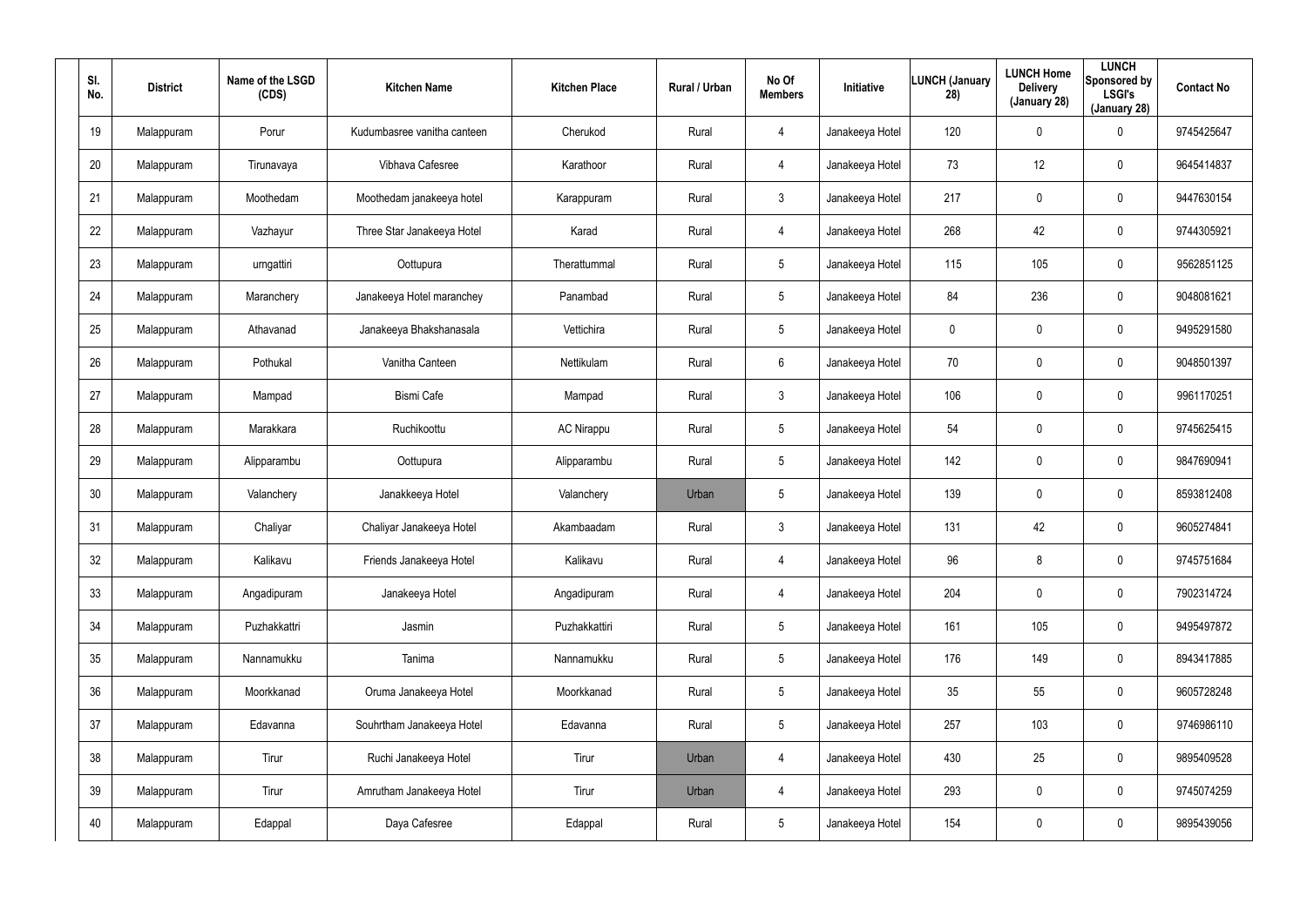| Sl. No. | District | Name of the LSGD (CDS) | Kitchen Name | Kitchen Place | Rural / Urban | No Of Members | Initiative | LUNCH (January 28) | LUNCH Home Delivery (January 28) | LUNCH Sponsored by LSGI's (January 28) | Contact No |
|---|---|---|---|---|---|---|---|---|---|---|---|
| 19 | Malappuram | Porur | Kudumbasree vanitha canteen | Cherukod | Rural | 4 | Janakeeya Hotel | 120 | 0 | 0 | 9745425647 |
| 20 | Malappuram | Tirunavaya | Vibhava Cafesree | Karathoor | Rural | 4 | Janakeeya Hotel | 73 | 12 | 0 | 9645414837 |
| 21 | Malappuram | Moothedam | Moothedam janakeeya hotel | Karappuram | Rural | 3 | Janakeeya Hotel | 217 | 0 | 0 | 9447630154 |
| 22 | Malappuram | Vazhayur | Three Star Janakeeya Hotel | Karad | Rural | 4 | Janakeeya Hotel | 268 | 42 | 0 | 9744305921 |
| 23 | Malappuram | urngattiri | Oottupura | Therattummal | Rural | 5 | Janakeeya Hotel | 115 | 105 | 0 | 9562851125 |
| 24 | Malappuram | Maranchery | Janakeeya Hotel maranchey | Panambad | Rural | 5 | Janakeeya Hotel | 84 | 236 | 0 | 9048081621 |
| 25 | Malappuram | Athavanad | Janakeeya Bhakshanasala | Vettichira | Rural | 5 | Janakeeya Hotel | 0 | 0 | 0 | 9495291580 |
| 26 | Malappuram | Pothukal | Vanitha Canteen | Nettikulam | Rural | 6 | Janakeeya Hotel | 70 | 0 | 0 | 9048501397 |
| 27 | Malappuram | Mampad | Bismi Cafe | Mampad | Rural | 3 | Janakeeya Hotel | 106 | 0 | 0 | 9961170251 |
| 28 | Malappuram | Marakkara | Ruchikoottu | AC Nirappu | Rural | 5 | Janakeeya Hotel | 54 | 0 | 0 | 9745625415 |
| 29 | Malappuram | Alipparambu | Oottupura | Alipparambu | Rural | 5 | Janakeeya Hotel | 142 | 0 | 0 | 9847690941 |
| 30 | Malappuram | Valanchery | Janakkeeya Hotel | Valanchery | Urban | 5 | Janakeeya Hotel | 139 | 0 | 0 | 8593812408 |
| 31 | Malappuram | Chaliyar | Chaliyar Janakeeya Hotel | Akambaadam | Rural | 3 | Janakeeya Hotel | 131 | 42 | 0 | 9605274841 |
| 32 | Malappuram | Kalikavu | Friends Janakeeya Hotel | Kalikavu | Rural | 4 | Janakeeya Hotel | 96 | 8 | 0 | 9745751684 |
| 33 | Malappuram | Angadipuram | Janakeeya Hotel | Angadipuram | Rural | 4 | Janakeeya Hotel | 204 | 0 | 0 | 7902314724 |
| 34 | Malappuram | Puzhakkattri | Jasmin | Puzhakkattiri | Rural | 5 | Janakeeya Hotel | 161 | 105 | 0 | 9495497872 |
| 35 | Malappuram | Nannamukku | Tanima | Nannamukku | Rural | 5 | Janakeeya Hotel | 176 | 149 | 0 | 8943417885 |
| 36 | Malappuram | Moorkkanad | Oruma Janakeeya Hotel | Moorkkanad | Rural | 5 | Janakeeya Hotel | 35 | 55 | 0 | 9605728248 |
| 37 | Malappuram | Edavanna | Souhrtham Janakeeya Hotel | Edavanna | Rural | 5 | Janakeeya Hotel | 257 | 103 | 0 | 9746986110 |
| 38 | Malappuram | Tirur | Ruchi Janakeeya Hotel | Tirur | Urban | 4 | Janakeeya Hotel | 430 | 25 | 0 | 9895409528 |
| 39 | Malappuram | Tirur | Amrutham Janakeeya Hotel | Tirur | Urban | 4 | Janakeeya Hotel | 293 | 0 | 0 | 9745074259 |
| 40 | Malappuram | Edappal | Daya Cafesree | Edappal | Rural | 5 | Janakeeya Hotel | 154 | 0 | 0 | 9895439056 |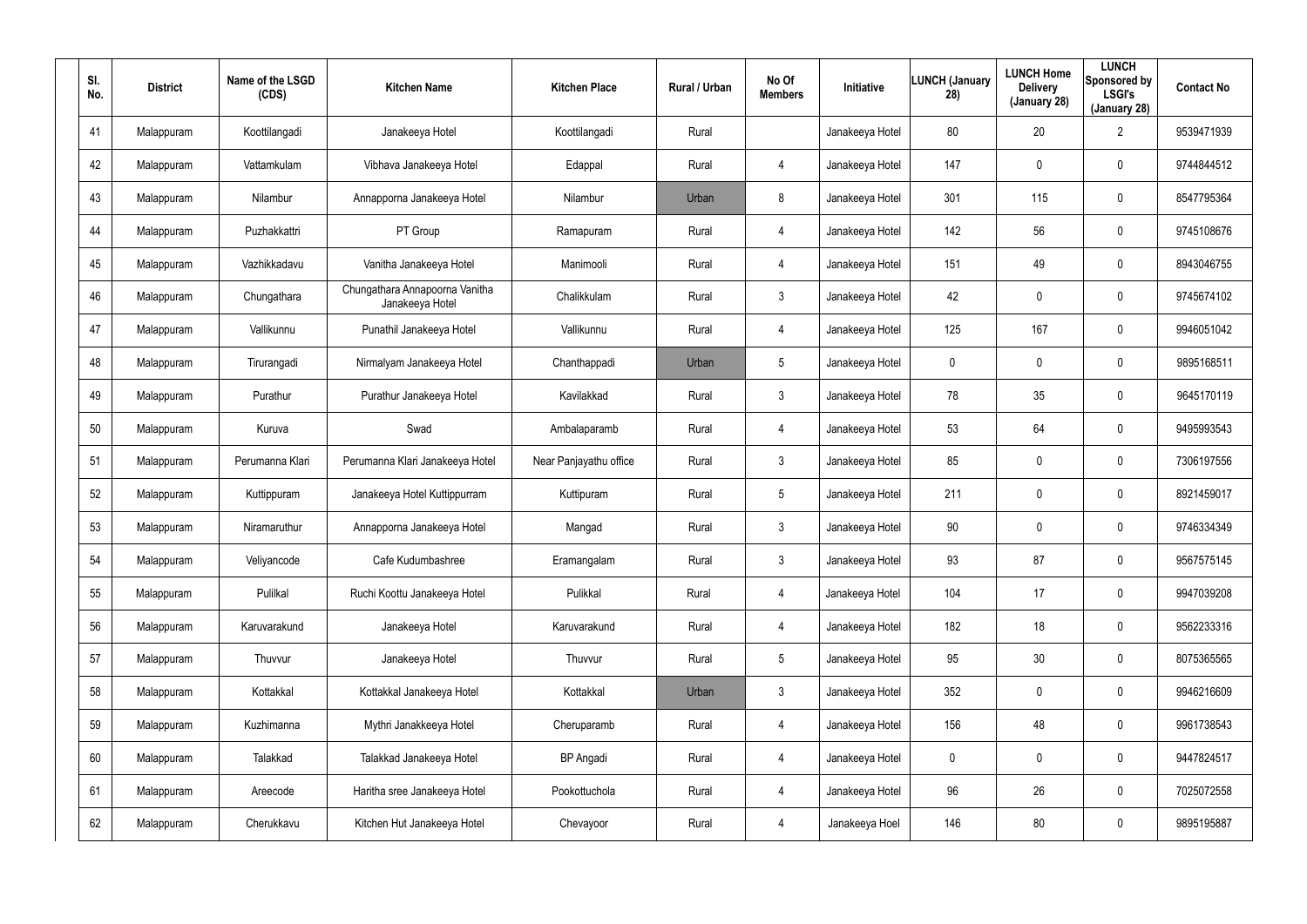| Sl. No. | District | Name of the LSGD (CDS) | Kitchen Name | Kitchen Place | Rural / Urban | No Of Members | Initiative | LUNCH (January 28) | LUNCH Home Delivery (January 28) | LUNCH Sponsored by LSGI's (January 28) | Contact No |
|---|---|---|---|---|---|---|---|---|---|---|---|
| 41 | Malappuram | Koottilangadi | Janakeeya Hotel | Koottilangadi | Rural | | Janakeeya Hotel | 80 | 20 | 2 | 9539471939 |
| 42 | Malappuram | Vattamkulam | Vibhava Janakeeya Hotel | Edappal | Rural | 4 | Janakeeya Hotel | 147 | 0 | 0 | 9744844512 |
| 43 | Malappuram | Nilambur | Annapporna Janakeeya Hotel | Nilambur | Urban | 8 | Janakeeya Hotel | 301 | 115 | 0 | 8547795364 |
| 44 | Malappuram | Puzhakkattri | PT Group | Ramapuram | Rural | 4 | Janakeeya Hotel | 142 | 56 | 0 | 9745108676 |
| 45 | Malappuram | Vazhikkadavu | Vanitha Janakeeya Hotel | Manimooli | Rural | 4 | Janakeeya Hotel | 151 | 49 | 0 | 8943046755 |
| 46 | Malappuram | Chungathara | Chungathara Annapoorna Vanitha Janakeeya Hotel | Chalikkulam | Rural | 3 | Janakeeya Hotel | 42 | 0 | 0 | 9745674102 |
| 47 | Malappuram | Vallikunnu | Punathil Janakeeya Hotel | Vallikunnu | Rural | 4 | Janakeeya Hotel | 125 | 167 | 0 | 9946051042 |
| 48 | Malappuram | Tirurangadi | Nirmalyam Janakeeya Hotel | Chanthappadi | Urban | 5 | Janakeeya Hotel | 0 | 0 | 0 | 9895168511 |
| 49 | Malappuram | Purathur | Purathur Janakeeya Hotel | Kavilakkad | Rural | 3 | Janakeeya Hotel | 78 | 35 | 0 | 9645170119 |
| 50 | Malappuram | Kuruva | Swad | Ambalaparamb | Rural | 4 | Janakeeya Hotel | 53 | 64 | 0 | 9495993543 |
| 51 | Malappuram | Perumanna Klari | Perumanna Klari Janakeeya Hotel | Near Panjayathu office | Rural | 3 | Janakeeya Hotel | 85 | 0 | 0 | 7306197556 |
| 52 | Malappuram | Kuttippuram | Janakeeya Hotel Kuttippurram | Kuttipuram | Rural | 5 | Janakeeya Hotel | 211 | 0 | 0 | 8921459017 |
| 53 | Malappuram | Niramaruthur | Annapporna Janakeeya Hotel | Mangad | Rural | 3 | Janakeeya Hotel | 90 | 0 | 0 | 9746334349 |
| 54 | Malappuram | Veliyancode | Cafe Kudumbashree | Eramangalam | Rural | 3 | Janakeeya Hotel | 93 | 87 | 0 | 9567575145 |
| 55 | Malappuram | Pulilkal | Ruchi Koottu Janakeeya Hotel | Pulikkal | Rural | 4 | Janakeeya Hotel | 104 | 17 | 0 | 9947039208 |
| 56 | Malappuram | Karuvarakund | Janakeeya Hotel | Karuvarakund | Rural | 4 | Janakeeya Hotel | 182 | 18 | 0 | 9562233316 |
| 57 | Malappuram | Thuvvur | Janakeeya Hotel | Thuvvur | Rural | 5 | Janakeeya Hotel | 95 | 30 | 0 | 8075365565 |
| 58 | Malappuram | Kottakkal | Kottakkal Janakeeya Hotel | Kottakkal | Urban | 3 | Janakeeya Hotel | 352 | 0 | 0 | 9946216609 |
| 59 | Malappuram | Kuzhimanna | Mythri Janakkeeya Hotel | Cheruparamb | Rural | 4 | Janakeeya Hotel | 156 | 48 | 0 | 9961738543 |
| 60 | Malappuram | Talakkad | Talakkad Janakeeya Hotel | BP Angadi | Rural | 4 | Janakeeya Hotel | 0 | 0 | 0 | 9447824517 |
| 61 | Malappuram | Areecode | Haritha sree Janakeeya Hotel | Pookottuchola | Rural | 4 | Janakeeya Hotel | 96 | 26 | 0 | 7025072558 |
| 62 | Malappuram | Cherukkavu | Kitchen Hut Janakeeya Hotel | Chevayoor | Rural | 4 | Janakeeya Hoel | 146 | 80 | 0 | 9895195887 |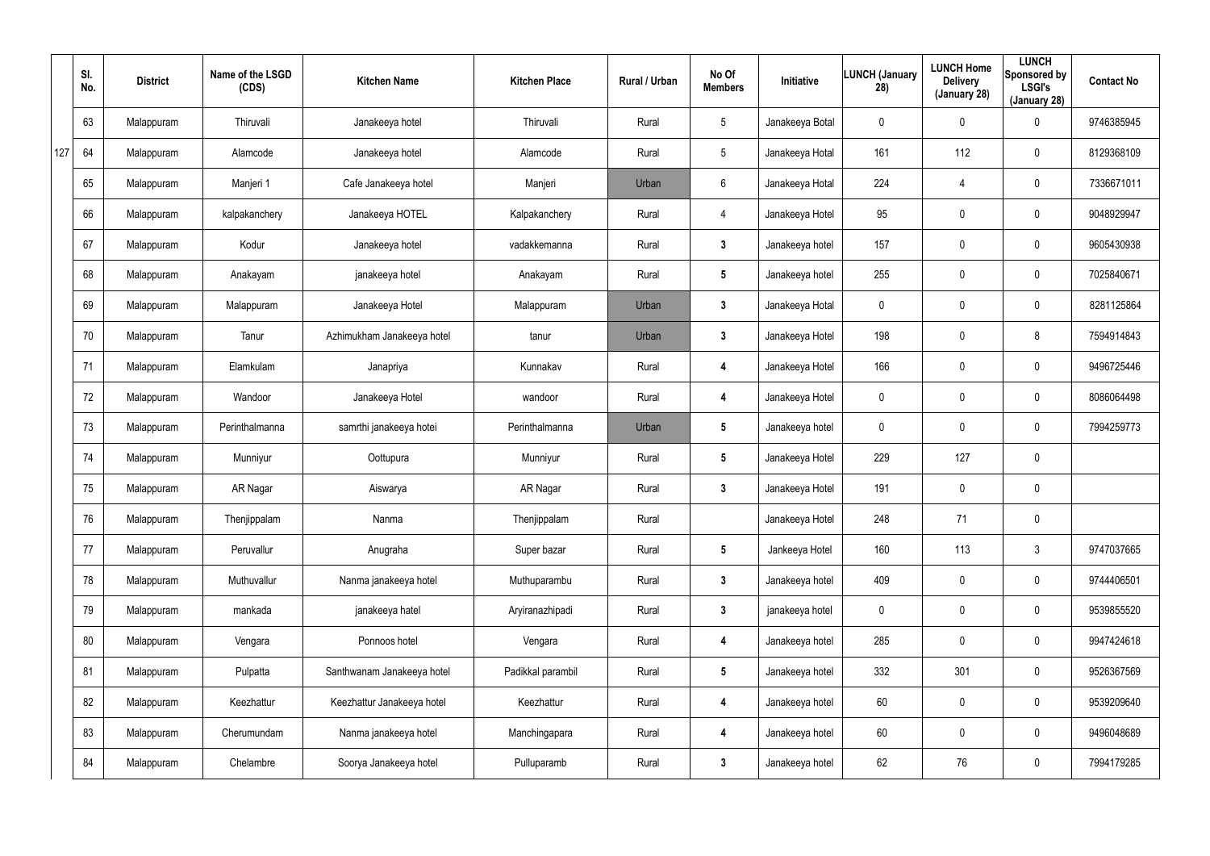| Sl. No. | District | Name of the LSGD (CDS) | Kitchen Name | Kitchen Place | Rural / Urban | No Of Members | Initiative | LUNCH (January 28) | LUNCH Home Delivery (January 28) | LUNCH Sponsored by LSGI's (January 28) | Contact No |
|---|---|---|---|---|---|---|---|---|---|---|---|
| 63 | Malappuram | Thiruvali | Janakeeya hotel | Thiruvali | Rural | 5 | Janakeeya Botal | 0 | 0 | 0 | 9746385945 |
| 64 | Malappuram | Alamcode | Janakeeya hotel | Alamcode | Rural | 5 | Janakeeya Hotal | 161 | 112 | 0 | 8129368109 |
| 65 | Malappuram | Manjeri 1 | Cafe Janakeeya hotel | Manjeri | Urban | 6 | Janakeeya Hotal | 224 | 4 | 0 | 7336671011 |
| 66 | Malappuram | kalpakanchery | Janakeeya HOTEL | Kalpakanchery | Rural | 4 | Janakeeya Hotel | 95 | 0 | 0 | 9048929947 |
| 67 | Malappuram | Kodur | Janakeeya hotel | vadakkemanna | Rural | 3 | Janakeeya hotel | 157 | 0 | 0 | 9605430938 |
| 68 | Malappuram | Anakayam | janakeeya hotel | Anakayam | Rural | 5 | Janakeeya hotel | 255 | 0 | 0 | 7025840671 |
| 69 | Malappuram | Malappuram | Janakeeya Hotel | Malappuram | Urban | 3 | Janakeeya Hotal | 0 | 0 | 0 | 8281125864 |
| 70 | Malappuram | Tanur | Azhimukham Janakeeya hotel | tanur | Urban | 3 | Janakeeya Hotel | 198 | 0 | 8 | 7594914843 |
| 71 | Malappuram | Elamkulam | Janapriya | Kunnakav | Rural | 4 | Janakeeya Hotel | 166 | 0 | 0 | 9496725446 |
| 72 | Malappuram | Wandoor | Janakeeya Hotel | wandoor | Rural | 4 | Janakeeya Hotel | 0 | 0 | 0 | 8086064498 |
| 73 | Malappuram | Perinthalmanna | samrthi janakeeya hotei | Perinthalmanna | Urban | 5 | Janakeeya hotel | 0 | 0 | 0 | 7994259773 |
| 74 | Malappuram | Munniyur | Oottupura | Munniyur | Rural | 5 | Janakeeya Hotel | 229 | 127 | 0 | |
| 75 | Malappuram | AR Nagar | Aiswarya | AR Nagar | Rural | 3 | Janakeeya Hotel | 191 | 0 | 0 | |
| 76 | Malappuram | Thenjippalam | Nanma | Thenjippalam | Rural | | Janakeeya Hotel | 248 | 71 | 0 | |
| 77 | Malappuram | Peruvallur | Anugraha | Super bazar | Rural | 5 | Jankeeya Hotel | 160 | 113 | 3 | 9747037665 |
| 78 | Malappuram | Muthuvallur | Nanma janakeeya hotel | Muthuparambu | Rural | 3 | Janakeeya hotel | 409 | 0 | 0 | 9744406501 |
| 79 | Malappuram | mankada | janakeeya hatel | Aryiranazhipadi | Rural | 3 | janakeeya hotel | 0 | 0 | 0 | 9539855520 |
| 80 | Malappuram | Vengara | Ponnoos hotel | Vengara | Rural | 4 | Janakeeya hotel | 285 | 0 | 0 | 9947424618 |
| 81 | Malappuram | Pulpatta | Santhwanam Janakeeya hotel | Padikkal parambil | Rural | 5 | Janakeeya hotel | 332 | 301 | 0 | 9526367569 |
| 82 | Malappuram | Keezhattur | Keezhattur Janakeeya hotel | Keezhattur | Rural | 4 | Janakeeya hotel | 60 | 0 | 0 | 9539209640 |
| 83 | Malappuram | Cherumundam | Nanma janakeeya hotel | Manchingapara | Rural | 4 | Janakeeya hotel | 60 | 0 | 0 | 9496048689 |
| 84 | Malappuram | Chelambre | Soorya Janakeeya hotel | Pulluparamb | Rural | 3 | Janakeeya hotel | 62 | 76 | 0 | 7994179285 |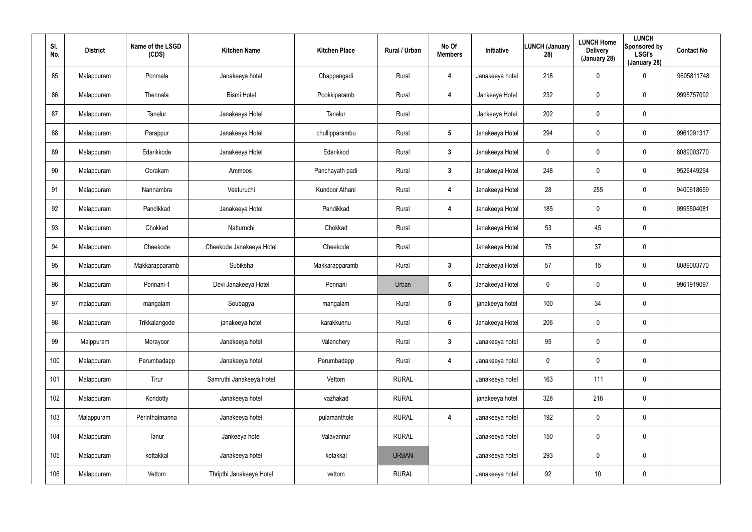| Sl. No. | District | Name of the LSGD (CDS) | Kitchen Name | Kitchen Place | Rural / Urban | No Of Members | Initiative | LUNCH (January 28) | LUNCH Home Delivery (January 28) | LUNCH Sponsored by LSGI's (January 28) | Contact No |
|---|---|---|---|---|---|---|---|---|---|---|---|
| 85 | Malappuram | Ponmala | Janakeeya hotel | Chappangadi | Rural | 4 | Janakeeya hotel | 218 | 0 | 0 | 9605811748 |
| 86 | Malappuram | Thennala | Bismi Hotel | Pookkiparamb | Rural | 4 | Jankeeya Hotel | 232 | 0 | 0 | 9995757092 |
| 87 | Malappuram | Tanalur | Janakeeya Hotel | Tanalur | Rural | | Jankeeya Hotel | 202 | 0 | 0 | |
| 88 | Malappuram | Parappur | Janakeeya Hotel | chullipparambu | Rural | 5 | Janakeeya Hotel | 294 | 0 | 0 | 9961091317 |
| 89 | Malappuram | Edarikkode | Janakeeya Hotel | Edarikkod | Rural | 3 | Janakeeya Hotel | 0 | 0 | 0 | 8089003770 |
| 90 | Malappuram | Oorakam | Ammoos | Panchayath padi | Rural | 3 | Janakeeya Hotel | 248 | 0 | 0 | 9526449294 |
| 91 | Malappuram | Nannambra | Veeturuchi | Kundoor Athani | Rural | 4 | Janakeeya Hotel | 28 | 255 | 0 | 9400618659 |
| 92 | Malappuram | Pandikkad | Janakeeya Hotel | Pandikkad | Rural | 4 | Janakeeya Hotel | 185 | 0 | 0 | 9995504081 |
| 93 | Malappuram | Chokkad | Natturuchi | Chokkad | Rural | | Janakeeya Hotel | 53 | 45 | 0 | |
| 94 | Malappuram | Cheekode | Cheekode Janakeeya Hotel | Cheekode | Rural | | Janakeeya Hotel | 75 | 37 | 0 | |
| 95 | Malappuram | Makkarapparamb | Subiksha | Makkarapparamb | Rural | 3 | Janakeeya Hotel | 57 | 15 | 0 | 8089003770 |
| 96 | Malappuram | Ponnani-1 | Devi Janakeeya Hotel | Ponnani | Urban | 5 | Janakeeya Hotel | 0 | 0 | 0 | 9961919097 |
| 97 | malappuram | mangalam | Soubagya | mangalam | Rural | 5 | janakeeya hotel | 100 | 34 | 0 | |
| 98 | Malappuram | Trikkalangode | janakeeya hotel | karakkunnu | Rural | 6 | Janakeeya Hotel | 206 | 0 | 0 | |
| 99 | Malppuram | Morayoor | Janakeeya hotel | Valanchery | Rural | 3 | Janakeeya hotel | 95 | 0 | 0 | |
| 100 | Malappuram | Perumbadapp | Janakeeya hotel | Perumbadapp | Rural | 4 | Janakeeya hotel | 0 | 0 | 0 | |
| 101 | Malappuram | Tirur | Samruthi Janakeeya Hotel | Vettom | RURAL | | Janakeeya hotel | 163 | 111 | 0 | |
| 102 | Malappuram | Kondotty | Janakeeya hotel | vazhakad | RURAL | | janakeeya hotel | 328 | 218 | 0 | |
| 103 | Malappuram | Perinthalmanna | Janakeeya hotel | pulamanthole | RURAL | 4 | Janakeeya hotel | 192 | 0 | 0 | |
| 104 | Malappuram | Tanur | Jankeeya hotel | Valavannur | RURAL | | Janakeeya hotel | 150 | 0 | 0 | |
| 105 | Malappuram | kottakkal | Janakeeya hotel | kotakkal | URBAN | | Janakeeya hotel | 293 | 0 | 0 | |
| 106 | Malappuram | Vettom | Thripthi Janakeeya Hotel | vettom | RURAL | | Janakeeya hotel | 92 | 10 | 0 | |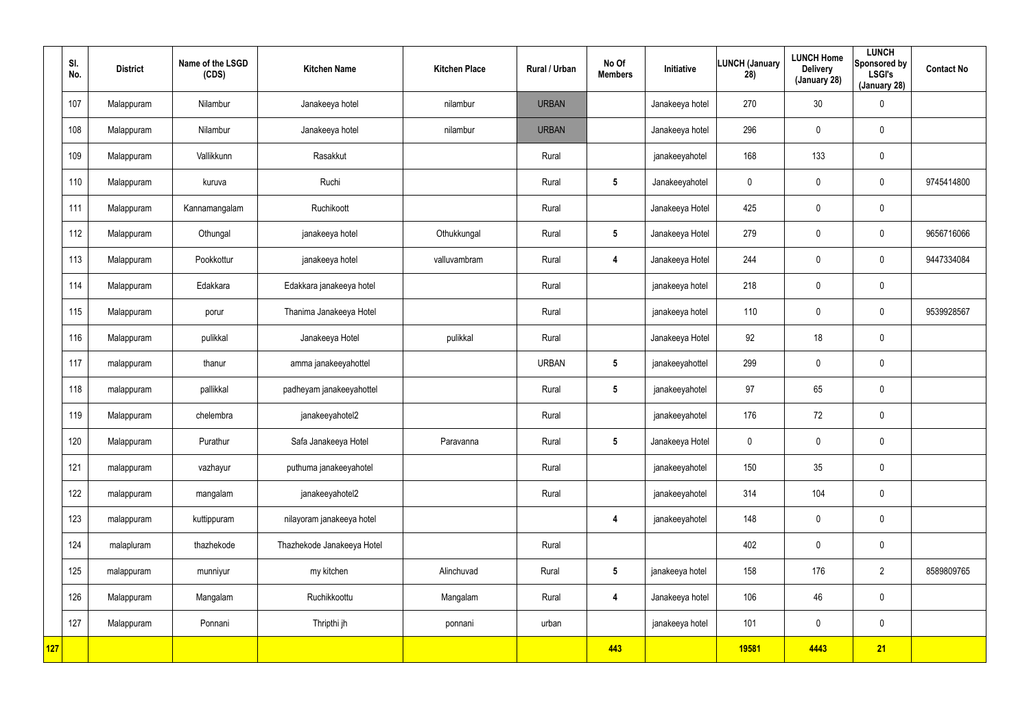| | Sl. No. | District | Name of the LSGD (CDS) | Kitchen Name | Kitchen Place | Rural / Urban | No Of Members | Initiative | LUNCH (January 28) | LUNCH Home Delivery (January 28) | LUNCH Sponsored by LSGI's (January 28) | Contact No |
|---|---|---|---|---|---|---|---|---|---|---|---|---|
| | 107 | Malappuram | Nilambur | Janakeeya hotel | nilambur | URBAN | | Janakeeya hotel | 270 | 30 | 0 | |
| | 108 | Malappuram | Nilambur | Janakeeya hotel | nilambur | URBAN | | Janakeeya hotel | 296 | 0 | 0 | |
| | 109 | Malappuram | Vallikkunn | Rasakkut | | Rural | | janakeeyahotel | 168 | 133 | 0 | |
| | 110 | Malappuram | kuruva | Ruchi | | Rural | 5 | Janakeeyahotel | 0 | 0 | 0 | 9745414800 |
| | 111 | Malappuram | Kannamangalam | Ruchikoott | | Rural | | Janakeeya Hotel | 425 | 0 | 0 | |
| | 112 | Malappuram | Othungal | janakeeya hotel | Othukkungal | Rural | 5 | Janakeeya Hotel | 279 | 0 | 0 | 9656716066 |
| | 113 | Malappuram | Pookkottur | janakeeya hotel | valluvambram | Rural | 4 | Janakeeya Hotel | 244 | 0 | 0 | 9447334084 |
| | 114 | Malappuram | Edakkara | Edakkara janakeeya hotel | | Rural | | janakeeya hotel | 218 | 0 | 0 | |
| | 115 | Malappuram | porur | Thanima Janakeeya Hotel | | Rural | | janakeeya hotel | 110 | 0 | 0 | 9539928567 |
| | 116 | Malappuram | pulikkal | Janakeeya Hotel | pulikkal | Rural | | Janakeeya Hotel | 92 | 18 | 0 | |
| | 117 | malappuram | thanur | amma janakeeyahottel | | URBAN | 5 | janakeeyahottel | 299 | 0 | 0 | |
| | 118 | malappuram | pallikkal | padheyam janakeeyahottel | | Rural | 5 | janakeeyahotel | 97 | 65 | 0 | |
| | 119 | Malappuram | chelembra | janakeeyahotel2 | | Rural | | janakeeyahotel | 176 | 72 | 0 | |
| | 120 | Malappuram | Purathur | Safa Janakeeya Hotel | Paravanna | Rural | 5 | Janakeeya Hotel | 0 | 0 | 0 | |
| | 121 | malappuram | vazhayur | puthuma janakeeyahotel | | Rural | | janakeeyahotel | 150 | 35 | 0 | |
| | 122 | malappuram | mangalam | janakeeyahotel2 | | Rural | | janakeeyahotel | 314 | 104 | 0 | |
| | 123 | malappuram | kuttippuram | nilayoram janakeeya hotel | | | 4 | janakeeyahotel | 148 | 0 | 0 | |
| | 124 | malapluram | thazhekode | Thazhekode Janakeeya Hotel | | Rural | | | 402 | 0 | 0 | |
| | 125 | malappuram | munniyur | my kitchen | Alinchuvad | Rural | 5 | janakeeya hotel | 158 | 176 | 2 | 8589809765 |
| | 126 | Malappuram | Mangalam | Ruchikkoottu | Mangalam | Rural | 4 | Janakeeya hotel | 106 | 46 | 0 | |
| | 127 | Malappuram | Ponnani | Thripthi jh | ponnani | urban | | janakeeya hotel | 101 | 0 | 0 | |
| **127** | | | | | | | **443** | | **19581** | **4443** | **21** | |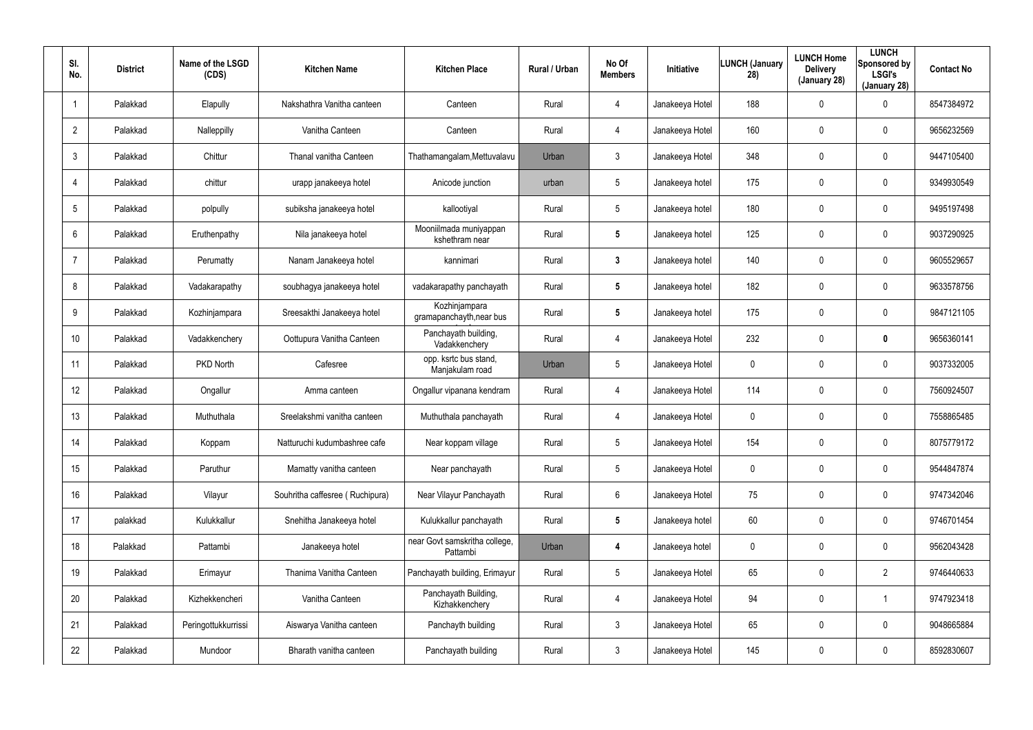| Sl. No. | District | Name of the LSGD (CDS) | Kitchen Name | Kitchen Place | Rural / Urban | No Of Members | Initiative | LUNCH (January 28) | LUNCH Home Delivery (January 28) | LUNCH Sponsored by LSGI's (January 28) | Contact No |
|---|---|---|---|---|---|---|---|---|---|---|---|
| 1 | Palakkad | Elapully | Nakshathra Vanitha canteen | Canteen | Rural | 4 | Janakeeya Hotel | 188 | 0 | 0 | 8547384972 |
| 2 | Palakkad | Nalleppilly | Vanitha Canteen | Canteen | Rural | 4 | Janakeeya Hotel | 160 | 0 | 0 | 9656232569 |
| 3 | Palakkad | Chittur | Thanal vanitha Canteen | Thathamangalam,Mettuvalavu | Urban | 3 | Janakeeya Hotel | 348 | 0 | 0 | 9447105400 |
| 4 | Palakkad | chittur | urapp janakeeya hotel | Anicode junction | urban | 5 | Janakeeya hotel | 175 | 0 | 0 | 9349930549 |
| 5 | Palakkad | polpully | subiksha janakeeya hotel | kallootiyal | Rural | 5 | Janakeeya hotel | 180 | 0 | 0 | 9495197498 |
| 6 | Palakkad | Eruthenpathy | Nila janakeeya hotel | Mooniilmada muniyappan kshethram near | Rural | 5 | Janakeeya hotel | 125 | 0 | 0 | 9037290925 |
| 7 | Palakkad | Perumatty | Nanam Janakeeya hotel | kannimari | Rural | 3 | Janakeeya hotel | 140 | 0 | 0 | 9605529657 |
| 8 | Palakkad | Vadakarapathy | soubhagya janakeeya hotel | vadakarapathy panchayath | Rural | 5 | Janakeeya hotel | 182 | 0 | 0 | 9633578756 |
| 9 | Palakkad | Kozhinjampara | Sreesakthi Janakeeya hotel | Kozhinjampara gramapanchayth,near bus | Rural | 5 | Janakeeya hotel | 175 | 0 | 0 | 9847121105 |
| 10 | Palakkad | Vadakkenchery | Oottupura Vanitha Canteen | Panchayath building, Vadakkenchery | Rural | 4 | Janakeeya Hotel | 232 | 0 | 0 | 9656360141 |
| 11 | Palakkad | PKD North | Cafesree | opp. ksrtc bus stand, Manjakulam road | Urban | 5 | Janakeeya Hotel | 0 | 0 | 0 | 9037332005 |
| 12 | Palakkad | Ongallur | Amma canteen | Ongallur vipanana kendram | Rural | 4 | Janakeeya Hotel | 114 | 0 | 0 | 7560924507 |
| 13 | Palakkad | Muthuthala | Sreelakshmi vanitha canteen | Muthuthala panchayath | Rural | 4 | Janakeeya Hotel | 0 | 0 | 0 | 7558865485 |
| 14 | Palakkad | Koppam | Natturuchi kudumbashree cafe | Near koppam village | Rural | 5 | Janakeeya Hotel | 154 | 0 | 0 | 8075779172 |
| 15 | Palakkad | Paruthur | Mamatty vanitha canteen | Near panchayath | Rural | 5 | Janakeeya Hotel | 0 | 0 | 0 | 9544847874 |
| 16 | Palakkad | Vilayur | Souhritha caffesree ( Ruchipura) | Near Vilayur Panchayath | Rural | 6 | Janakeeya Hotel | 75 | 0 | 0 | 9747342046 |
| 17 | palakkad | Kulukkallur | Snehitha Janakeeya hotel | Kulukkallur panchayath | Rural | 5 | Janakeeya hotel | 60 | 0 | 0 | 9746701454 |
| 18 | Palakkad | Pattambi | Janakeeya hotel | near Govt samskritha college, Pattambi | Urban | 4 | Janakeeya hotel | 0 | 0 | 0 | 9562043428 |
| 19 | Palakkad | Erimayur | Thanima Vanitha Canteen | Panchayath building, Erimayur | Rural | 5 | Janakeeya Hotel | 65 | 0 | 2 | 9746440633 |
| 20 | Palakkad | Kizhekkencheri | Vanitha Canteen | Panchayath Building, Kizhakkenchery | Rural | 4 | Janakeeya Hotel | 94 | 0 | 1 | 9747923418 |
| 21 | Palakkad | Peringottukkurrissi | Aiswarya Vanitha canteen | Panchayth building | Rural | 3 | Janakeeya Hotel | 65 | 0 | 0 | 9048665884 |
| 22 | Palakkad | Mundoor | Bharath vanitha canteen | Panchayath building | Rural | 3 | Janakeeya Hotel | 145 | 0 | 0 | 8592830607 |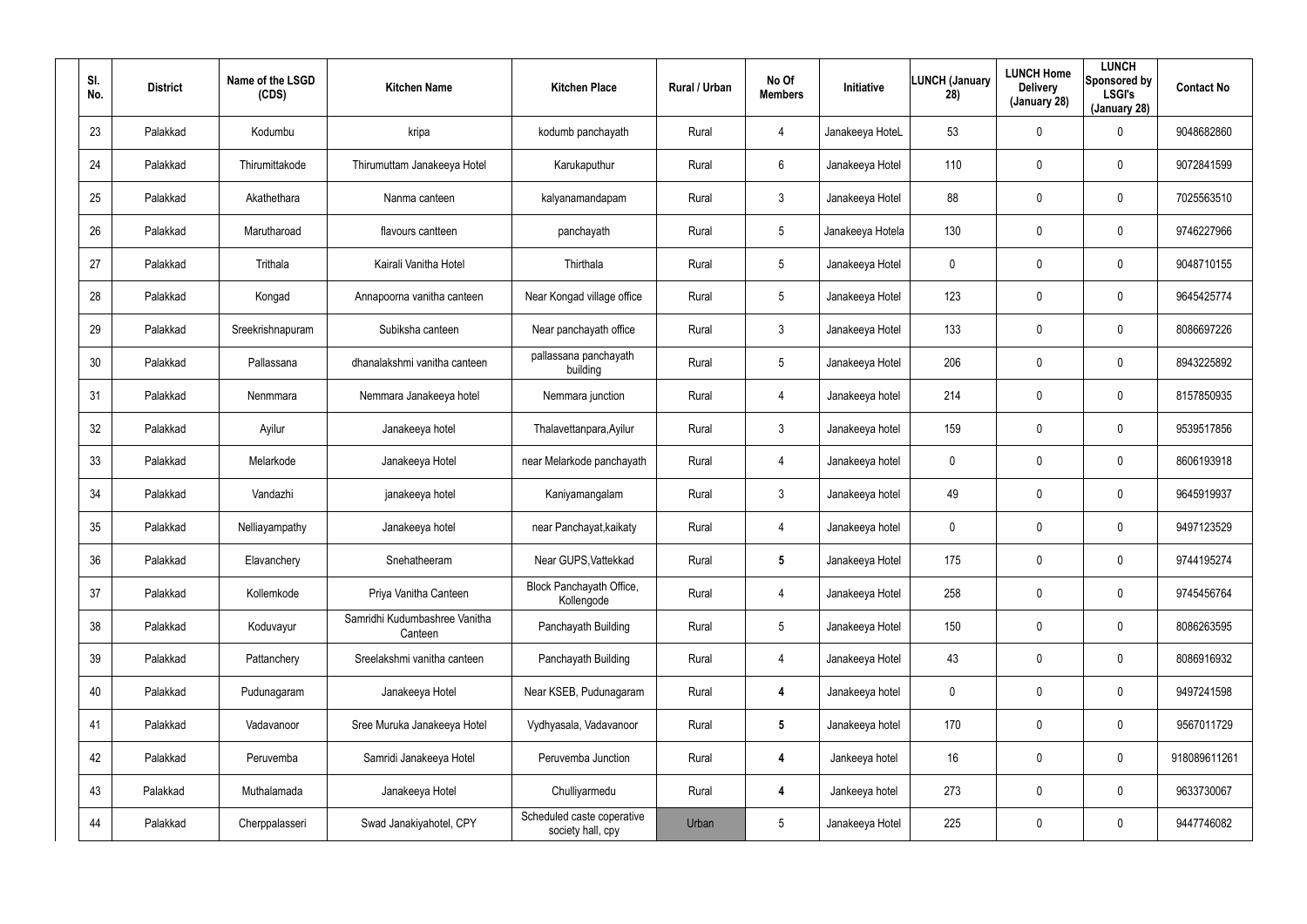| Sl. No. | District | Name of the LSGD (CDS) | Kitchen Name | Kitchen Place | Rural / Urban | No Of Members | Initiative | LUNCH (January 28) | LUNCH Home Delivery (January 28) | LUNCH Sponsored by LSGI's (January 28) | Contact No |
|---|---|---|---|---|---|---|---|---|---|---|---|
| 23 | Palakkad | Kodumbu | kripa | kodumb panchayath | Rural | 4 | Janakeeya HoteL | 53 | 0 | 0 | 9048682860 |
| 24 | Palakkad | Thirumittakode | Thirumuttam Janakeeya Hotel | Karukaputhur | Rural | 6 | Janakeeya Hotel | 110 | 0 | 0 | 9072841599 |
| 25 | Palakkad | Akathethara | Nanma canteen | kalyanamandapam | Rural | 3 | Janakeeya Hotel | 88 | 0 | 0 | 7025563510 |
| 26 | Palakkad | Marutharoad | flavours cantteen | panchayath | Rural | 5 | Janakeeya Hotela | 130 | 0 | 0 | 9746227966 |
| 27 | Palakkad | Trithala | Kairali Vanitha Hotel | Thirthala | Rural | 5 | Janakeeya Hotel | 0 | 0 | 0 | 9048710155 |
| 28 | Palakkad | Kongad | Annapoorna vanitha canteen | Near Kongad village office | Rural | 5 | Janakeeya Hotel | 123 | 0 | 0 | 9645425774 |
| 29 | Palakkad | Sreekrishnapuram | Subiksha canteen | Near panchayath office | Rural | 3 | Janakeeya Hotel | 133 | 0 | 0 | 8086697226 |
| 30 | Palakkad | Pallassana | dhanalakshmi vanitha canteen | pallassana panchayath building | Rural | 5 | Janakeeya Hotel | 206 | 0 | 0 | 8943225892 |
| 31 | Palakkad | Nenmmara | Nemmara Janakeeya hotel | Nemmara junction | Rural | 4 | Janakeeya hotel | 214 | 0 | 0 | 8157850935 |
| 32 | Palakkad | Ayilur | Janakeeya hotel | Thalavettanpara,Ayilur | Rural | 3 | Janakeeya hotel | 159 | 0 | 0 | 9539517856 |
| 33 | Palakkad | Melarkode | Janakeeya Hotel | near Melarkode panchayath | Rural | 4 | Janakeeya hotel | 0 | 0 | 0 | 8606193918 |
| 34 | Palakkad | Vandazhi | janakeeya hotel | Kaniyamangalam | Rural | 3 | Janakeeya hotel | 49 | 0 | 0 | 9645919937 |
| 35 | Palakkad | Nelliayampathy | Janakeeya hotel | near Panchayat,kaikaty | Rural | 4 | Janakeeya hotel | 0 | 0 | 0 | 9497123529 |
| 36 | Palakkad | Elavanchery | Snehatheeram | Near GUPS,Vattekkad | Rural | **5** | Janakeeya Hotel | 175 | 0 | 0 | 9744195274 |
| 37 | Palakkad | Kollemkode | Priya Vanitha Canteen | Block Panchayath Office, Kollengode | Rural | 4 | Janakeeya Hotel | 258 | 0 | 0 | 9745456764 |
| 38 | Palakkad | Koduvayur | Samridhi Kudumbashree Vanitha Canteen | Panchayath Building | Rural | 5 | Janakeeya Hotel | 150 | 0 | 0 | 8086263595 |
| 39 | Palakkad | Pattanchery | Sreelakshmi vanitha canteen | Panchayath Building | Rural | 4 | Janakeeya Hotel | 43 | 0 | 0 | 8086916932 |
| 40 | Palakkad | Pudunagaram | Janakeeya Hotel | Near KSEB, Pudunagaram | Rural | **4** | Janakeeya hotel | 0 | 0 | 0 | 9497241598 |
| 41 | Palakkad | Vadavanoor | Sree Muruka Janakeeya Hotel | Vydhyasala, Vadavanoor | Rural | **5** | Janakeeya hotel | 170 | 0 | 0 | 9567011729 |
| 42 | Palakkad | Peruvemba | Samridi Janakeeya Hotel | Peruvemba Junction | Rural | **4** | Jankeeya hotel | 16 | 0 | 0 | 918089611261 |
| 43 | Palakkad | Muthalamada | Janakeeya Hotel | Chulliyarmedu | Rural | **4** | Jankeeya hotel | 273 | 0 | 0 | 9633730067 |
| 44 | Palakkad | Cherppalasseri | Swad Janakiyahotel, CPY | Scheduled caste coperative society hall, cpy | Urban | 5 | Janakeeya Hotel | 225 | 0 | 0 | 9447746082 |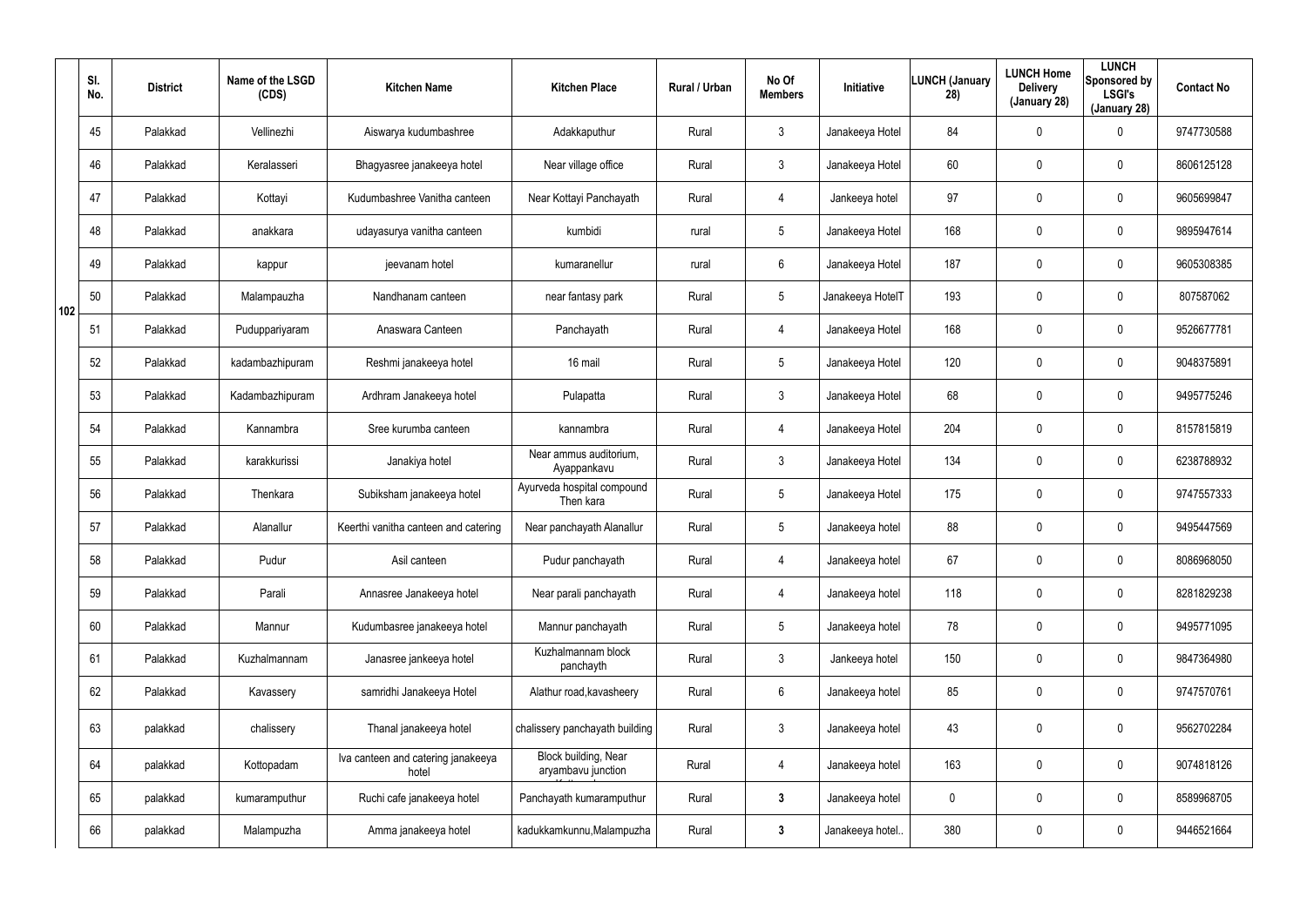| | Sl. No. | District | Name of the LSGD (CDS) | Kitchen Name | Kitchen Place | Rural / Urban | No Of Members | Initiative | LUNCH (January 28) | LUNCH Home Delivery (January 28) | LUNCH Sponsored by LSGI's (January 28) | Contact No |
|---|---|---|---|---|---|---|---|---|---|---|---|---|
| 102 | 45 | Palakkad | Vellinezhi | Aiswarya kudumbashree | Adakkaputhur | Rural | 3 | Janakeeya Hotel | 84 | 0 | 0 | 9747730588 |
| | 46 | Palakkad | Keralasseri | Bhagyasree janakeeya hotel | Near village office | Rural | 3 | Janakeeya Hotel | 60 | 0 | 0 | 8606125128 |
| | 47 | Palakkad | Kottayi | Kudumbashree Vanitha canteen | Near Kottayi Panchayath | Rural | 4 | Jankeeya hotel | 97 | 0 | 0 | 9605699847 |
| | 48 | Palakkad | anakkara | udayasurya vanitha canteen | kumbidi | rural | 5 | Janakeeya Hotel | 168 | 0 | 0 | 9895947614 |
| | 49 | Palakkad | kappur | jeevanam hotel | kumaranellur | rural | 6 | Janakeeya Hotel | 187 | 0 | 0 | 9605308385 |
| | 50 | Palakkad | Malampauzha | Nandhanam canteen | near fantasy park | Rural | 5 | Janakeeya HotelT | 193 | 0 | 0 | 807587062 |
| | 51 | Palakkad | Puduppariyaram | Anaswara Canteen | Panchayath | Rural | 4 | Janakeeya Hotel | 168 | 0 | 0 | 9526677781 |
| | 52 | Palakkad | kadambazhipuram | Reshmi janakeeya hotel | 16 mail | Rural | 5 | Janakeeya Hotel | 120 | 0 | 0 | 9048375891 |
| | 53 | Palakkad | Kadambazhipuram | Ardhram Janakeeya hotel | Pulapatta | Rural | 3 | Janakeeya Hotel | 68 | 0 | 0 | 9495775246 |
| | 54 | Palakkad | Kannambra | Sree kurumba canteen | kannambra | Rural | 4 | Janakeeya Hotel | 204 | 0 | 0 | 8157815819 |
| | 55 | Palakkad | karakkurissi | Janakiya hotel | Near ammus auditorium, Ayappankavu | Rural | 3 | Janakeeya Hotel | 134 | 0 | 0 | 6238788932 |
| | 56 | Palakkad | Thenkara | Subiksham janakeeya hotel | Ayurveda hospital compound Then kara | Rural | 5 | Janakeeya Hotel | 175 | 0 | 0 | 9747557333 |
| | 57 | Palakkad | Alanallur | Keerthi vanitha canteen and catering | Near panchayath Alanallur | Rural | 5 | Janakeeya hotel | 88 | 0 | 0 | 9495447569 |
| | 58 | Palakkad | Pudur | Asil canteen | Pudur panchayath | Rural | 4 | Janakeeya hotel | 67 | 0 | 0 | 8086968050 |
| | 59 | Palakkad | Parali | Annasree Janakeeya hotel | Near parali panchayath | Rural | 4 | Janakeeya hotel | 118 | 0 | 0 | 8281829238 |
| | 60 | Palakkad | Mannur | Kudumbasree janakeeya hotel | Mannur panchayath | Rural | 5 | Janakeeya hotel | 78 | 0 | 0 | 9495771095 |
| | 61 | Palakkad | Kuzhalmannam | Janasree jankeeya hotel | Kuzhalmannam block panchayth | Rural | 3 | Jankeeya hotel | 150 | 0 | 0 | 9847364980 |
| | 62 | Palakkad | Kavassery | samridhi Janakeeya Hotel | Alathur road,kavasheery | Rural | 6 | Janakeeya hotel | 85 | 0 | 0 | 9747570761 |
| | 63 | palakkad | chalissery | Thanal janakeeya hotel | chalissery panchayath building | Rural | 3 | Janakeeya hotel | 43 | 0 | 0 | 9562702284 |
| | 64 | palakkad | Kottopadam | Iva canteen and catering janakeeya hotel | Block building, Near aryambavu junction | Rural | 4 | Janakeeya hotel | 163 | 0 | 0 | 9074818126 |
| | 65 | palakkad | kumaramputhur | Ruchi cafe janakeeya hotel | Panchayath kumaramputhur | Rural | **3** | Janakeeya hotel | 0 | 0 | 0 | 8589968705 |
| | 66 | palakkad | Malampuzha | Amma janakeeya hotel | kadukkamkunnu,Malampuzha | Rural | **3** | Janakeeya hotel.. | 380 | 0 | 0 | 9446521664 |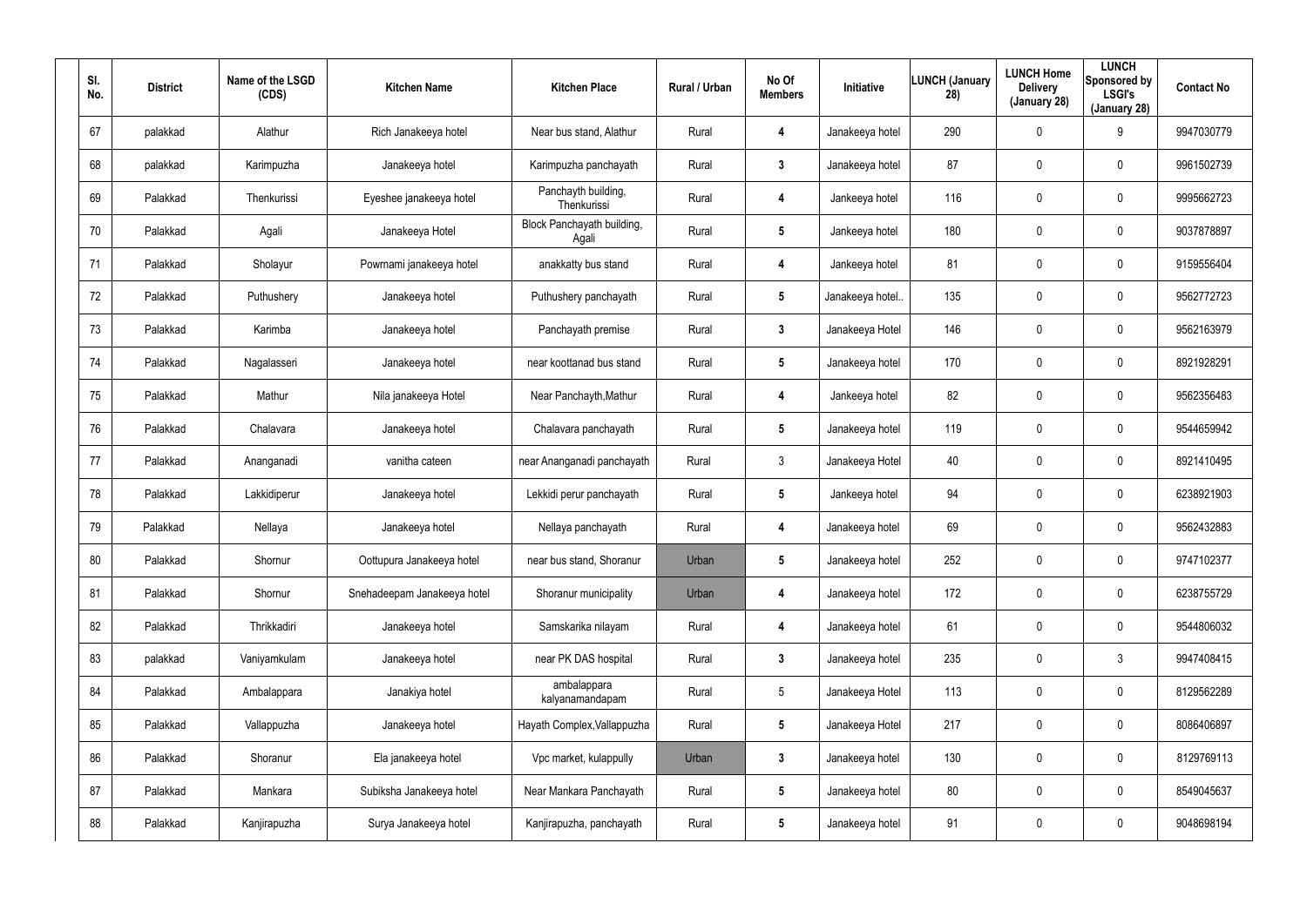| Sl. No. | District | Name of the LSGD (CDS) | Kitchen Name | Kitchen Place | Rural / Urban | No Of Members | Initiative | LUNCH (January 28) | LUNCH Home Delivery (January 28) | LUNCH Sponsored by LSGI's (January 28) | Contact No |
|---|---|---|---|---|---|---|---|---|---|---|---|
| 67 | palakkad | Alathur | Rich Janakeeya hotel | Near bus stand, Alathur | Rural | 4 | Janakeeya hotel | 290 | 0 | 9 | 9947030779 |
| 68 | palakkad | Karimpuzha | Janakeeya hotel | Karimpuzha panchayath | Rural | 3 | Janakeeya hotel | 87 | 0 | 0 | 9961502739 |
| 69 | Palakkad | Thenkurissi | Eyeshee janakeeya hotel | Panchayth building, Thenkurissi | Rural | 4 | Jankeeya hotel | 116 | 0 | 0 | 9995662723 |
| 70 | Palakkad | Agali | Janakeeya Hotel | Block Panchayath building, Agali | Rural | 5 | Jankeeya hotel | 180 | 0 | 0 | 9037878897 |
| 71 | Palakkad | Sholayur | Powrnami janakeeya hotel | anakkatty bus stand | Rural | 4 | Jankeeya hotel | 81 | 0 | 0 | 9159556404 |
| 72 | Palakkad | Puthushery | Janakeeya hotel | Puthushery panchayath | Rural | 5 | Janakeeya hotel.. | 135 | 0 | 0 | 9562772723 |
| 73 | Palakkad | Karimba | Janakeeya hotel | Panchayath premise | Rural | 3 | Janakeeya Hotel | 146 | 0 | 0 | 9562163979 |
| 74 | Palakkad | Nagalasseri | Janakeeya hotel | near koottanad bus stand | Rural | 5 | Janakeeya hotel | 170 | 0 | 0 | 8921928291 |
| 75 | Palakkad | Mathur | Nila janakeeya Hotel | Near Panchayth,Mathur | Rural | 4 | Jankeeya hotel | 82 | 0 | 0 | 9562356483 |
| 76 | Palakkad | Chalavara | Janakeeya hotel | Chalavara panchayath | Rural | 5 | Janakeeya hotel | 119 | 0 | 0 | 9544659942 |
| 77 | Palakkad | Ananganadi | vanitha cateen | near Ananganadi panchayath | Rural | 3 | Janakeeya Hotel | 40 | 0 | 0 | 8921410495 |
| 78 | Palakkad | Lakkidiperur | Janakeeya hotel | Lekkidi perur panchayath | Rural | 5 | Jankeeya hotel | 94 | 0 | 0 | 6238921903 |
| 79 | Palakkad | Nellaya | Janakeeya hotel | Nellaya panchayath | Rural | 4 | Janakeeya hotel | 69 | 0 | 0 | 9562432883 |
| 80 | Palakkad | Shornur | Oottupura Janakeeya hotel | near bus stand, Shoranur | Urban | 5 | Janakeeya hotel | 252 | 0 | 0 | 9747102377 |
| 81 | Palakkad | Shornur | Snehadeepam Janakeeya hotel | Shoranur municipality | Urban | 4 | Janakeeya hotel | 172 | 0 | 0 | 6238755729 |
| 82 | Palakkad | Thrikkadiri | Janakeeya hotel | Samskarika nilayam | Rural | 4 | Janakeeya hotel | 61 | 0 | 0 | 9544806032 |
| 83 | palakkad | Vaniyamkulam | Janakeeya hotel | near PK DAS hospital | Rural | 3 | Janakeeya hotel | 235 | 0 | 3 | 9947408415 |
| 84 | Palakkad | Ambalappara | Janakiya hotel | ambalappara kalyanamandapam | Rural | 5 | Janakeeya Hotel | 113 | 0 | 0 | 8129562289 |
| 85 | Palakkad | Vallappuzha | Janakeeya hotel | Hayath Complex,Vallappuzha | Rural | 5 | Janakeeya Hotel | 217 | 0 | 0 | 8086406897 |
| 86 | Palakkad | Shoranur | Ela janakeeya hotel | Vpc market, kulappully | Urban | 3 | Janakeeya hotel | 130 | 0 | 0 | 8129769113 |
| 87 | Palakkad | Mankara | Subiksha Janakeeya hotel | Near Mankara Panchayath | Rural | 5 | Janakeeya hotel | 80 | 0 | 0 | 8549045637 |
| 88 | Palakkad | Kanjirapuzha | Surya Janakeeya hotel | Kanjirapuzha, panchayath | Rural | 5 | Janakeeya hotel | 91 | 0 | 0 | 9048698194 |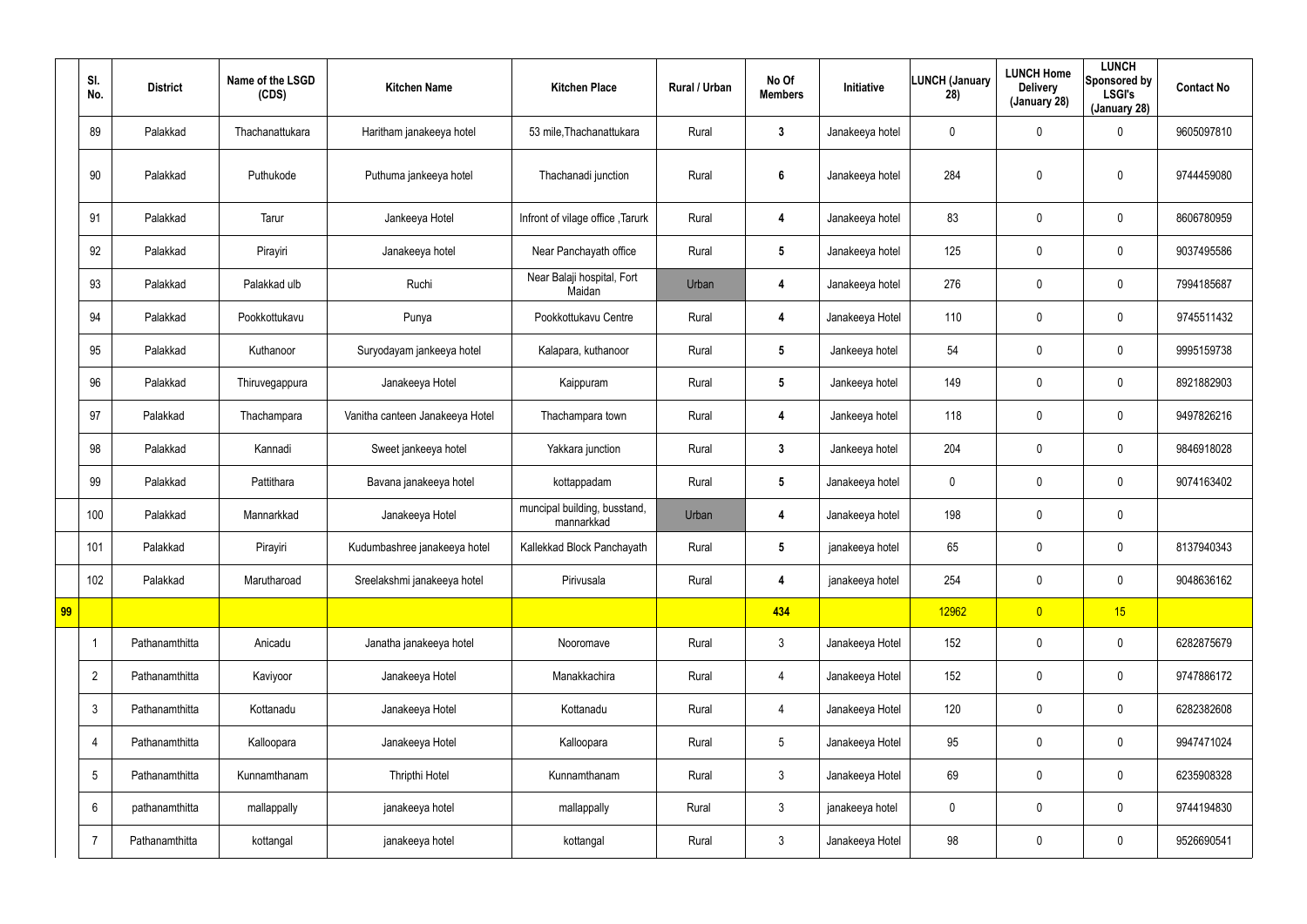| | Sl. No. | District | Name of the LSGD (CDS) | Kitchen Name | Kitchen Place | Rural / Urban | No Of Members | Initiative | LUNCH (January 28) | LUNCH Home Delivery (January 28) | LUNCH Sponsored by LSGI's (January 28) | Contact No |
|---|---|---|---|---|---|---|---|---|---|---|---|---|
| | 89 | Palakkad | Thachanattukara | Haritham janakeeya hotel | 53 mile,Thachanattukara | Rural | 3 | Janakeeya hotel | 0 | 0 | 0 | 9605097810 |
| | 90 | Palakkad | Puthukode | Puthuma jankeeya hotel | Thachanadi junction | Rural | 6 | Janakeeya hotel | 284 | 0 | 0 | 9744459080 |
| | 91 | Palakkad | Tarur | Jankeeya Hotel | Infront of vilage office ,Tarurk | Rural | 4 | Janakeeya hotel | 83 | 0 | 0 | 8606780959 |
| | 92 | Palakkad | Pirayiri | Janakeeya hotel | Near Panchayath office | Rural | 5 | Janakeeya hotel | 125 | 0 | 0 | 9037495586 |
| | 93 | Palakkad | Palakkad ulb | Ruchi | Near Balaji hospital, Fort Maidan | Urban | 4 | Janakeeya hotel | 276 | 0 | 0 | 7994185687 |
| | 94 | Palakkad | Pookkottukavu | Punya | Pookkottukavu Centre | Rural | 4 | Janakeeya Hotel | 110 | 0 | 0 | 9745511432 |
| | 95 | Palakkad | Kuthanoor | Suryodayam jankeeya hotel | Kalapara, kuthanoor | Rural | 5 | Jankeeya hotel | 54 | 0 | 0 | 9995159738 |
| | 96 | Palakkad | Thiruvegappura | Janakeeya Hotel | Kaippuram | Rural | 5 | Jankeeya hotel | 149 | 0 | 0 | 8921882903 |
| | 97 | Palakkad | Thachampara | Vanitha canteen Janakeeya Hotel | Thachampara town | Rural | 4 | Jankeeya hotel | 118 | 0 | 0 | 9497826216 |
| | 98 | Palakkad | Kannadi | Sweet jankeeya hotel | Yakkara junction | Rural | 3 | Jankeeya hotel | 204 | 0 | 0 | 9846918028 |
| | 99 | Palakkad | Pattithara | Bavana janakeeya hotel | kottappadam | Rural | 5 | Janakeeya hotel | 0 | 0 | 0 | 9074163402 |
| | 100 | Palakkad | Mannarkkad | Janakeeya Hotel | muncipal building, busstand, mannarkkad | Urban | 4 | Janakeeya hotel | 198 | 0 | 0 | |
| | 101 | Palakkad | Pirayiri | Kudumbashree janakeeya hotel | Kallekkad Block Panchayath | Rural | 5 | janakeeya hotel | 65 | 0 | 0 | 8137940343 |
| | 102 | Palakkad | Marutharoad | Sreelakshmi janakeeya hotel | Pirivusala | Rural | 4 | janakeeya hotel | 254 | 0 | 0 | 9048636162 |
| 99 | | | | | | | 434 | | 12962 | 0 | 15 | |
| | 1 | Pathanamthitta | Anicadu | Janatha janakeeya hotel | Nooromave | Rural | 3 | Janakeeya Hotel | 152 | 0 | 0 | 6282875679 |
| | 2 | Pathanamthitta | Kaviyoor | Janakeeya Hotel | Manakkachira | Rural | 4 | Janakeeya Hotel | 152 | 0 | 0 | 9747886172 |
| | 3 | Pathanamthitta | Kottanadu | Janakeeya Hotel | Kottanadu | Rural | 4 | Janakeeya Hotel | 120 | 0 | 0 | 6282382608 |
| | 4 | Pathanamthitta | Kalloopara | Janakeeya Hotel | Kalloopara | Rural | 5 | Janakeeya Hotel | 95 | 0 | 0 | 9947471024 |
| | 5 | Pathanamthitta | Kunnamthanam | Thripthi Hotel | Kunnamthanam | Rural | 3 | Janakeeya Hotel | 69 | 0 | 0 | 6235908328 |
| | 6 | pathanamthitta | mallappally | janakeeya hotel | mallappally | Rural | 3 | janakeeya hotel | 0 | 0 | 0 | 9744194830 |
| | 7 | Pathanamthitta | kottangal | janakeeya hotel | kottangal | Rural | 3 | Janakeeya Hotel | 98 | 0 | 0 | 9526690541 |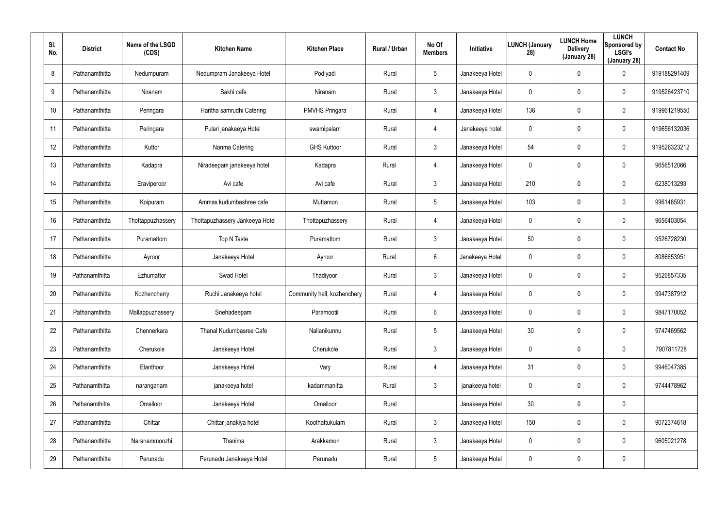| Sl. No. | District | Name of the LSGD (CDS) | Kitchen Name | Kitchen Place | Rural / Urban | No Of Members | Initiative | LUNCH (January 28) | LUNCH Home Delivery (January 28) | LUNCH Sponsored by LSGI's (January 28) | Contact No |
|---|---|---|---|---|---|---|---|---|---|---|---|
| 8 | Pathanamthitta | Nedumpuram | Nedumpram Janakeeya Hotel | Podiyadi | Rural | 5 | Janakeeya Hotel | 0 | 0 | 0 | 919188291409 |
| 9 | Pathanamthitta | Niranam | Sakhi cafe | Niranam | Rural | 3 | Janakeeya Hotel | 0 | 0 | 0 | 919526423710 |
| 10 | Pathanamthitta | Peringara | Haritha samrudhi Catering | PMVHS Pringara | Rural | 4 | Janakeeya Hotel | 136 | 0 | 0 | 919961219550 |
| 11 | Pathanamthitta | Peringara | Pulari janakeeya Hotel | swamipalam | Rural | 4 | Janakeeya hotel | 0 | 0 | 0 | 919656132036 |
| 12 | Pathanamthitta | Kuttor | Nanma Catering | GHS Kuttoor | Rural | 3 | Janakeeya Hotel | 54 | 0 | 0 | 919526323212 |
| 13 | Pathanamthitta | Kadapra | Niradeepam janakeeya hotel | Kadapra | Rural | 4 | Janakeeya Hotel | 0 | 0 | 0 | 9656512066 |
| 14 | Pathanamthitta | Eraviperoor | Avi cafe | Avi cafe | Rural | 3 | Janakeeya Hotel | 210 | 0 | 0 | 6238013293 |
| 15 | Pathanamthitta | Koipuram | Ammas kudumbashree cafe | Muttamon | Rural | 5 | Janakeeya Hotel | 103 | 0 | 0 | 9961485931 |
| 16 | Pathanamthitta | Thottappuzhassery | Thottapuzhassery Jankeeya Hotel | Thottapuzhassery | Rural | 4 | Janakeeya Hotel | 0 | 0 | 0 | 9656403054 |
| 17 | Pathanamthitta | Puramattom | Top N Taste | Puramattom | Rural | 3 | Janakeeya Hotel | 50 | 0 | 0 | 9526728230 |
| 18 | Pathanamthitta | Ayroor | Janakeeya Hotel | Ayroor | Rural | 6 | Janakeeya Hotel | 0 | 0 | 0 | 8086653951 |
| 19 | Pathanamthitta | Ezhumattor | Swad Hotel | Thadiyoor | Rural | 3 | Janakeeya Hotel | 0 | 0 | 0 | 9526857335 |
| 20 | Pathanamthitta | Kozhencherry | Ruchi Janakeeya hotel | Community hall, kozhenchery | Rural | 4 | Janakeeya Hotel | 0 | 0 | 0 | 9947387912 |
| 21 | Pathanamthitta | Mallappuzhassery | Snehadeepam | Paramootil | Rural | 6 | Janakeeya Hotel | 0 | 0 | 0 | 9847170052 |
| 22 | Pathanamthitta | Chennerkara | Thanal Kudumbasree Cafe | Nallanikunnu | Rural | 5 | Janakeeya Hotel | 30 | 0 | 0 | 9747469562 |
| 23 | Pathanamthitta | Cherukole | Janakeeya Hotel | Cherukole | Rural | 3 | Janakeeya Hotel | 0 | 0 | 0 | 7907811728 |
| 24 | Pathanamthitta | Elanthoor | Janakeeya Hotel | Vary | Rural | 4 | Janakeeya Hotel | 31 | 0 | 0 | 9946047385 |
| 25 | Pathanamthitta | naranganam | janakeeya hotel | kadammanitta | Rural | 3 | janakeeya hotel | 0 | 0 | 0 | 9744478962 |
| 26 | Pathanamthitta | Omalloor | Janakeeya Hotel | Omalloor | Rural | | Janakeeya Hotel | 30 | 0 | 0 | |
| 27 | Pathanamthitta | Chittar | Chittar janakiya hotel | Koothattukulam | Rural | 3 | Janakeeya Hotel | 150 | 0 | 0 | 9072374618 |
| 28 | Pathanamthitta | Naranammoozhi | Thanima | Arakkamon | Rural | 3 | Janakeeya Hotel | 0 | 0 | 0 | 9605021278 |
| 29 | Pathanamthitta | Perunadu | Perunadu Janakeeya Hotel | Perunadu | Rural | 5 | Janakeeya Hotel | 0 | 0 | 0 | |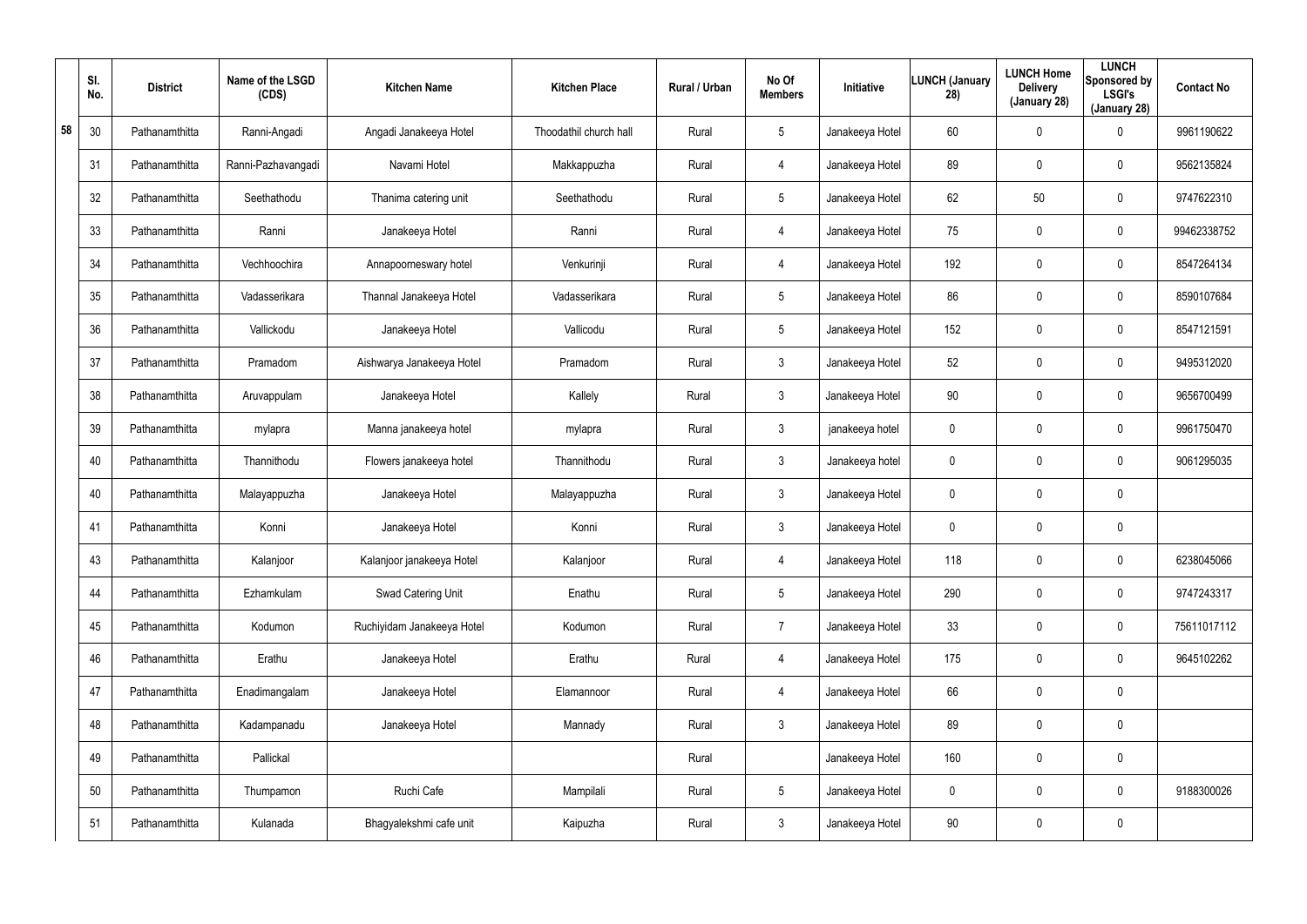|  | Sl. No. | District | Name of the LSGD (CDS) | Kitchen Name | Kitchen Place | Rural / Urban | No Of Members | Initiative | LUNCH (January 28) | LUNCH Home Delivery (January 28) | LUNCH Sponsored by LSGI's (January 28) | Contact No |
|---|---|---|---|---|---|---|---|---|---|---|---|---|
| 58 | 30 | Pathanamthitta | Ranni-Angadi | Angadi Janakeeya Hotel | Thoodathil church hall | Rural | 5 | Janakeeya Hotel | 60 | 0 | 0 | 9961190622 |
|  | 31 | Pathanamthitta | Ranni-Pazhavangadi | Navami Hotel | Makkappuzha | Rural | 4 | Janakeeya Hotel | 89 | 0 | 0 | 9562135824 |
|  | 32 | Pathanamthitta | Seethathodu | Thanima catering unit | Seethathodu | Rural | 5 | Janakeeya Hotel | 62 | 50 | 0 | 9747622310 |
|  | 33 | Pathanamthitta | Ranni | Janakeeya Hotel | Ranni | Rural | 4 | Janakeeya Hotel | 75 | 0 | 0 | 99462338752 |
|  | 34 | Pathanamthitta | Vechhoochira | Annapoorneswary hotel | Venkurinji | Rural | 4 | Janakeeya Hotel | 192 | 0 | 0 | 8547264134 |
|  | 35 | Pathanamthitta | Vadasserikara | Thannal Janakeeya Hotel | Vadasserikara | Rural | 5 | Janakeeya Hotel | 86 | 0 | 0 | 8590107684 |
|  | 36 | Pathanamthitta | Vallickodu | Janakeeya Hotel | Vallicodu | Rural | 5 | Janakeeya Hotel | 152 | 0 | 0 | 8547121591 |
|  | 37 | Pathanamthitta | Pramadom | Aishwarya Janakeeya Hotel | Pramadom | Rural | 3 | Janakeeya Hotel | 52 | 0 | 0 | 9495312020 |
|  | 38 | Pathanamthitta | Aruvappulam | Janakeeya Hotel | Kallely | Rural | 3 | Janakeeya Hotel | 90 | 0 | 0 | 9656700499 |
|  | 39 | Pathanamthitta | mylapra | Manna janakeeya hotel | mylapra | Rural | 3 | janakeeya hotel | 0 | 0 | 0 | 9961750470 |
|  | 40 | Pathanamthitta | Thannithodu | Flowers janakeeya hotel | Thannithodu | Rural | 3 | Janakeeya hotel | 0 | 0 | 0 | 9061295035 |
|  | 40 | Pathanamthitta | Malayappuzha | Janakeeya Hotel | Malayappuzha | Rural | 3 | Janakeeya Hotel | 0 | 0 | 0 |  |
|  | 41 | Pathanamthitta | Konni | Janakeeya Hotel | Konni | Rural | 3 | Janakeeya Hotel | 0 | 0 | 0 |  |
|  | 43 | Pathanamthitta | Kalanjoor | Kalanjoor janakeeya Hotel | Kalanjoor | Rural | 4 | Janakeeya Hotel | 118 | 0 | 0 | 6238045066 |
|  | 44 | Pathanamthitta | Ezhamkulam | Swad Catering Unit | Enathu | Rural | 5 | Janakeeya Hotel | 290 | 0 | 0 | 9747243317 |
|  | 45 | Pathanamthitta | Kodumon | Ruchiyidam Janakeeya Hotel | Kodumon | Rural | 7 | Janakeeya Hotel | 33 | 0 | 0 | 75611017112 |
|  | 46 | Pathanamthitta | Erathu | Janakeeya Hotel | Erathu | Rural | 4 | Janakeeya Hotel | 175 | 0 | 0 | 9645102262 |
|  | 47 | Pathanamthitta | Enadimangalam | Janakeeya Hotel | Elamannoor | Rural | 4 | Janakeeya Hotel | 66 | 0 | 0 |  |
|  | 48 | Pathanamthitta | Kadampanadu | Janakeeya Hotel | Mannady | Rural | 3 | Janakeeya Hotel | 89 | 0 | 0 |  |
|  | 49 | Pathanamthitta | Pallickal |  |  | Rural |  | Janakeeya Hotel | 160 | 0 | 0 |  |
|  | 50 | Pathanamthitta | Thumpamon | Ruchi Cafe | Mampilali | Rural | 5 | Janakeeya Hotel | 0 | 0 | 0 | 9188300026 |
|  | 51 | Pathanamthitta | Kulanada | Bhagyalekshmi cafe unit | Kaipuzha | Rural | 3 | Janakeeya Hotel | 90 | 0 | 0 |  |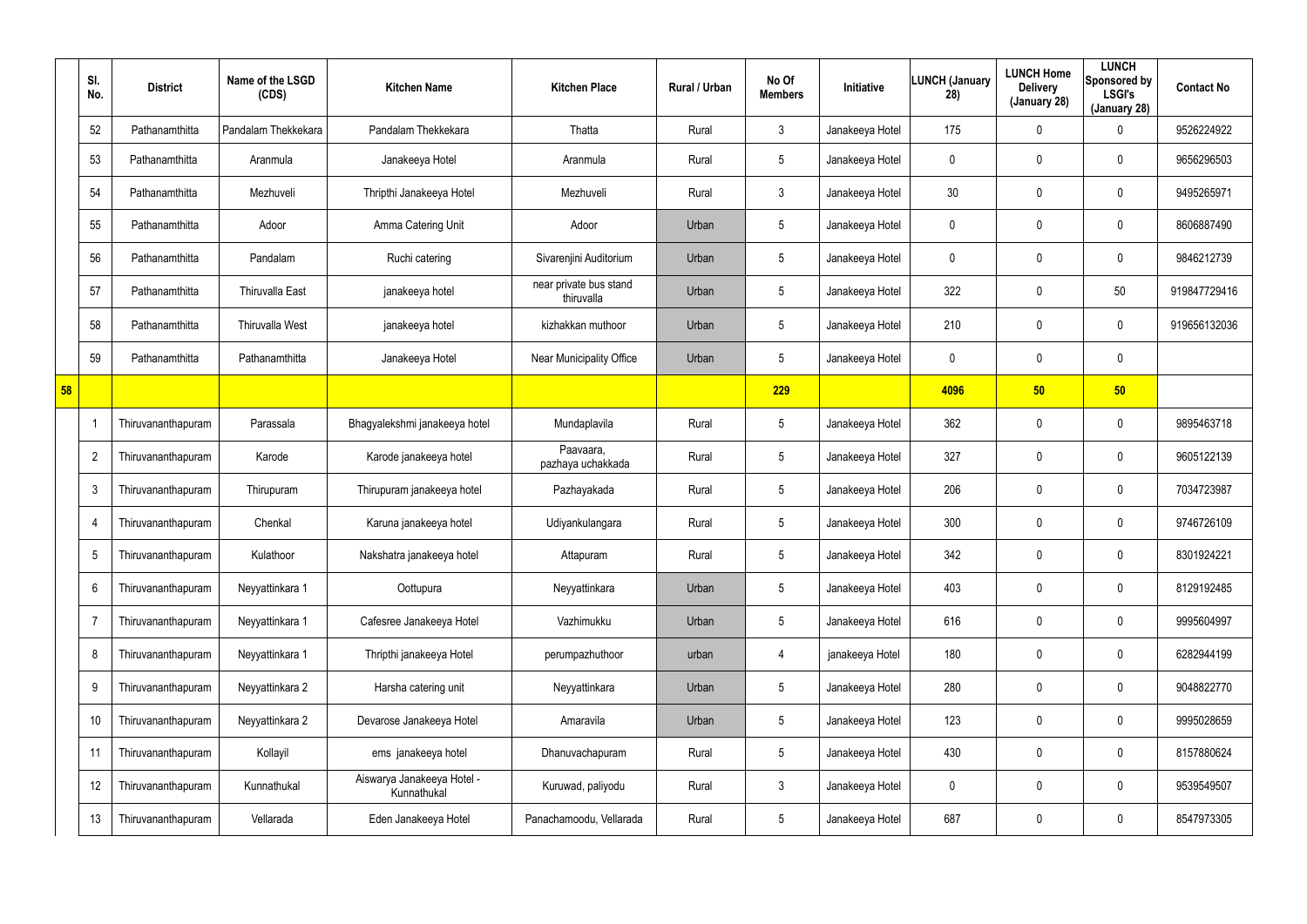| | Sl. No. | District | Name of the LSGD (CDS) | Kitchen Name | Kitchen Place | Rural / Urban | No Of Members | Initiative | LUNCH (January 28) | LUNCH Home Delivery (January 28) | LUNCH Sponsored by LSGI's (January 28) | Contact No |
|---|---|---|---|---|---|---|---|---|---|---|---|---|
| | 52 | Pathanamthitta | Pandalam Thekkekara | Pandalam Thekkekara | Thatta | Rural | 3 | Janakeeya Hotel | 175 | 0 | 0 | 9526224922 |
| | 53 | Pathanamthitta | Aranmula | Janakeeya Hotel | Aranmula | Rural | 5 | Janakeeya Hotel | 0 | 0 | 0 | 9656296503 |
| | 54 | Pathanamthitta | Mezhuveli | Thripthi Janakeeya Hotel | Mezhuveli | Rural | 3 | Janakeeya Hotel | 30 | 0 | 0 | 9495265971 |
| | 55 | Pathanamthitta | Adoor | Amma Catering Unit | Adoor | Urban | 5 | Janakeeya Hotel | 0 | 0 | 0 | 8606887490 |
| | 56 | Pathanamthitta | Pandalam | Ruchi catering | Sivarenjini Auditorium | Urban | 5 | Janakeeya Hotel | 0 | 0 | 0 | 9846212739 |
| | 57 | Pathanamthitta | Thiruvalla East | janakeeya hotel | near private bus stand thiruvalla | Urban | 5 | Janakeeya Hotel | 322 | 0 | 50 | 919847729416 |
| | 58 | Pathanamthitta | Thiruvalla West | janakeeya hotel | kizhakkan muthoor | Urban | 5 | Janakeeya Hotel | 210 | 0 | 0 | 919656132036 |
| | 59 | Pathanamthitta | Pathanamthitta | Janakeeya Hotel | Near Municipality Office | Urban | 5 | Janakeeya Hotel | 0 | 0 | 0 | |
| **58** | | | | | | | **229** | | **4096** | **50** | **50** | |
| | 1 | Thiruvananthapuram | Parassala | Bhagyalekshmi janakeeya hotel | Mundaplavila | Rural | 5 | Janakeeya Hotel | 362 | 0 | 0 | 9895463718 |
| | 2 | Thiruvananthapuram | Karode | Karode janakeeya hotel | Paavaara, pazhaya uchakkada | Rural | 5 | Janakeeya Hotel | 327 | 0 | 0 | 9605122139 |
| | 3 | Thiruvananthapuram | Thirupuram | Thirupuram janakeeya hotel | Pazhayakada | Rural | 5 | Janakeeya Hotel | 206 | 0 | 0 | 7034723987 |
| | 4 | Thiruvananthapuram | Chenkal | Karuna janakeeya hotel | Udiyankulangara | Rural | 5 | Janakeeya Hotel | 300 | 0 | 0 | 9746726109 |
| | 5 | Thiruvananthapuram | Kulathoor | Nakshatra janakeeya hotel | Attapuram | Rural | 5 | Janakeeya Hotel | 342 | 0 | 0 | 8301924221 |
| | 6 | Thiruvananthapuram | Neyyattinkara 1 | Oottupura | Neyyattinkara | Urban | 5 | Janakeeya Hotel | 403 | 0 | 0 | 8129192485 |
| | 7 | Thiruvananthapuram | Neyyattinkara 1 | Cafesree Janakeeya Hotel | Vazhimukku | Urban | 5 | Janakeeya Hotel | 616 | 0 | 0 | 9995604997 |
| | 8 | Thiruvananthapuram | Neyyattinkara 1 | Thripthi janakeeya Hotel | perumpazhuthoor | urban | 4 | janakeeya Hotel | 180 | 0 | 0 | 6282944199 |
| | 9 | Thiruvananthapuram | Neyyattinkara 2 | Harsha catering unit | Neyyattinkara | Urban | 5 | Janakeeya Hotel | 280 | 0 | 0 | 9048822770 |
| | 10 | Thiruvananthapuram | Neyyattinkara 2 | Devarose Janakeeya Hotel | Amaravila | Urban | 5 | Janakeeya Hotel | 123 | 0 | 0 | 9995028659 |
| | 11 | Thiruvananthapuram | Kollayil | ems janakeeya hotel | Dhanuvachapuram | Rural | 5 | Janakeeya Hotel | 430 | 0 | 0 | 8157880624 |
| | 12 | Thiruvananthapuram | Kunnathukal | Aiswarya Janakeeya Hotel - Kunnathukal | Kuruwad, paliyodu | Rural | 3 | Janakeeya Hotel | 0 | 0 | 0 | 9539549507 |
| | 13 | Thiruvananthapuram | Vellarada | Eden Janakeeya Hotel | Panachamoodu, Vellarada | Rural | 5 | Janakeeya Hotel | 687 | 0 | 0 | 8547973305 |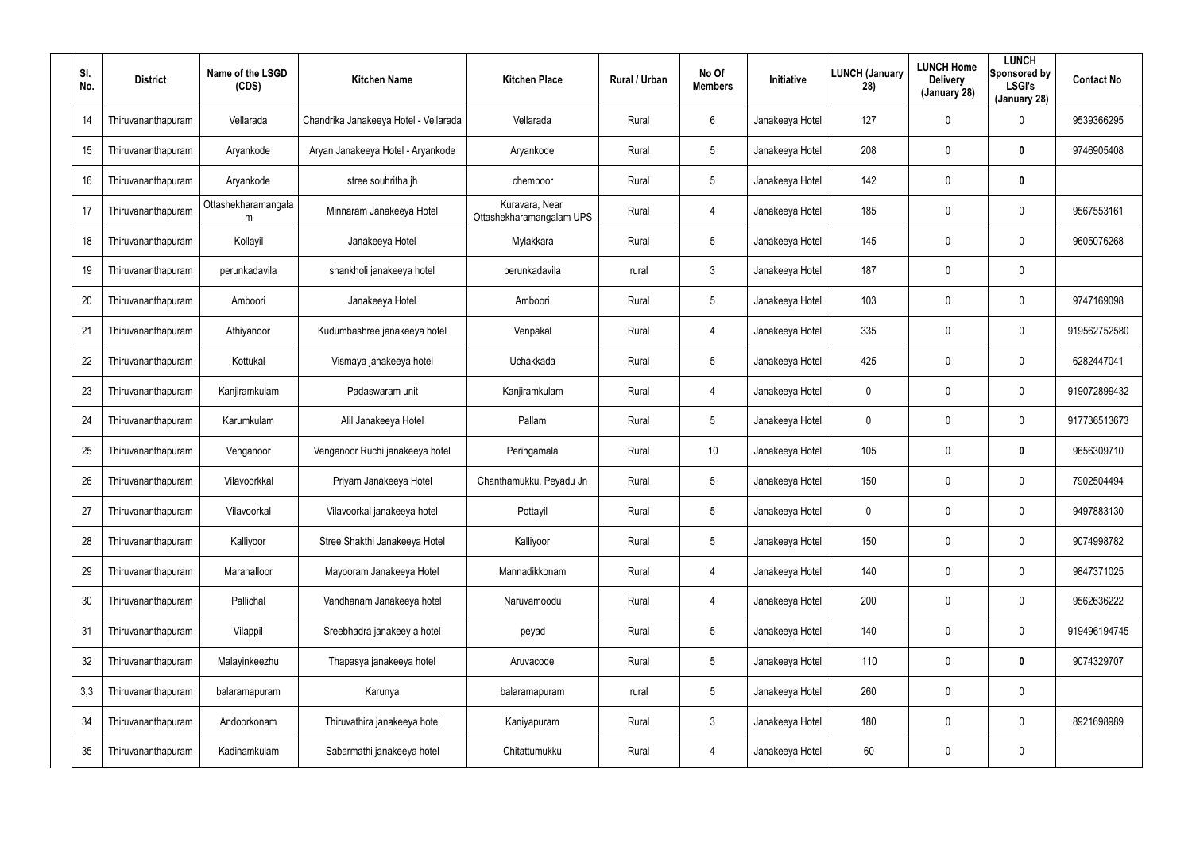| Sl. No. | District | Name of the LSGD (CDS) | Kitchen Name | Kitchen Place | Rural / Urban | No Of Members | Initiative | LUNCH (January 28) | LUNCH Home Delivery (January 28) | LUNCH Sponsored by LSGI's (January 28) | Contact No |
|---|---|---|---|---|---|---|---|---|---|---|---|
| 14 | Thiruvananthapuram | Vellarada | Chandrika Janakeeya Hotel - Vellarada | Vellarada | Rural | 6 | Janakeeya Hotel | 127 | 0 | 0 | 9539366295 |
| 15 | Thiruvananthapuram | Aryankode | Aryan Janakeeya Hotel - Aryankode | Aryankode | Rural | 5 | Janakeeya Hotel | 208 | 0 | **0** | 9746905408 |
| 16 | Thiruvananthapuram | Aryankode | stree souhritha jh | chemboor | Rural | 5 | Janakeeya Hotel | 142 | 0 | **0** | |
| 17 | Thiruvananthapuram | Ottashekharamangalam | Minnaram Janakeeya Hotel | Kuravara, Near Ottashekharamangalam UPS | Rural | 4 | Janakeeya Hotel | 185 | 0 | 0 | 9567553161 |
| 18 | Thiruvananthapuram | Kollayil | Janakeeya Hotel | Mylakkara | Rural | 5 | Janakeeya Hotel | 145 | 0 | 0 | 9605076268 |
| 19 | Thiruvananthapuram | perunkadavila | shankholi janakeeya hotel | perunkadavila | rural | 3 | Janakeeya Hotel | 187 | 0 | 0 | |
| 20 | Thiruvananthapuram | Amboori | Janakeeya Hotel | Amboori | Rural | 5 | Janakeeya Hotel | 103 | 0 | 0 | 9747169098 |
| 21 | Thiruvananthapuram | Athiyanoor | Kudumbashree janakeeya hotel | Venpakal | Rural | 4 | Janakeeya Hotel | 335 | 0 | 0 | 919562752580 |
| 22 | Thiruvananthapuram | Kottukal | Vismaya janakeeya hotel | Uchakkada | Rural | 5 | Janakeeya Hotel | 425 | 0 | 0 | 6282447041 |
| 23 | Thiruvananthapuram | Kanjiramkulam | Padaswaram unit | Kanjiramkulam | Rural | 4 | Janakeeya Hotel | 0 | 0 | 0 | 919072899432 |
| 24 | Thiruvananthapuram | Karumkulam | Alil Janakeeya Hotel | Pallam | Rural | 5 | Janakeeya Hotel | 0 | 0 | 0 | 917736513673 |
| 25 | Thiruvananthapuram | Venganoor | Venganoor Ruchi janakeeya hotel | Peringamala | Rural | 10 | Janakeeya Hotel | 105 | 0 | **0** | 9656309710 |
| 26 | Thiruvananthapuram | Vilavoorkkal | Priyam Janakeeya Hotel | Chanthamukku, Peyadu Jn | Rural | 5 | Janakeeya Hotel | 150 | 0 | 0 | 7902504494 |
| 27 | Thiruvananthapuram | Vilavoorkal | Vilavoorkal janakeeya hotel | Pottayil | Rural | 5 | Janakeeya Hotel | 0 | 0 | 0 | 9497883130 |
| 28 | Thiruvananthapuram | Kalliyoor | Stree Shakthi Janakeeya Hotel | Kalliyoor | Rural | 5 | Janakeeya Hotel | 150 | 0 | 0 | 9074998782 |
| 29 | Thiruvananthapuram | Maranalloor | Mayooram Janakeeya Hotel | Mannadikkonam | Rural | 4 | Janakeeya Hotel | 140 | 0 | 0 | 9847371025 |
| 30 | Thiruvananthapuram | Pallichal | Vandhanam Janakeeya hotel | Naruvamoodu | Rural | 4 | Janakeeya Hotel | 200 | 0 | 0 | 9562636222 |
| 31 | Thiruvananthapuram | Vilappil | Sreebhadra janakey a hotel | peyad | Rural | 5 | Janakeeya Hotel | 140 | 0 | 0 | 919496194745 |
| 32 | Thiruvananthapuram | Malayinkeezhu | Thapasya janakeeya hotel | Aruvacode | Rural | 5 | Janakeeya Hotel | 110 | 0 | **0** | 9074329707 |
| 3,3 | Thiruvananthapuram | balaramapuram | Karunya | balaramapuram | rural | 5 | Janakeeya Hotel | 260 | 0 | 0 | |
| 34 | Thiruvananthapuram | Andoorkonam | Thiruvathira janakeeya hotel | Kaniyapuram | Rural | 3 | Janakeeya Hotel | 180 | 0 | 0 | 8921698989 |
| 35 | Thiruvananthapuram | Kadinamkulam | Sabarmathi janakeeya hotel | Chitattumukku | Rural | 4 | Janakeeya Hotel | 60 | 0 | 0 | |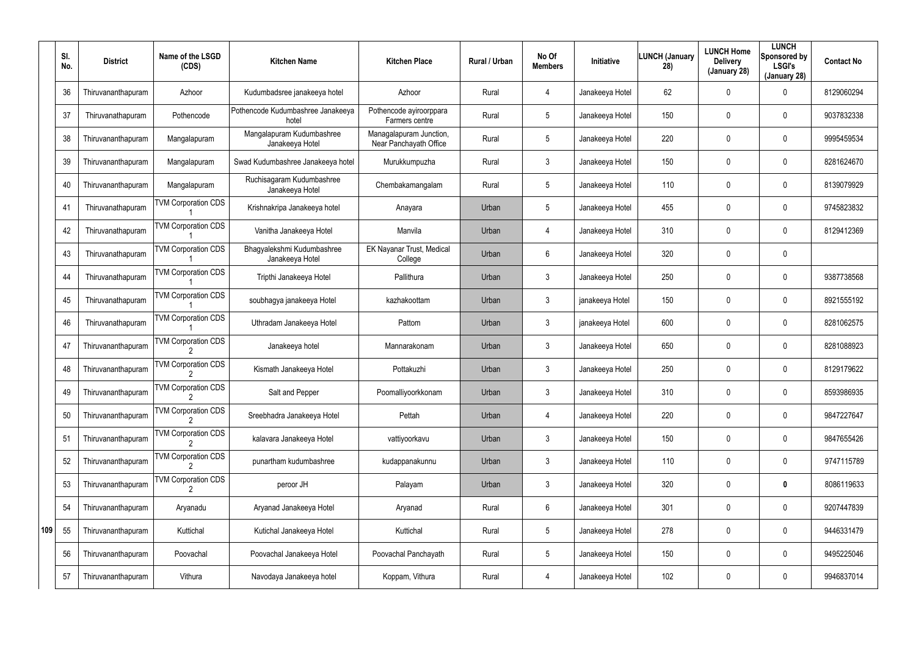| | Sl. No. | District | Name of the LSGD (CDS) | Kitchen Name | Kitchen Place | Rural / Urban | No Of Members | Initiative | LUNCH (January 28) | LUNCH Home Delivery (January 28) | LUNCH Sponsored by LSGI's (January 28) | Contact No |
|---|---|---|---|---|---|---|---|---|---|---|---|---|
| | 36 | Thiruvananthapuram | Azhoor | Kudumbadsree janakeeya hotel | Azhoor | Rural | 4 | Janakeeya Hotel | 62 | 0 | 0 | 8129060294 |
| | 37 | Thiruvanathapuram | Pothencode | Pothencode Kudumbashree Janakeeya hotel | Pothencode ayiroorppara Farmers centre | Rural | 5 | Janakeeya Hotel | 150 | 0 | 0 | 9037832338 |
| | 38 | Thiruvananthapuram | Mangalapuram | Mangalapuram Kudumbashree Janakeeya Hotel | Managalapuram Junction, Near Panchayath Office | Rural | 5 | Janakeeya Hotel | 220 | 0 | 0 | 9995459534 |
| | 39 | Thiruvananthapuram | Mangalapuram | Swad Kudumbashree Janakeeya hotel | Murukkumpuzha | Rural | 3 | Janakeeya Hotel | 150 | 0 | 0 | 8281624670 |
| | 40 | Thiruvananthapuram | Mangalapuram | Ruchisagaram Kudumbashree Janakeeya Hotel | Chembakamangalam | Rural | 5 | Janakeeya Hotel | 110 | 0 | 0 | 8139079929 |
| | 41 | Thiruvanathapuram | TVM Corporation CDS 1 | Krishnakripa Janakeeya hotel | Anayara | Urban | 5 | Janakeeya Hotel | 455 | 0 | 0 | 9745823832 |
| | 42 | Thiruvanathapuram | TVM Corporation CDS 1 | Vanitha Janakeeya Hotel | Manvila | Urban | 4 | Janakeeya Hotel | 310 | 0 | 0 | 8129412369 |
| | 43 | Thiruvanathapuram | TVM Corporation CDS 1 | Bhagyalekshmi Kudumbashree Janakeeya Hotel | EK Nayanar Trust, Medical College | Urban | 6 | Janakeeya Hotel | 320 | 0 | 0 | |
| | 44 | Thiruvanathapuram | TVM Corporation CDS 1 | Tripthi Janakeeya Hotel | Pallithura | Urban | 3 | Janakeeya Hotel | 250 | 0 | 0 | 9387738568 |
| | 45 | Thiruvanathapuram | TVM Corporation CDS 1 | soubhagya janakeeya Hotel | kazhakoottam | Urban | 3 | janakeeya Hotel | 150 | 0 | 0 | 8921555192 |
| | 46 | Thiruvanathapuram | TVM Corporation CDS 1 | Uthradam Janakeeya Hotel | Pattom | Urban | 3 | janakeeya Hotel | 600 | 0 | 0 | 8281062575 |
| | 47 | Thiruvananthapuram | TVM Corporation CDS 2 | Janakeeya hotel | Mannarakonam | Urban | 3 | Janakeeya Hotel | 650 | 0 | 0 | 8281088923 |
| | 48 | Thiruvananthapuram | TVM Corporation CDS 2 | Kismath Janakeeya Hotel | Pottakuzhi | Urban | 3 | Janakeeya Hotel | 250 | 0 | 0 | 8129179622 |
| | 49 | Thiruvananthapuram | TVM Corporation CDS 2 | Salt and Pepper | Poomalliyoorkkonam | Urban | 3 | Janakeeya Hotel | 310 | 0 | 0 | 8593986935 |
| | 50 | Thiruvananthapuram | TVM Corporation CDS 2 | Sreebhadra Janakeeya Hotel | Pettah | Urban | 4 | Janakeeya Hotel | 220 | 0 | 0 | 9847227647 |
| | 51 | Thiruvananthapuram | TVM Corporation CDS 2 | kalavara Janakeeya Hotel | vattiyoorkavu | Urban | 3 | Janakeeya Hotel | 150 | 0 | 0 | 9847655426 |
| | 52 | Thiruvananthapuram | TVM Corporation CDS 2 | punartham kudumbashree | kudappanakunnu | Urban | 3 | Janakeeya Hotel | 110 | 0 | 0 | 9747115789 |
| | 53 | Thiruvananthapuram | TVM Corporation CDS 2 | peroor JH | Palayam | Urban | 3 | Janakeeya Hotel | 320 | 0 | **0** | 8086119633 |
| | 54 | Thiruvananthapuram | Aryanadu | Aryanad Janakeeya Hotel | Aryanad | Rural | 6 | Janakeeya Hotel | 301 | 0 | 0 | 9207447839 |
| 109 | 55 | Thiruvananthapuram | Kuttichal | Kutichal Janakeeya Hotel | Kuttichal | Rural | 5 | Janakeeya Hotel | 278 | 0 | 0 | 9446331479 |
| | 56 | Thiruvananthapuram | Poovachal | Poovachal Janakeeya Hotel | Poovachal Panchayath | Rural | 5 | Janakeeya Hotel | 150 | 0 | 0 | 9495225046 |
| | 57 | Thiruvananthapuram | Vithura | Navodaya Janakeeya hotel | Koppam, Vithura | Rural | 4 | Janakeeya Hotel | 102 | 0 | 0 | 9946837014 |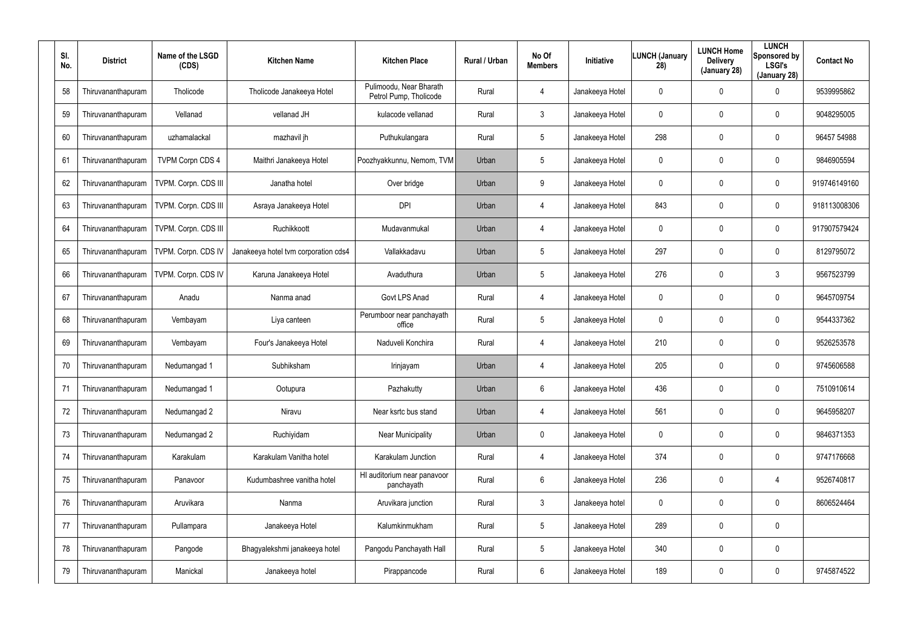| Sl. No. | District | Name of the LSGD (CDS) | Kitchen Name | Kitchen Place | Rural / Urban | No Of Members | Initiative | LUNCH (January 28) | LUNCH Home Delivery (January 28) | LUNCH Sponsored by LSGI's (January 28) | Contact No |
|---|---|---|---|---|---|---|---|---|---|---|---|
| 58 | Thiruvananthapuram | Tholicode | Tholicode Janakeeya Hotel | Pulimoodu, Near Bharath Petrol Pump, Tholicode | Rural | 4 | Janakeeya Hotel | 0 | 0 | 0 | 9539995862 |
| 59 | Thiruvananthapuram | Vellanad | vellanad JH | kulacode vellanad | Rural | 3 | Janakeeya Hotel | 0 | 0 | 0 | 9048295005 |
| 60 | Thiruvananthapuram | uzhamalackal | mazhavil jh | Puthukulangara | Rural | 5 | Janakeeya Hotel | 298 | 0 | 0 | 96457 54988 |
| 61 | Thiruvananthapuram | TVPM Corpn CDS 4 | Maithri Janakeeya Hotel | Poozhyakkunnu, Nemom, TVM | Urban | 5 | Janakeeya Hotel | 0 | 0 | 0 | 9846905594 |
| 62 | Thiruvananthapuram | TVPM. Corpn. CDS III | Janatha hotel | Over bridge | Urban | 9 | Janakeeya Hotel | 0 | 0 | 0 | 919746149160 |
| 63 | Thiruvananthapuram | TVPM. Corpn. CDS III | Asraya Janakeeya Hotel | DPI | Urban | 4 | Janakeeya Hotel | 843 | 0 | 0 | 918113008306 |
| 64 | Thiruvananthapuram | TVPM. Corpn. CDS III | Ruchikkoott | Mudavanmukal | Urban | 4 | Janakeeya Hotel | 0 | 0 | 0 | 917907579424 |
| 65 | Thiruvananthapuram | TVPM. Corpn. CDS IV | Janakeeya hotel tvm corporation cds4 | Vallakkadavu | Urban | 5 | Janakeeya Hotel | 297 | 0 | 0 | 8129795072 |
| 66 | Thiruvananthapuram | TVPM. Corpn. CDS IV | Karuna Janakeeya Hotel | Avaduthura | Urban | 5 | Janakeeya Hotel | 276 | 0 | 3 | 9567523799 |
| 67 | Thiruvananthapuram | Anadu | Nanma anad | Govt LPS Anad | Rural | 4 | Janakeeya Hotel | 0 | 0 | 0 | 9645709754 |
| 68 | Thiruvananthapuram | Vembayam | Liya canteen | Perumboor near panchayath office | Rural | 5 | Janakeeya Hotel | 0 | 0 | 0 | 9544337362 |
| 69 | Thiruvananthapuram | Vembayam | Four's Janakeeya Hotel | Naduveli Konchira | Rural | 4 | Janakeeya Hotel | 210 | 0 | 0 | 9526253578 |
| 70 | Thiruvananthapuram | Nedumangad 1 | Subhiksham | Irinjayam | Urban | 4 | Janakeeya Hotel | 205 | 0 | 0 | 9745606588 |
| 71 | Thiruvananthapuram | Nedumangad 1 | Ootupura | Pazhakutty | Urban | 6 | Janakeeya Hotel | 436 | 0 | 0 | 7510910614 |
| 72 | Thiruvananthapuram | Nedumangad 2 | Niravu | Near ksrtc bus stand | Urban | 4 | Janakeeya Hotel | 561 | 0 | 0 | 9645958207 |
| 73 | Thiruvananthapuram | Nedumangad 2 | Ruchiyidam | Near Municipality | Urban | 0 | Janakeeya Hotel | 0 | 0 | 0 | 9846371353 |
| 74 | Thiruvananthapuram | Karakulam | Karakulam Vanitha hotel | Karakulam Junction | Rural | 4 | Janakeeya Hotel | 374 | 0 | 0 | 9747176668 |
| 75 | Thiruvananthapuram | Panavoor | Kudumbashree vanitha hotel | Hl auditorium near panavoor panchayath | Rural | 6 | Janakeeya Hotel | 236 | 0 | 4 | 9526740817 |
| 76 | Thiruvananthapuram | Aruvikara | Nanma | Aruvikara junction | Rural | 3 | Janakeeya hotel | 0 | 0 | 0 | 8606524464 |
| 77 | Thiruvananthapuram | Pullampara | Janakeeya Hotel | Kalumkinmukham | Rural | 5 | Janakeeya Hotel | 289 | 0 | 0 | |
| 78 | Thiruvananthapuram | Pangode | Bhagyalekshmi janakeeya hotel | Pangodu Panchayath Hall | Rural | 5 | Janakeeya Hotel | 340 | 0 | 0 | |
| 79 | Thiruvananthapuram | Manickal | Janakeeya hotel | Pirappancode | Rural | 6 | Janakeeya Hotel | 189 | 0 | 0 | 9745874522 |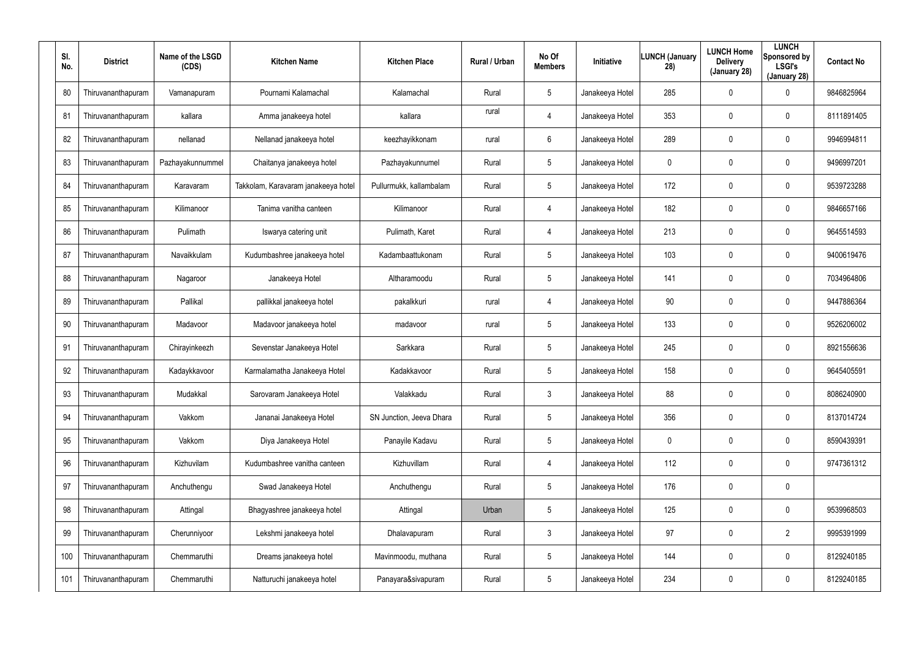| Sl. No. | District | Name of the LSGD (CDS) | Kitchen Name | Kitchen Place | Rural / Urban | No Of Members | Initiative | LUNCH (January 28) | LUNCH Home Delivery (January 28) | LUNCH Sponsored by LSGI's (January 28) | Contact No |
|---|---|---|---|---|---|---|---|---|---|---|---|
| 80 | Thiruvananthapuram | Vamanapuram | Pournami Kalamachal | Kalamachal | Rural | 5 | Janakeeya Hotel | 285 | 0 | 0 | 9846825964 |
| 81 | Thiruvananthapuram | kallara | Amma janakeeya hotel | kallara | rural | 4 | Janakeeya Hotel | 353 | 0 | 0 | 8111891405 |
| 82 | Thiruvananthapuram | nellanad | Nellanad janakeeya hotel | keezhayikkonam | rural | 6 | Janakeeya Hotel | 289 | 0 | 0 | 9946994811 |
| 83 | Thiruvananthapuram | Pazhayakunnummel | Chaitanya janakeeya hotel | Pazhayakunnumel | Rural | 5 | Janakeeya Hotel | 0 | 0 | 0 | 9496997201 |
| 84 | Thiruvananthapuram | Karavaram | Takkolam, Karavaram janakeeya hotel | Pullurmukk, kallambalam | Rural | 5 | Janakeeya Hotel | 172 | 0 | 0 | 9539723288 |
| 85 | Thiruvananthapuram | Kilimanoor | Tanima vanitha canteen | Kilimanoor | Rural | 4 | Janakeeya Hotel | 182 | 0 | 0 | 9846657166 |
| 86 | Thiruvananthapuram | Pulimath | Iswarya catering unit | Pulimath, Karet | Rural | 4 | Janakeeya Hotel | 213 | 0 | 0 | 9645514593 |
| 87 | Thiruvananthapuram | Navaikkulam | Kudumbashree janakeeya hotel | Kadambaattukonam | Rural | 5 | Janakeeya Hotel | 103 | 0 | 0 | 9400619476 |
| 88 | Thiruvananthapuram | Nagaroor | Janakeeya Hotel | Altharamoodu | Rural | 5 | Janakeeya Hotel | 141 | 0 | 0 | 7034964806 |
| 89 | Thiruvananthapuram | Pallikal | pallikkal janakeeya hotel | pakalkkuri | rural | 4 | Janakeeya Hotel | 90 | 0 | 0 | 9447886364 |
| 90 | Thiruvananthapuram | Madavoor | Madavoor janakeeya hotel | madavoor | rural | 5 | Janakeeya Hotel | 133 | 0 | 0 | 9526206002 |
| 91 | Thiruvananthapuram | Chirayinkeezh | Sevenstar Janakeeya Hotel | Sarkkara | Rural | 5 | Janakeeya Hotel | 245 | 0 | 0 | 8921556636 |
| 92 | Thiruvananthapuram | Kadaykkavoor | Karmalamatha Janakeeya Hotel | Kadakkavoor | Rural | 5 | Janakeeya Hotel | 158 | 0 | 0 | 9645405591 |
| 93 | Thiruvananthapuram | Mudakkal | Sarovaram Janakeeya Hotel | Valakkadu | Rural | 3 | Janakeeya Hotel | 88 | 0 | 0 | 8086240900 |
| 94 | Thiruvananthapuram | Vakkom | Jananai Janakeeya Hotel | SN Junction, Jeeva Dhara | Rural | 5 | Janakeeya Hotel | 356 | 0 | 0 | 8137014724 |
| 95 | Thiruvananthapuram | Vakkom | Diya Janakeeya Hotel | Panayile Kadavu | Rural | 5 | Janakeeya Hotel | 0 | 0 | 0 | 8590439391 |
| 96 | Thiruvananthapuram | Kizhuvilam | Kudumbashree vanitha canteen | Kizhuvillam | Rural | 4 | Janakeeya Hotel | 112 | 0 | 0 | 9747361312 |
| 97 | Thiruvananthapuram | Anchuthengu | Swad Janakeeya Hotel | Anchuthengu | Rural | 5 | Janakeeya Hotel | 176 | 0 | 0 | |
| 98 | Thiruvananthapuram | Attingal | Bhagyashree janakeeya hotel | Attingal | Urban | 5 | Janakeeya Hotel | 125 | 0 | 0 | 9539968503 |
| 99 | Thiruvananthapuram | Cherunniyoor | Lekshmi janakeeya hotel | Dhalavapuram | Rural | 3 | Janakeeya Hotel | 97 | 0 | 2 | 9995391999 |
| 100 | Thiruvananthapuram | Chemmaruthi | Dreams janakeeya hotel | Mavinmoodu, muthana | Rural | 5 | Janakeeya Hotel | 144 | 0 | 0 | 8129240185 |
| 101 | Thiruvananthapuram | Chemmaruthi | Natturuchi janakeeya hotel | Panayara&sivapuram | Rural | 5 | Janakeeya Hotel | 234 | 0 | 0 | 8129240185 |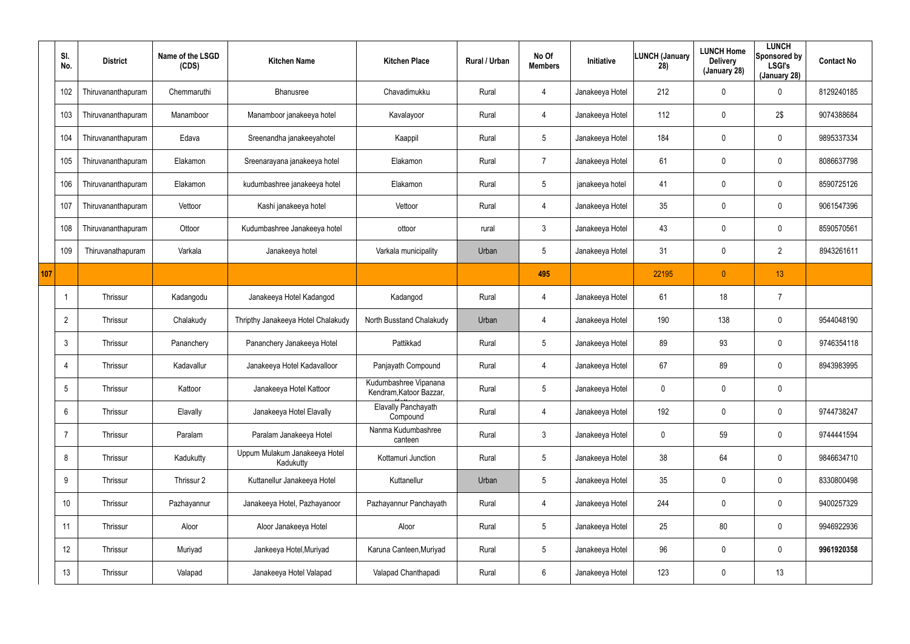| | Sl. No. | District | Name of the LSGD (CDS) | Kitchen Name | Kitchen Place | Rural / Urban | No Of Members | Initiative | LUNCH (January 28) | LUNCH Home Delivery (January 28) | LUNCH Sponsored by LSGI's (January 28) | Contact No |
|---|---|---|---|---|---|---|---|---|---|---|---|---|
| | 102 | Thiruvananthapuram | Chemmaruthi | Bhanusree | Chavadimukku | Rural | 4 | Janakeeya Hotel | 212 | 0 | 0 | 8129240185 |
| | 103 | Thiruvananthapuram | Manamboor | Manamboor janakeeya hotel | Kavalayoor | Rural | 4 | Janakeeya Hotel | 112 | 0 | 2$ | 9074388684 |
| | 104 | Thiruvananthapuram | Edava | Sreenandha janakeeyahotel | Kaappil | Rural | 5 | Janakeeya Hotel | 184 | 0 | 0 | 9895337334 |
| | 105 | Thiruvananthapuram | Elakamon | Sreenarayana janakeeya hotel | Elakamon | Rural | 7 | Janakeeya Hotel | 61 | 0 | 0 | 8086637798 |
| | 106 | Thiruvananthapuram | Elakamon | kudumbashree janakeeya hotel | Elakamon | Rural | 5 | janakeeya hotel | 41 | 0 | 0 | 8590725126 |
| | 107 | Thiruvananthapuram | Vettoor | Kashi janakeeya hotel | Vettoor | Rural | 4 | Janakeeya Hotel | 35 | 0 | 0 | 9061547396 |
| | 108 | Thiruvananthapuram | Ottoor | Kudumbashree Janakeeya hotel | ottoor | rural | 3 | Janakeeya Hotel | 43 | 0 | 0 | 8590570561 |
| | 109 | Thiruvanathapuram | Varkala | Janakeeya hotel | Varkala municipality | Urban | 5 | Janakeeya Hotel | 31 | 0 | 2 | 8943261611 |
| 107 | | | | | | | 495 | | 22195 | 0 | 13 | |
| | 1 | Thrissur | Kadangodu | Janakeeya Hotel Kadangod | Kadangod | Rural | 4 | Janakeeya Hotel | 61 | 18 | 7 | |
| | 2 | Thrissur | Chalakudy | Thripthy Janakeeya Hotel Chalakudy | North Busstand Chalakudy | Urban | 4 | Janakeeya Hotel | 190 | 138 | 0 | 9544048190 |
| | 3 | Thrissur | Pananchery | Pananchery Janakeeya Hotel | Pattikkad | Rural | 5 | Janakeeya Hotel | 89 | 93 | 0 | 9746354118 |
| | 4 | Thrissur | Kadavallur | Janakeeya Hotel Kadavalloor | Panjayath Compound | Rural | 4 | Janakeeya Hotel | 67 | 89 | 0 | 8943983995 |
| | 5 | Thrissur | Kattoor | Janakeeya Hotel Kattoor | Kudumbashree Vipanana Kendram,Katoor Bazzar, | Rural | 5 | Janakeeya Hotel | 0 | 0 | 0 | |
| | 6 | Thrissur | Elavally | Janakeeya Hotel Elavally | Elavally Panchayath Compound | Rural | 4 | Janakeeya Hotel | 192 | 0 | 0 | 9744738247 |
| | 7 | Thrissur | Paralam | Paralam Janakeeya Hotel | Nanma Kudumbashree canteen | Rural | 3 | Janakeeya Hotel | 0 | 59 | 0 | 9744441594 |
| | 8 | Thrissur | Kadukutty | Uppum Mulakum Janakeeya Hotel Kadukutty | Kottamuri Junction | Rural | 5 | Janakeeya Hotel | 38 | 64 | 0 | 9846634710 |
| | 9 | Thrissur | Thrissur 2 | Kuttanellur Janakeeya Hotel | Kuttanellur | Urban | 5 | Janakeeya Hotel | 35 | 0 | 0 | 8330800498 |
| | 10 | Thrissur | Pazhayannur | Janakeeya Hotel, Pazhayanoor | Pazhayannur Panchayath | Rural | 4 | Janakeeya Hotel | 244 | 0 | 0 | 9400257329 |
| | 11 | Thrissur | Aloor | Aloor Janakeeya Hotel | Aloor | Rural | 5 | Janakeeya Hotel | 25 | 80 | 0 | 9946922936 |
| | 12 | Thrissur | Muriyad | Jankeeya Hotel,Muriyad | Karuna Canteen,Muriyad | Rural | 5 | Janakeeya Hotel | 96 | 0 | 0 | **9961920358** |
| | 13 | Thrissur | Valapad | Janakeeya Hotel Valapad | Valapad Chanthapadi | Rural | 6 | Janakeeya Hotel | 123 | 0 | 13 | |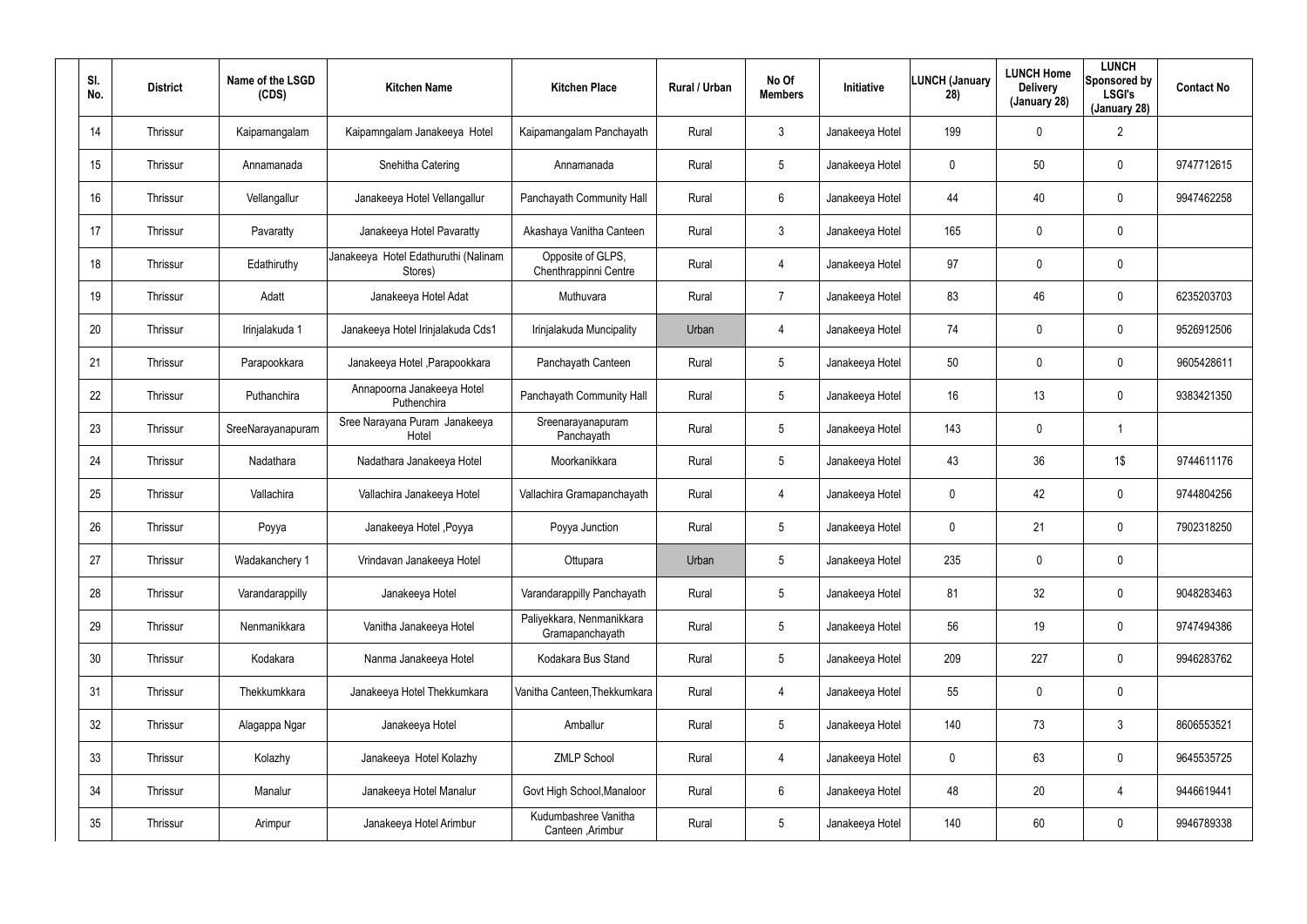| Sl. No. | District | Name of the LSGD (CDS) | Kitchen Name | Kitchen Place | Rural / Urban | No Of Members | Initiative | LUNCH (January 28) | LUNCH Home Delivery (January 28) | LUNCH Sponsored by LSGI's (January 28) | Contact No |
|---|---|---|---|---|---|---|---|---|---|---|---|
| 14 | Thrissur | Kaipamangalam | Kaipamngalam Janakeeya Hotel | Kaipamangalam Panchayath | Rural | 3 | Janakeeya Hotel | 199 | 0 | 2 | |
| 15 | Thrissur | Annamanada | Snehitha Catering | Annamanada | Rural | 5 | Janakeeya Hotel | 0 | 50 | 0 | 9747712615 |
| 16 | Thrissur | Vellangallur | Janakeeya Hotel Vellangallur | Panchayath Community Hall | Rural | 6 | Janakeeya Hotel | 44 | 40 | 0 | 9947462258 |
| 17 | Thrissur | Pavaratty | Janakeeya Hotel Pavaratty | Akashaya Vanitha Canteen | Rural | 3 | Janakeeya Hotel | 165 | 0 | 0 | |
| 18 | Thrissur | Edathiruthy | Janakeeya Hotel Edathuruthi (Nalinam Stores) | Opposite of GLPS, Chenthrappinni Centre | Rural | 4 | Janakeeya Hotel | 97 | 0 | 0 | |
| 19 | Thrissur | Adatt | Janakeeya Hotel Adat | Muthuvara | Rural | 7 | Janakeeya Hotel | 83 | 46 | 0 | 6235203703 |
| 20 | Thrissur | Irinjalakuda 1 | Janakeeya Hotel Irinjalakuda Cds1 | Irinjalakuda Muncipality | Urban | 4 | Janakeeya Hotel | 74 | 0 | 0 | 9526912506 |
| 21 | Thrissur | Parapookkara | Janakeeya Hotel ,Parapookkara | Panchayath Canteen | Rural | 5 | Janakeeya Hotel | 50 | 0 | 0 | 9605428611 |
| 22 | Thrissur | Puthanchira | Annapoorna Janakeeya Hotel Puthenchira | Panchayath Community Hall | Rural | 5 | Janakeeya Hotel | 16 | 13 | 0 | 9383421350 |
| 23 | Thrissur | SreeNarayanapuram | Sree Narayana Puram Janakeeya Hotel | Sreenarayanapuram Panchayath | Rural | 5 | Janakeeya Hotel | 143 | 0 | 1 | |
| 24 | Thrissur | Nadathara | Nadathara Janakeeya Hotel | Moorkanikkara | Rural | 5 | Janakeeya Hotel | 43 | 36 | 1$ | 9744611176 |
| 25 | Thrissur | Vallachira | Vallachira Janakeeya Hotel | Vallachira Gramapanchayath | Rural | 4 | Janakeeya Hotel | 0 | 42 | 0 | 9744804256 |
| 26 | Thrissur | Poyya | Janakeeya Hotel ,Poyya | Poyya Junction | Rural | 5 | Janakeeya Hotel | 0 | 21 | 0 | 7902318250 |
| 27 | Thrissur | Wadakanchery 1 | Vrindavan Janakeeya Hotel | Ottupara | Urban | 5 | Janakeeya Hotel | 235 | 0 | 0 | |
| 28 | Thrissur | Varandarappilly | Janakeeya Hotel | Varandarappilly Panchayath | Rural | 5 | Janakeeya Hotel | 81 | 32 | 0 | 9048283463 |
| 29 | Thrissur | Nenmanikkara | Vanitha Janakeeya Hotel | Paliyekkara, Nenmanikkara Gramapanchayath | Rural | 5 | Janakeeya Hotel | 56 | 19 | 0 | 9747494386 |
| 30 | Thrissur | Kodakara | Nanma Janakeeya Hotel | Kodakara Bus Stand | Rural | 5 | Janakeeya Hotel | 209 | 227 | 0 | 9946283762 |
| 31 | Thrissur | Thekkumkkara | Janakeeya Hotel Thekkumkara | Vanitha Canteen,Thekkumkara | Rural | 4 | Janakeeya Hotel | 55 | 0 | 0 | |
| 32 | Thrissur | Alagappa Ngar | Janakeeya Hotel | Amballur | Rural | 5 | Janakeeya Hotel | 140 | 73 | 3 | 8606553521 |
| 33 | Thrissur | Kolazhy | Janakeeya Hotel Kolazhy | ZMLP School | Rural | 4 | Janakeeya Hotel | 0 | 63 | 0 | 9645535725 |
| 34 | Thrissur | Manalur | Janakeeya Hotel Manalur | Govt High School,Manaloor | Rural | 6 | Janakeeya Hotel | 48 | 20 | 4 | 9446619441 |
| 35 | Thrissur | Arimpur | Janakeeya Hotel Arimbur | Kudumbashree Vanitha Canteen ,Arimbur | Rural | 5 | Janakeeya Hotel | 140 | 60 | 0 | 9946789338 |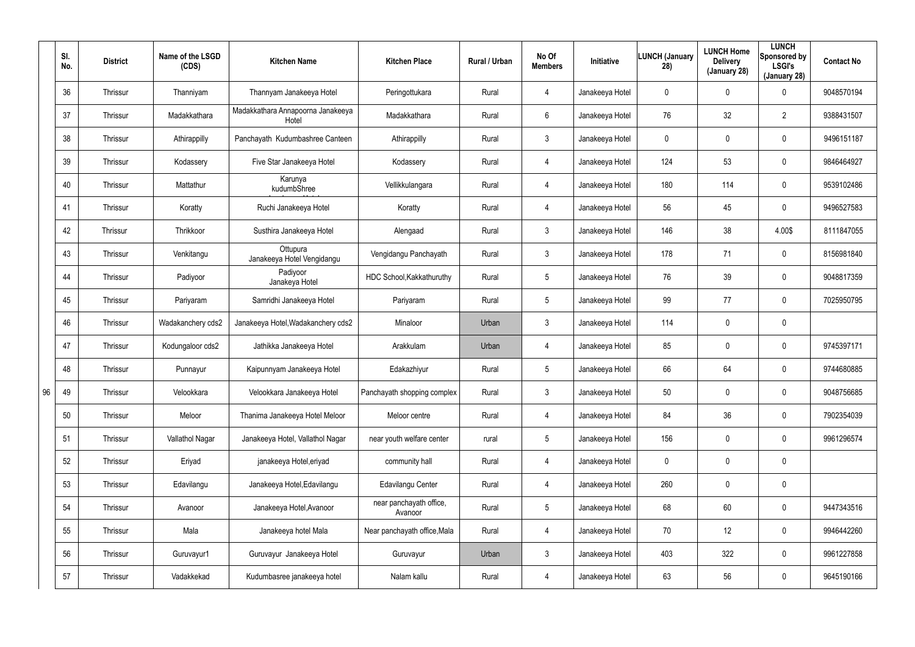|  | Sl. No. | District | Name of the LSGD (CDS) | Kitchen Name | Kitchen Place | Rural / Urban | No Of Members | Initiative | LUNCH (January 28) | LUNCH Home Delivery (January 28) | LUNCH Sponsored by LSGI's (January 28) | Contact No |
|---|---|---|---|---|---|---|---|---|---|---|---|---|
|  | 36 | Thrissur | Thanniyam | Thannyam Janakeeya Hotel | Peringottukara | Rural | 4 | Janakeeya Hotel | 0 | 0 | 0 | 9048570194 |
|  | 37 | Thrissur | Madakkathara | Madakkathara Annapoorna Janakeeya Hotel | Madakkathara | Rural | 6 | Janakeeya Hotel | 76 | 32 | 2 | 9388431507 |
|  | 38 | Thrissur | Athirappilly | Panchayath Kudumbashree Canteen | Athirappilly | Rural | 3 | Janakeeya Hotel | 0 | 0 | 0 | 9496151187 |
|  | 39 | Thrissur | Kodassery | Five Star Janakeeya Hotel | Kodassery | Rural | 4 | Janakeeya Hotel | 124 | 53 | 0 | 9846464927 |
|  | 40 | Thrissur | Mattathur | Karunya kudumbShree | Vellikkulangara | Rural | 4 | Janakeeya Hotel | 180 | 114 | 0 | 9539102486 |
|  | 41 | Thrissur | Koratty | Ruchi Janakeeya Hotel | Koratty | Rural | 4 | Janakeeya Hotel | 56 | 45 | 0 | 9496527583 |
|  | 42 | Thrissur | Thrikkoor | Susthira Janakeeya Hotel | Alengaad | Rural | 3 | Janakeeya Hotel | 146 | 38 | 4.00$ | 8111847055 |
|  | 43 | Thrissur | Venkitangu | Ottupura Janakeeya Hotel Vengidangu | Vengidangu Panchayath | Rural | 3 | Janakeeya Hotel | 178 | 71 | 0 | 8156981840 |
|  | 44 | Thrissur | Padiyoor | Padiyoor Janakeya Hotel | HDC School,Kakkathuruthy | Rural | 5 | Janakeeya Hotel | 76 | 39 | 0 | 9048817359 |
|  | 45 | Thrissur | Pariyaram | Samridhi Janakeeya Hotel | Pariyaram | Rural | 5 | Janakeeya Hotel | 99 | 77 | 0 | 7025950795 |
|  | 46 | Thrissur | Wadakanchery cds2 | Janakeeya Hotel,Wadakanchery cds2 | Minaloor | Urban | 3 | Janakeeya Hotel | 114 | 0 | 0 |  |
|  | 47 | Thrissur | Kodungaloor cds2 | Jathikka Janakeeya Hotel | Arakkulam | Urban | 4 | Janakeeya Hotel | 85 | 0 | 0 | 9745397171 |
|  | 48 | Thrissur | Punnayur | Kaipunnyam Janakeeya Hotel | Edakazhiyur | Rural | 5 | Janakeeya Hotel | 66 | 64 | 0 | 9744680885 |
| 96 | 49 | Thrissur | Velookkara | Velookkara Janakeeya Hotel | Panchayath shopping complex | Rural | 3 | Janakeeya Hotel | 50 | 0 | 0 | 9048756685 |
|  | 50 | Thrissur | Meloor | Thanima Janakeeya Hotel Meloor | Meloor centre | Rural | 4 | Janakeeya Hotel | 84 | 36 | 0 | 7902354039 |
|  | 51 | Thrissur | Vallathol Nagar | Janakeeya Hotel, Vallathol Nagar | near youth welfare center | rural | 5 | Janakeeya Hotel | 156 | 0 | 0 | 9961296574 |
|  | 52 | Thrissur | Eriyad | janakeeya Hotel,eriyad | community hall | Rural | 4 | Janakeeya Hotel | 0 | 0 | 0 |  |
|  | 53 | Thrissur | Edavilangu | Janakeeya Hotel,Edavilangu | Edavilangu Center | Rural | 4 | Janakeeya Hotel | 260 | 0 | 0 |  |
|  | 54 | Thrissur | Avanoor | Janakeeya Hotel,Avanoor | near panchayath office, Avanoor | Rural | 5 | Janakeeya Hotel | 68 | 60 | 0 | 9447343516 |
|  | 55 | Thrissur | Mala | Janakeeya hotel Mala | Near panchayath office,Mala | Rural | 4 | Janakeeya Hotel | 70 | 12 | 0 | 9946442260 |
|  | 56 | Thrissur | Guruvayur1 | Guruvayur Janakeeya Hotel | Guruvayur | Urban | 3 | Janakeeya Hotel | 403 | 322 | 0 | 9961227858 |
|  | 57 | Thrissur | Vadakkekad | Kudumbasree janakeeya hotel | Nalam kallu | Rural | 4 | Janakeeya Hotel | 63 | 56 | 0 | 9645190166 |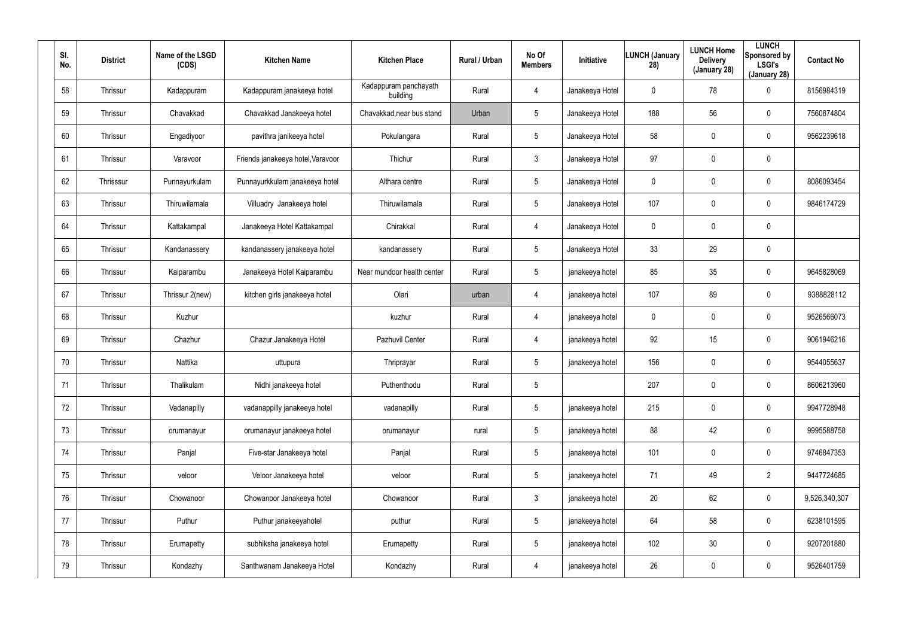| Sl. No. | District | Name of the LSGD (CDS) | Kitchen Name | Kitchen Place | Rural / Urban | No Of Members | Initiative | LUNCH (January 28) | LUNCH Home Delivery (January 28) | LUNCH Sponsored by LSGI's (January 28) | Contact No |
|---|---|---|---|---|---|---|---|---|---|---|---|
| 58 | Thrissur | Kadappuram | Kadappuram janakeeya hotel | Kadappuram panchayath building | Rural | 4 | Janakeeya Hotel | 0 | 78 | 0 | 8156984319 |
| 59 | Thrissur | Chavakkad | Chavakkad Janakeeya hotel | Chavakkad,near bus stand | Urban | 5 | Janakeeya Hotel | 188 | 56 | 0 | 7560874804 |
| 60 | Thrissur | Engadiyoor | pavithra janikeeya hotel | Pokulangara | Rural | 5 | Janakeeya Hotel | 58 | 0 | 0 | 9562239618 |
| 61 | Thrissur | Varavoor | Friends janakeeya hotel,Varavoor | Thichur | Rural | 3 | Janakeeya Hotel | 97 | 0 | 0 | |
| 62 | Thrisssur | Punnayurkulam | Punnayurkkulam janakeeya hotel | Althara centre | Rural | 5 | Janakeeya Hotel | 0 | 0 | 0 | 8086093454 |
| 63 | Thrissur | Thiruwilamala | Villuadry Janakeeya hotel | Thiruwilamala | Rural | 5 | Janakeeya Hotel | 107 | 0 | 0 | 9846174729 |
| 64 | Thrissur | Kattakampal | Janakeeya Hotel Kattakampal | Chirakkal | Rural | 4 | Janakeeya Hotel | 0 | 0 | 0 | |
| 65 | Thrissur | Kandanassery | kandanassery janakeeya hotel | kandanassery | Rural | 5 | Janakeeya Hotel | 33 | 29 | 0 | |
| 66 | Thrissur | Kaiparambu | Janakeeya Hotel Kaiparambu | Near mundoor health center | Rural | 5 | janakeeya hotel | 85 | 35 | 0 | 9645828069 |
| 67 | Thrissur | Thrissur 2(new) | kitchen girls janakeeya hotel | Olari | urban | 4 | janakeeya hotel | 107 | 89 | 0 | 9388828112 |
| 68 | Thrissur | Kuzhur | | kuzhur | Rural | 4 | janakeeya hotel | 0 | 0 | 0 | 9526566073 |
| 69 | Thrissur | Chazhur | Chazur Janakeeya Hotel | Pazhuvil Center | Rural | 4 | janakeeya hotel | 92 | 15 | 0 | 9061946216 |
| 70 | Thrissur | Nattika | uttupura | Thriprayar | Rural | 5 | janakeeya hotel | 156 | 0 | 0 | 9544055637 |
| 71 | Thrissur | Thalikulam | Nidhi janakeeya hotel | Puthenthodu | Rural | 5 | | 207 | 0 | 0 | 8606213960 |
| 72 | Thrissur | Vadanapilly | vadanappilly janakeeya hotel | vadanapilly | Rural | 5 | janakeeya hotel | 215 | 0 | 0 | 9947728948 |
| 73 | Thrissur | orumanayur | orumanayur janakeeya hotel | orumanayur | rural | 5 | janakeeya hotel | 88 | 42 | 0 | 9995588758 |
| 74 | Thrissur | Panjal | Five-star Janakeeya hotel | Panjal | Rural | 5 | janakeeya hotel | 101 | 0 | 0 | 9746847353 |
| 75 | Thrissur | veloor | Veloor Janakeeya hotel | veloor | Rural | 5 | janakeeya hotel | 71 | 49 | 2 | 9447724685 |
| 76 | Thrissur | Chowanoor | Chowanoor Janakeeya hotel | Chowanoor | Rural | 3 | janakeeya hotel | 20 | 62 | 0 | 9,526,340,307 |
| 77 | Thrissur | Puthur | Puthur janakeeyahotel | puthur | Rural | 5 | janakeeya hotel | 64 | 58 | 0 | 6238101595 |
| 78 | Thrissur | Erumapetty | subhiksha janakeeya hotel | Erumapetty | Rural | 5 | janakeeya hotel | 102 | 30 | 0 | 9207201880 |
| 79 | Thrissur | Kondazhy | Santhwanam Janakeeya Hotel | Kondazhy | Rural | 4 | janakeeya hotel | 26 | 0 | 0 | 9526401759 |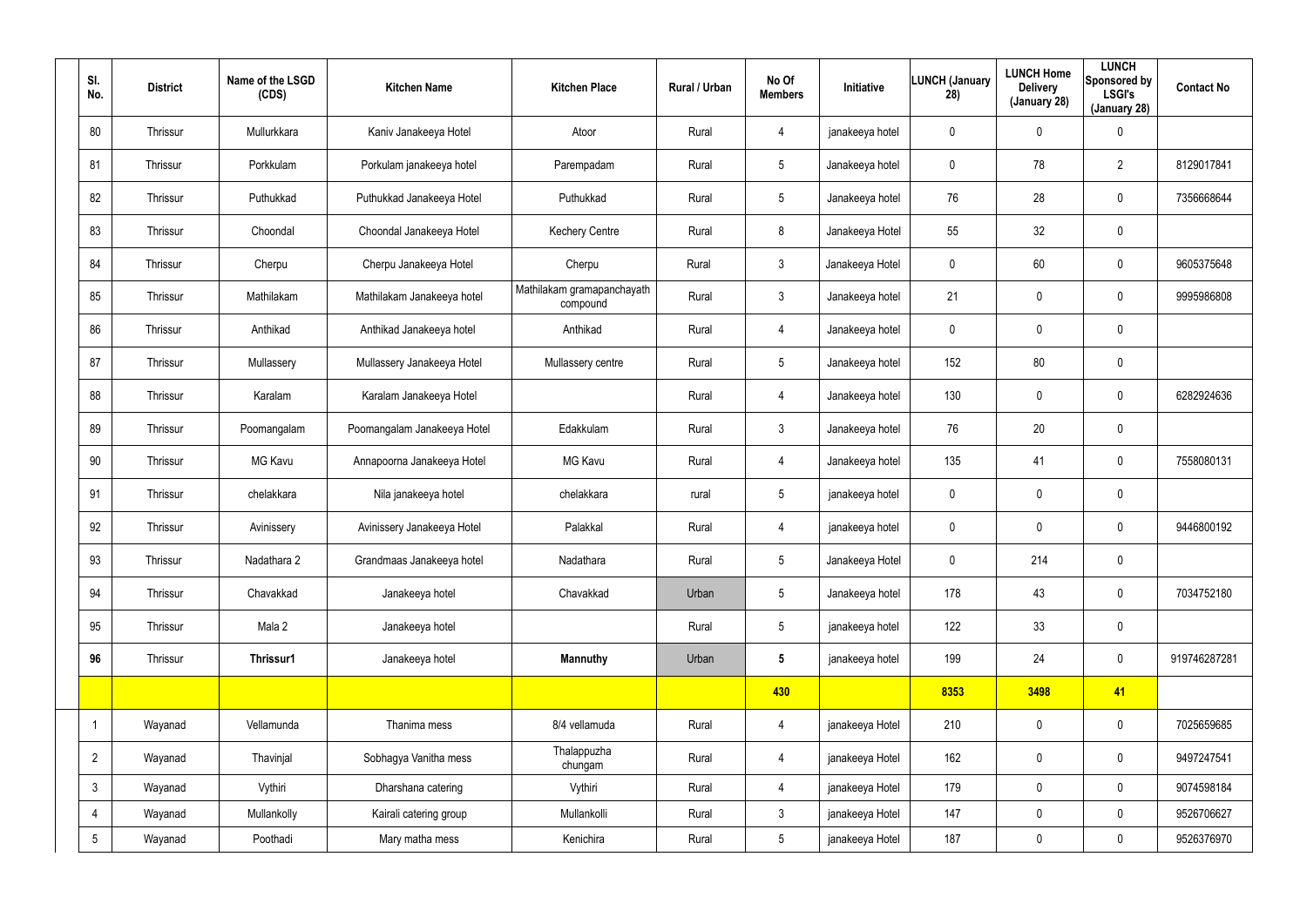| Sl. No. | District | Name of the LSGD (CDS) | Kitchen Name | Kitchen Place | Rural / Urban | No Of Members | Initiative | LUNCH (January 28) | LUNCH Home Delivery (January 28) | LUNCH Sponsored by LSGI's (January 28) | Contact No |
|---|---|---|---|---|---|---|---|---|---|---|---|
| 80 | Thrissur | Mullurkkara | Kaniv Janakeeya Hotel | Atoor | Rural | 4 | janakeeya hotel | 0 | 0 | 0 | |
| 81 | Thrissur | Porkkulam | Porkulam janakeeya hotel | Parempadam | Rural | 5 | Janakeeya hotel | 0 | 78 | 2 | 8129017841 |
| 82 | Thrissur | Puthukkad | Puthukkad Janakeeya Hotel | Puthukkad | Rural | 5 | Janakeeya hotel | 76 | 28 | 0 | 7356668644 |
| 83 | Thrissur | Choondal | Choondal Janakeeya Hotel | Kechery Centre | Rural | 8 | Janakeeya Hotel | 55 | 32 | 0 | |
| 84 | Thrissur | Cherpu | Cherpu Janakeeya Hotel | Cherpu | Rural | 3 | Janakeeya Hotel | 0 | 60 | 0 | 9605375648 |
| 85 | Thrissur | Mathilakam | Mathilakam Janakeeya hotel | Mathilakam gramapanchayath compound | Rural | 3 | Janakeeya hotel | 21 | 0 | 0 | 9995986808 |
| 86 | Thrissur | Anthikad | Anthikad Janakeeya hotel | Anthikad | Rural | 4 | Janakeeya hotel | 0 | 0 | 0 | |
| 87 | Thrissur | Mullassery | Mullassery Janakeeya Hotel | Mullassery centre | Rural | 5 | Janakeeya hotel | 152 | 80 | 0 | |
| 88 | Thrissur | Karalam | Karalam Janakeeya Hotel | | Rural | 4 | Janakeeya hotel | 130 | 0 | 0 | 6282924636 |
| 89 | Thrissur | Poomangalam | Poomangalam Janakeeya Hotel | Edakkulam | Rural | 3 | Janakeeya hotel | 76 | 20 | 0 | |
| 90 | Thrissur | MG Kavu | Annapoorna Janakeeya Hotel | MG Kavu | Rural | 4 | Janakeeya hotel | 135 | 41 | 0 | 7558080131 |
| 91 | Thrissur | chelakkara | Nila janakeeya hotel | chelakkara | rural | 5 | janakeeya hotel | 0 | 0 | 0 | |
| 92 | Thrissur | Avinissery | Avinissery Janakeeya Hotel | Palakkal | Rural | 4 | janakeeya hotel | 0 | 0 | 0 | 9446800192 |
| 93 | Thrissur | Nadathara 2 | Grandmaas Janakeeya hotel | Nadathara | Rural | 5 | Janakeeya Hotel | 0 | 214 | 0 | |
| 94 | Thrissur | Chavakkad | Janakeeya hotel | Chavakkad | Urban | 5 | Janakeeya hotel | 178 | 43 | 0 | 7034752180 |
| 95 | Thrissur | Mala 2 | Janakeeya hotel | | Rural | 5 | janakeeya hotel | 122 | 33 | 0 | |
| **96** | Thrissur | **Thrissur1** | Janakeeya hotel | **Mannuthy** | Urban | **5** | janakeeya hotel | 199 | 24 | 0 | 919746287281 |
| | | | | | | **430** | | **8353** | **3498** | **41** | |
| 1 | Wayanad | Vellamunda | Thanima mess | 8/4 vellamuda | Rural | 4 | janakeeya Hotel | 210 | 0 | 0 | 7025659685 |
| 2 | Wayanad | Thavinjal | Sobhagya Vanitha mess | Thalappuzha chungam | Rural | 4 | janakeeya Hotel | 162 | 0 | 0 | 9497247541 |
| 3 | Wayanad | Vythiri | Dharshana catering | Vythiri | Rural | 4 | janakeeya Hotel | 179 | 0 | 0 | 9074598184 |
| 4 | Wayanad | Mullankolly | Kairali catering group | Mullankolli | Rural | 3 | janakeeya Hotel | 147 | 0 | 0 | 9526706627 |
| 5 | Wayanad | Poothadi | Mary matha mess | Kenichira | Rural | 5 | janakeeya Hotel | 187 | 0 | 0 | 9526376970 |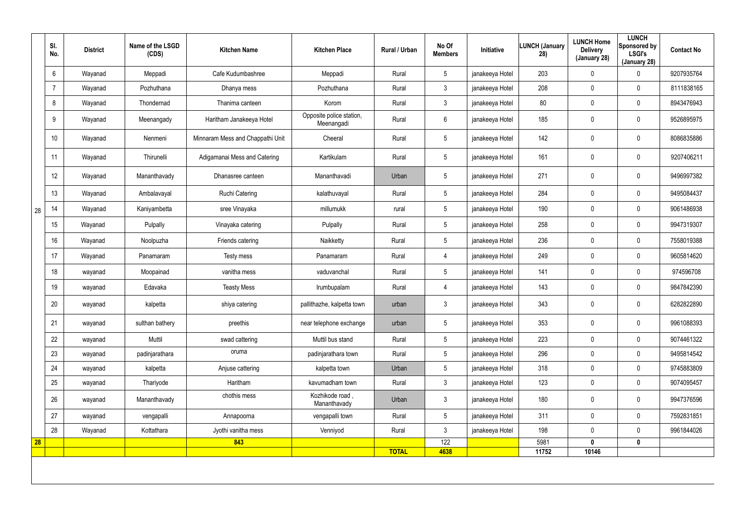|  | Sl. No. | District | Name of the LSGD (CDS) | Kitchen Name | Kitchen Place | Rural / Urban | No Of Members | Initiative | LUNCH (January 28) | LUNCH Home Delivery (January 28) | LUNCH Sponsored by LSGI's (January 28) | Contact No |
|---|---|---|---|---|---|---|---|---|---|---|---|---|
| 28 | 6 | Wayanad | Meppadi | Cafe Kudumbashree | Meppadi | Rural | 5 | janakeeya Hotel | 203 | 0 | 0 | 9207935764 |
|  | 7 | Wayanad | Pozhuthana | Dhanya mess | Pozhuthana | Rural | 3 | janakeeya Hotel | 208 | 0 | 0 | 8111838165 |
|  | 8 | Wayanad | Thondernad | Thanima canteen | Korom | Rural | 3 | janakeeya Hotel | 80 | 0 | 0 | 8943476943 |
|  | 9 | Wayanad | Meenangady | Haritham Janakeeya Hotel | Opposite police station, Meenangadi | Rural | 6 | janakeeya Hotel | 185 | 0 | 0 | 9526895975 |
|  | 10 | Wayanad | Nenmeni | Minnaram Mess and Chappathi Unit | Cheeral | Rural | 5 | janakeeya Hotel | 142 | 0 | 0 | 8086835886 |
|  | 11 | Wayanad | Thirunelli | Adigamanai Mess and Catering | Kartikulam | Rural | 5 | janakeeya Hotel | 161 | 0 | 0 | 9207406211 |
|  | 12 | Wayanad | Mananthavady | Dhanasree canteen | Mananthavadi | Urban | 5 | janakeeya Hotel | 271 | 0 | 0 | 9496997382 |
|  | 13 | Wayanad | Ambalavayal | Ruchi Catering | kalathuvayal | Rural | 5 | janakeeya Hotel | 284 | 0 | 0 | 9495084437 |
|  | 14 | Wayanad | Kaniyambetta | sree Vinayaka | millumukk | rural | 5 | janakeeya Hotel | 190 | 0 | 0 | 9061486938 |
|  | 15 | Wayanad | Pulpally | Vinayaka catering | Pulpally | Rural | 5 | janakeeya Hotel | 258 | 0 | 0 | 9947319307 |
|  | 16 | Wayanad | Noolpuzha | Friends catering | Naikketty | Rural | 5 | janakeeya Hotel | 236 | 0 | 0 | 7558019388 |
|  | 17 | Wayanad | Panamaram | Testy mess | Panamaram | Rural | 4 | janakeeya Hotel | 249 | 0 | 0 | 9605814620 |
|  | 18 | wayanad | Moopainad | vanitha mess | vaduvanchal | Rural | 5 | janakeeya Hotel | 141 | 0 | 0 | 974596708 |
|  | 19 | wayanad | Edavaka | Teasty Mess | Irumbupalam | Rural | 4 | janakeeya Hotel | 143 | 0 | 0 | 9847842390 |
|  | 20 | wayanad | kalpetta | shiya catering | pallithazhe, kalpetta town | urban | 3 | janakeeya Hotel | 343 | 0 | 0 | 6282822890 |
|  | 21 | wayanad | sulthan bathery | preethis | near telephone exchange | urban | 5 | janakeeya Hotel | 353 | 0 | 0 | 9961088393 |
|  | 22 | wayanad | Muttil | swad cattering | Muttil bus stand | Rural | 5 | janakeeya Hotel | 223 | 0 | 0 | 9074461322 |
|  | 23 | wayanad | padinjarathara | oruma | padinjarathara town | Rural | 5 | janakeeya Hotel | 296 | 0 | 0 | 9495814542 |
|  | 24 | wayanad | kalpetta | Anjuse cattering | kalpetta town | Urban | 5 | janakeeya Hotel | 318 | 0 | 0 | 9745883809 |
|  | 25 | wayanad | Thariyode | Haritham | kavumadham town | Rural | 3 | janakeeya Hotel | 123 | 0 | 0 | 9074095457 |
|  | 26 | wayanad | Mananthavady | chothis mess | Kozhikode road , Mananthavady | Urban | 3 | janakeeya Hotel | 180 | 0 | 0 | 9947376596 |
|  | 27 | wayanad | vengapalli | Annapoorna | vengapalli town | Rural | 5 | janakeeya Hotel | 311 | 0 | 0 | 7592831851 |
|  | 28 | Wayanad | Kottathara | Jyothi vanitha mess | Venniyod | Rural | 3 | janakeeya Hotel | 198 | 0 | 0 | 9961844026 |
| **28** |  |  |  | **843** |  |  | 122 |  | 5981 | **0** | **0** |  |
|  |  |  |  |  |  | **TOTAL** | **4638** |  | **11752** | **10146** |  |  |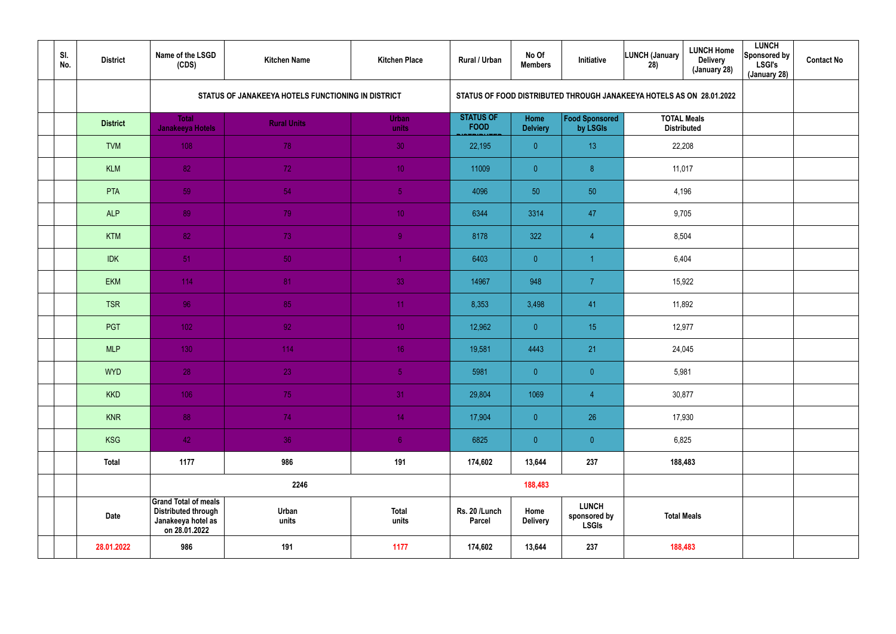|  | Sl. No. | District | Name of the LSGD (CDS) | Kitchen Name | Kitchen Place | Rural / Urban | No Of Members | Initiative | LUNCH (January 28) | LUNCH Home Delivery (January 28) | LUNCH Sponsored by LSGI's (January 28) | Contact No |
|---|---|---|---|---|---|---|---|---|---|---|---|---|
|  |  |  | STATUS OF JANAKEEYA HOTELS FUNCTIONING IN DISTRICT | | | STATUS OF FOOD DISTRIBUTED THROUGH JANAKEEYA HOTELS AS ON 28.01.2022 | | | | | | |
|  |  | District | Total Janakeeya Hotels | Rural Units | Urban units | STATUS OF FOOD DISTRIBUTED | Home Delviery | Food Sponsored by LSGIs | TOTAL Meals Distributed | | | |
|  |  | TVM | 108 | 78 | 30 | 22,195 | 0 | 13 | 22,208 | | | |
|  |  | KLM | 82 | 72 | 10 | 11009 | 0 | 8 | 11,017 | | | |
|  |  | PTA | 59 | 54 | 5 | 4096 | 50 | 50 | 4,196 | | | |
|  |  | ALP | 89 | 79 | 10 | 6344 | 3314 | 47 | 9,705 | | | |
|  |  | KTM | 82 | 73 | 9 | 8178 | 322 | 4 | 8,504 | | | |
|  |  | IDK | 51 | 50 | 1 | 6403 | 0 | 1 | 6,404 | | | |
|  |  | EKM | 114 | 81 | 33 | 14967 | 948 | 7 | 15,922 | | | |
|  |  | TSR | 96 | 85 | 11 | 8,353 | 3,498 | 41 | 11,892 | | | |
|  |  | PGT | 102 | 92 | 10 | 12,962 | 0 | 15 | 12,977 | | | |
|  |  | MLP | 130 | 114 | 16 | 19,581 | 4443 | 21 | 24,045 | | | |
|  |  | WYD | 28 | 23 | 5 | 5981 | 0 | 0 | 5,981 | | | |
|  |  | KKD | 106 | 75 | 31 | 29,804 | 1069 | 4 | 30,877 | | | |
|  |  | KNR | 88 | 74 | 14 | 17,904 | 0 | 26 | 17,930 | | | |
|  |  | KSG | 42 | 36 | 6 | 6825 | 0 | 0 | 6,825 | | | |
|  |  | **Total** | **1177** | **986** | **191** | **174,602** | **13,644** | **237** | **188,483** | | | |
|  |  |  | **2246** | | | | **188,483** | | | | | |
|  |  | **Date** | **Grand Total of meals Distributed through Janakeeya hotel as on 28.01.2022** | **Urban units** | **Total units** | **Rs. 20 /Lunch Parcel** | **Home Delivery** | **LUNCH sponsored by LSGIs** | **Total Meals** | | | |
|  |  | **28.01.2022** | **986** | **191** | **1177** | **174,602** | **13,644** | **237** | **188,483** | | | |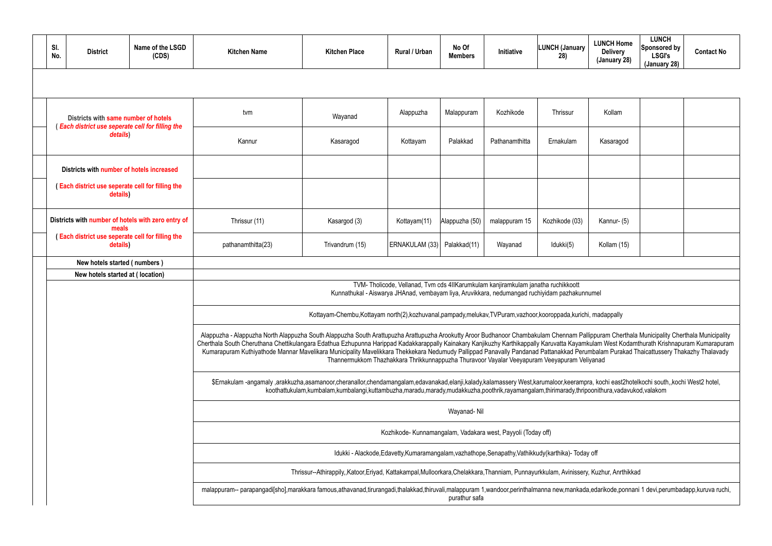| | Sl. No. | District | Name of the LSGD (CDS) | Kitchen Name | Kitchen Place | Rural / Urban | No Of Members | Initiative | LUNCH (January 28) | LUNCH Home Delivery (January 28) | LUNCH Sponsored by LSGI's (January 28) | Contact No |
|---|---|---|---|---|---|---|---|---|---|---|---|---|
| | Districts with **same number of hotels** ( ***Each district use seperate cell for filling the details***) | | | tvm | Wayanad | Alappuzha | Malappuram | Kozhikode | Thrissur | Kollam | | |
| | | | | Kannur | Kasaragod | Kottayam | Palakkad | Pathanamthitta | Ernakulam | Kasaragod | | |
| | Districts with **number of hotels increased** | | | | | | | | | | | |
| | **( Each district use seperate cell for filling the details)** | | | | | | | | | | | |
| | Districts with **number of hotels with zero entry of meals** ( **Each district use seperate cell for filling the details**) | | | Thrissur (11) | Kasargod (3) | Kottayam(11) | Alappuzha (50) | malappuram 15 | Kozhikode (03) | Kannur- (5) | | |
| | | | | pathanamthitta(23) | Trivandrum (15) | ERNAKULAM (33) | Palakkad(11) | Wayanad | Idukki(5) | Kollam (15) | | |
| | **New hotels started ( numbers )** | | | | | | | | | | | |
| | **New hotels started at ( location)** | | | | | | | | | | | |
| | | | | TVM- Tholicode, Vellanad, Tvm cds 4IIKarumkulam kanjiramkulam janatha ruchikkoott Kunnathukal - Aiswarya JHAnad, vembayam Iiya, Aruvikkara, nedumangad ruchiyidam pazhakunnumel | | | | | | | | |
| | | | | Kottayam-Chembu,Kottayam north(2),kozhuvanal,pampady,melukav,TVPuram,vazhoor,kooroppada,kurichi, madappally | | | | | | | | |
| | | | | Alappuzha - Alappuzha North Alappuzha South Alappuzha South Arattupuzha Arattupuzha Arookutty Aroor Budhanoor Chambakulam Chennam Pallippuram Cherthala Municipality Cherthala Municipality Cherthala South Cheruthana Chettikulangara Edathua Ezhupunna Harippad Kadakkarappally Kainakary Kanjikuzhy Karthikappally Karuvatta Kayamkulam West Kodamthurath Krishnapuram Kumarapuram Kumarapuram Kuthiyathode Mannar Mavelikara Municipality Mavelikkara Thekkekara Nedumudy Pallippad Panavally Pandanad Pattanakkad Perumbalam Purakad Thaicattussery Thakazhy Thalavady Thannermukkom Thazhakkara Thrikkunnappuzha Thuravoor Vayalar Veeyapuram Veeyapuram Veliyanad | | | | | | | | |
| | | | | $Ernakulam -angamaly ,arakkuzha,asamanoor,cheranallor,chendamangalam,edavanakad,elanji,kalady,kalamassery West,karumaloor,keerampra, kochi east2hotelkochi south,,kochi West2 hotel, koothattukulam,kumbalam,kumbalangi,kuttambuzha,maradu,marady,mudakkuzha,poothrik,rayamangalam,thirimarady,thripoonithura,vadavukod,valakom | | | | | | | | |
| | | | | Wayanad- Nil | | | | | | | | |
| | | | | Kozhikode- Kunnamangalam, Vadakara west, Payyoli (Today off) | | | | | | | | |
| | | | | Idukki - Alackode,Edavetty,Kumaramangalam,vazhathope,Senapathy,Vathikkudy(karthika)- Today off | | | | | | | | |
| | | | | Thrissur--Athirappily,,Katoor,Eriyad, Kattakampal,Mulloorkara,Chelakkara,Thanniam, Punnayurkkulam, Avinissery, Kuzhur, Anrthikkad | | | | | | | | |
| | | | | malappuram-- parapangadi[sho],marakkara famous,athavanad,tirurangadi,thalakkad,thiruvali,malappuram 1,wandoor,perinthalmanna new,mankada,edarikode,ponnani 1 devi,perumbadapp,kuruva ruchi, purathur safa | | | | | | | | |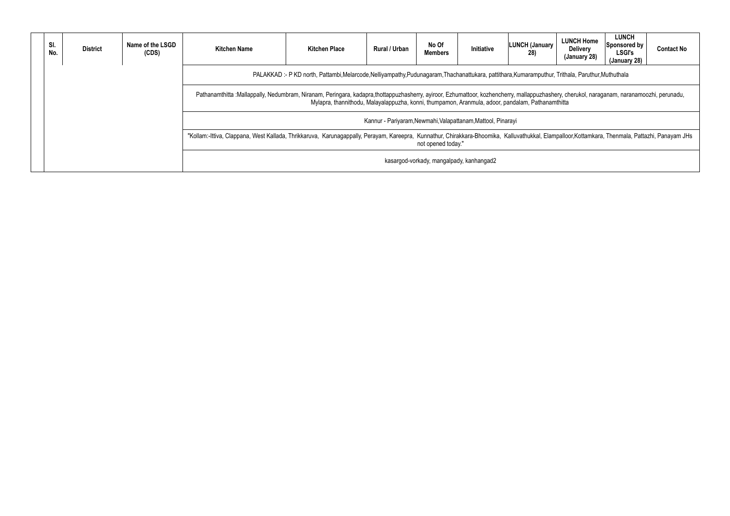| Sl. No. | District | Name of the LSGD (CDS) | Kitchen Name | Kitchen Place | Rural / Urban | No Of Members | Initiative | LUNCH (January 28) | LUNCH Home Delivery (January 28) | LUNCH Sponsored by LSGI's (January 28) | Contact No |
|---|---|---|---|---|---|---|---|---|---|---|---|
| | | | PALAKKAD :- P KD north, Pattambi,Melarcode,Nelliyampathy,Pudunagaram,Thachanattukara, pattithara,Kumaramputhur, Trithala, Paruthur,Muthuthala | | | | | | | | |
| | | | Pathanamthitta :Mallappally, Nedumbram, Niranam, Peringara, kadapra,thottappuzhasherry, ayiroor, Ezhumattoor, kozhencherry, mallappuzhashery, cherukol, naraganam, naranamoozhi, perunadu, Mylapra, thannithodu, Malayalappuzha, konni, thumpamon, Aranmula, adoor, pandalam, Pathanamthitta | | | | | | | | |
| | | | Kannur - Pariyaram,Newmahi,Valapattanam,Mattool, Pinarayi | | | | | | | | |
| | | | "Kollam:-Ittiva, Clappana, West Kallada, Thrikkaruva, Karunagappally, Perayam, Kareepra, Kunnathur, Chirakkara-Bhoomika, Kalluvathukkal, Elampalloor,Kottamkara, Thenmala, Pattazhi, Panayam JHs not opened today." | | | | | | | | |
| | | | kasargod-vorkady, mangalpady, kanhangad2 | | | | | | | | |